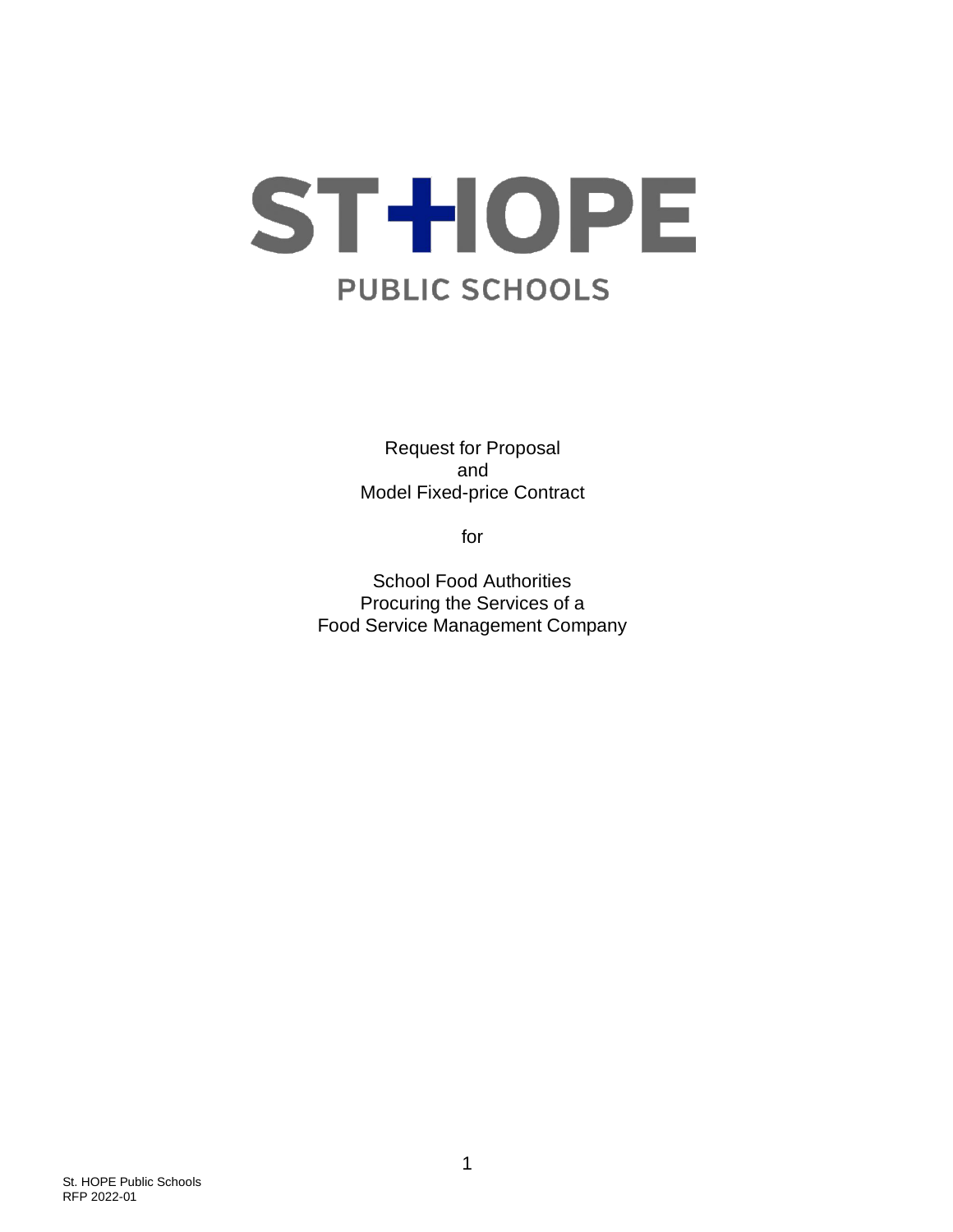# ST HOPE

## PUBLIC SCHOOLS

Request for Proposal
and
Model Fixed-price Contract

for

School Food Authorities
Procuring the Services of a
Food Service Management Company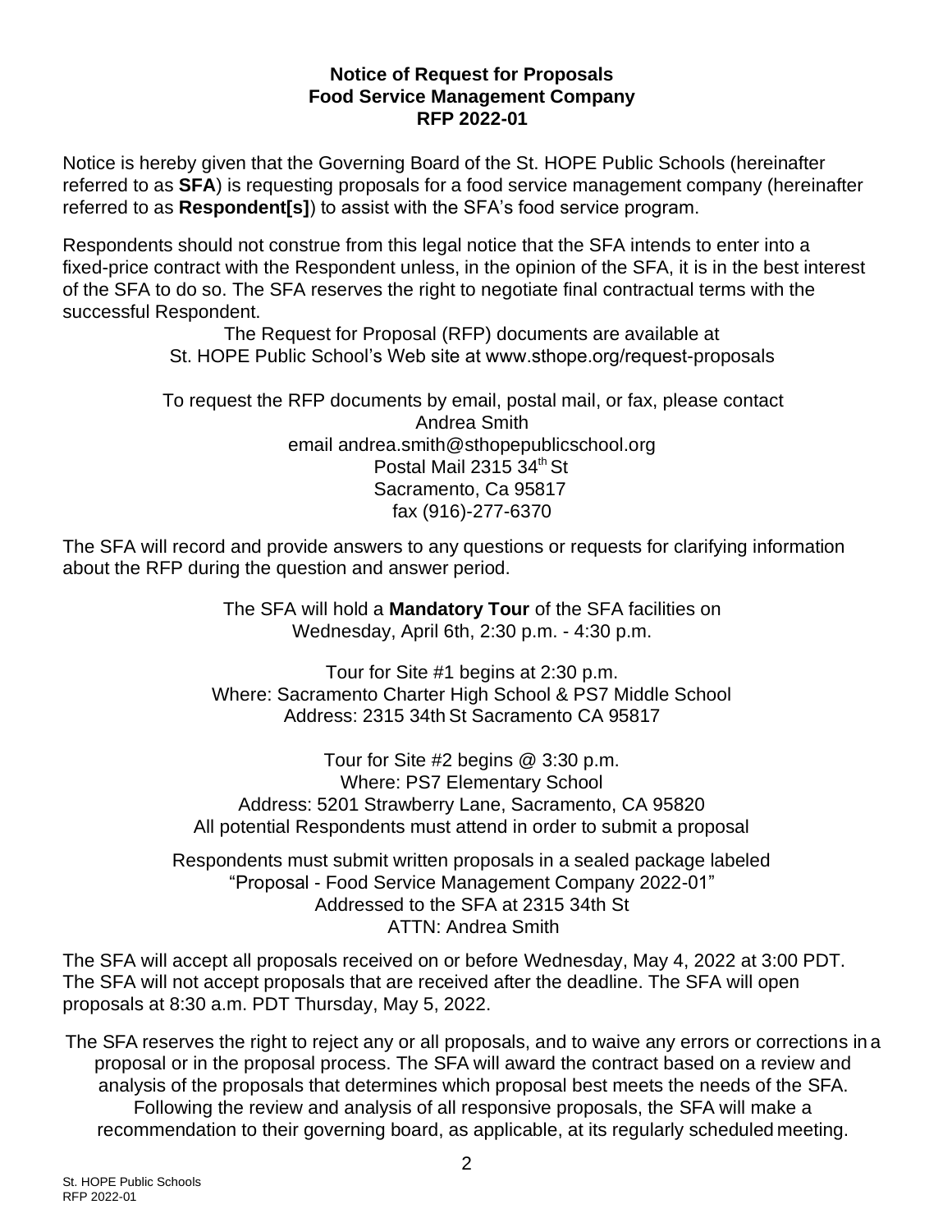# Notice of Request for Proposals
## Food Service Management Company
## RFP 2022-01

Notice is hereby given that the Governing Board of the St. HOPE Public Schools (hereinafter referred to as **SFA**) is requesting proposals for a food service management company (hereinafter referred to as **Respondent[s]**) to assist with the SFA's food service program.

Respondents should not construe from this legal notice that the SFA intends to enter into a fixed-price contract with the Respondent unless, in the opinion of the SFA, it is in the best interest of the SFA to do so. The SFA reserves the right to negotiate final contractual terms with the successful Respondent.

The Request for Proposal (RFP) documents are available at
St. HOPE Public School's Web site at www.sthope.org/request-proposals

To request the RFP documents by email, postal mail, or fax, please contact
Andrea Smith
email andrea.smith@sthopepublicschool.org
Postal Mail 2315 34th St
Sacramento, Ca 95817
fax (916)-277-6370

The SFA will record and provide answers to any questions or requests for clarifying information about the RFP during the question and answer period.

The SFA will hold a **Mandatory Tour** of the SFA facilities on
Wednesday, April 6th, 2:30 p.m. - 4:30 p.m.

Tour for Site #1 begins at 2:30 p.m.
Where: Sacramento Charter High School & PS7 Middle School
Address: 2315 34th St Sacramento CA 95817

Tour for Site #2 begins @ 3:30 p.m.
Where: PS7 Elementary School
Address: 5201 Strawberry Lane, Sacramento, CA 95820
All potential Respondents must attend in order to submit a proposal

Respondents must submit written proposals in a sealed package labeled
"Proposal - Food Service Management Company 2022-01"
Addressed to the SFA at 2315 34th St
ATTN: Andrea Smith

The SFA will accept all proposals received on or before Wednesday, May 4, 2022 at 3:00 PDT. The SFA will not accept proposals that are received after the deadline. The SFA will open proposals at 8:30 a.m. PDT Thursday, May 5, 2022.

The SFA reserves the right to reject any or all proposals, and to waive any errors or corrections in a proposal or in the proposal process. The SFA will award the contract based on a review and analysis of the proposals that determines which proposal best meets the needs of the SFA. Following the review and analysis of all responsive proposals, the SFA will make a recommendation to their governing board, as applicable, at its regularly scheduled meeting.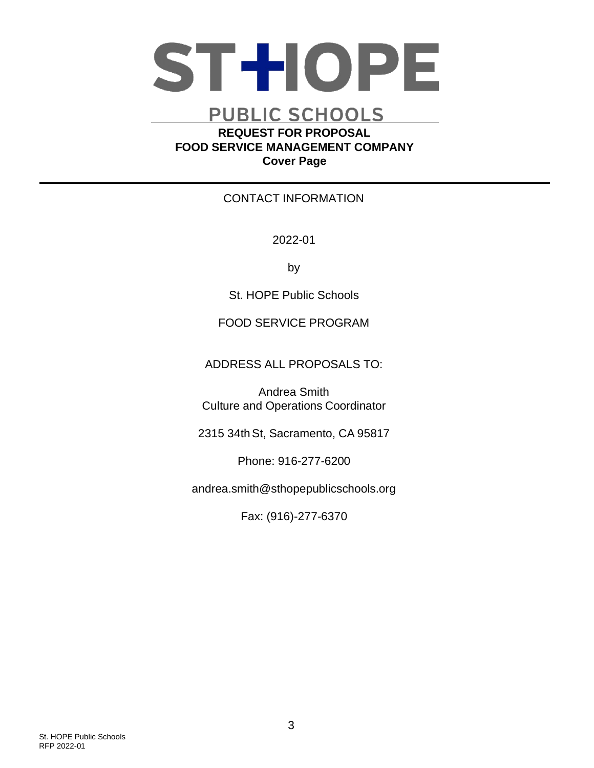# ST HOPE

## PUBLIC SCHOOLS

**REQUEST FOR PROPOSAL**
**FOOD SERVICE MANAGEMENT COMPANY**
**Cover Page**

---

CONTACT INFORMATION

2022-01

by

St. HOPE Public Schools

FOOD SERVICE PROGRAM

ADDRESS ALL PROPOSALS TO:

Andrea Smith
Culture and Operations Coordinator

2315 34th St, Sacramento, CA 95817

Phone: 916-277-6200

andrea.smith@sthopepublicschools.org

Fax: (916)-277-6370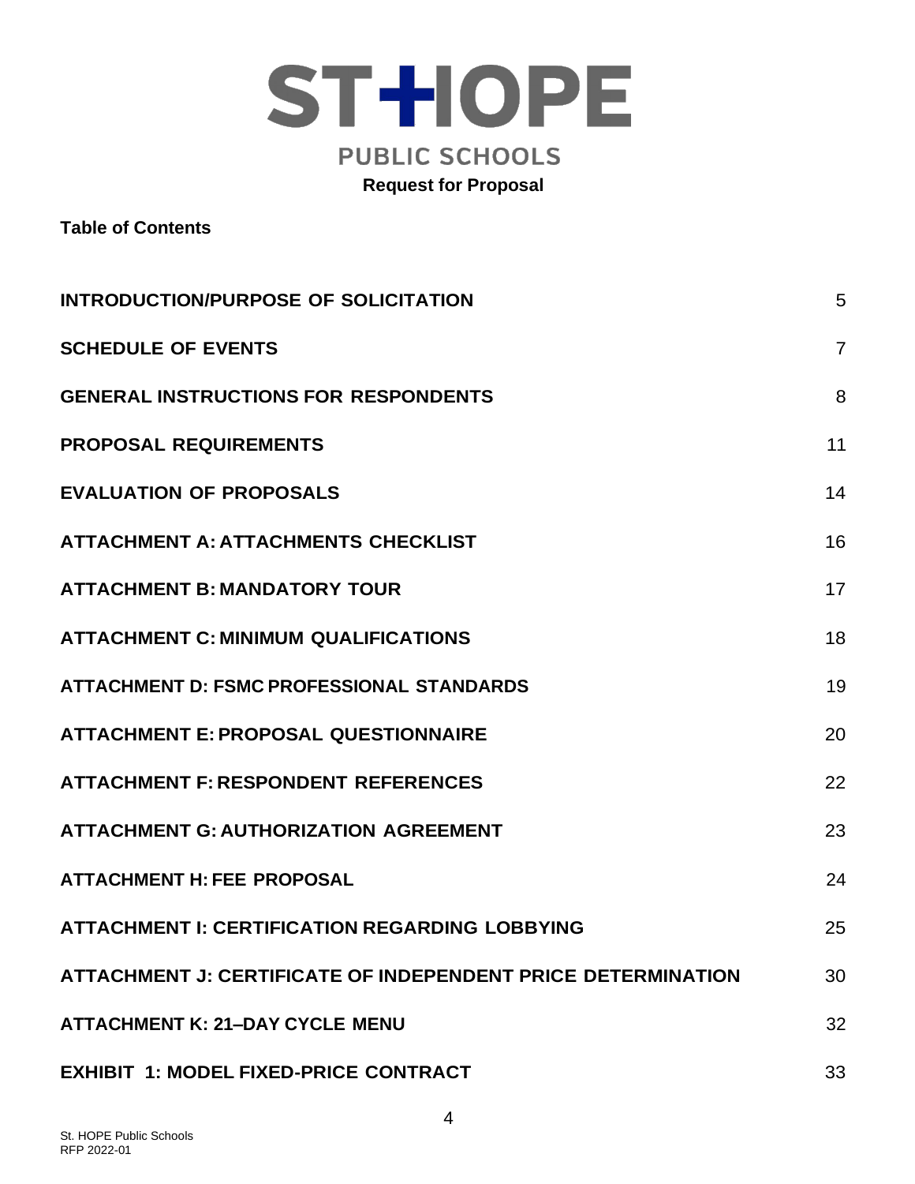# ST HOPE

## PUBLIC SCHOOLS

**Request for Proposal**

**Table of Contents**

| | |
|---|---|
| **INTRODUCTION/PURPOSE OF SOLICITATION** | 5 |
| **SCHEDULE OF EVENTS** | 7 |
| **GENERAL INSTRUCTIONS FOR RESPONDENTS** | 8 |
| **PROPOSAL REQUIREMENTS** | 11 |
| **EVALUATION OF PROPOSALS** | 14 |
| **ATTACHMENT A: ATTACHMENTS CHECKLIST** | 16 |
| **ATTACHMENT B: MANDATORY TOUR** | 17 |
| **ATTACHMENT C: MINIMUM QUALIFICATIONS** | 18 |
| **ATTACHMENT D: FSMC PROFESSIONAL STANDARDS** | 19 |
| **ATTACHMENT E: PROPOSAL QUESTIONNAIRE** | 20 |
| **ATTACHMENT F: RESPONDENT REFERENCES** | 22 |
| **ATTACHMENT G: AUTHORIZATION AGREEMENT** | 23 |
| **ATTACHMENT H: FEE PROPOSAL** | 24 |
| **ATTACHMENT I: CERTIFICATION REGARDING LOBBYING** | 25 |
| **ATTACHMENT J: CERTIFICATE OF INDEPENDENT PRICE DETERMINATION** | 30 |
| **ATTACHMENT K: 21–DAY CYCLE MENU** | 32 |
| **EXHIBIT 1: MODEL FIXED-PRICE CONTRACT** | 33 |

St. HOPE Public Schools
RFP 2022-01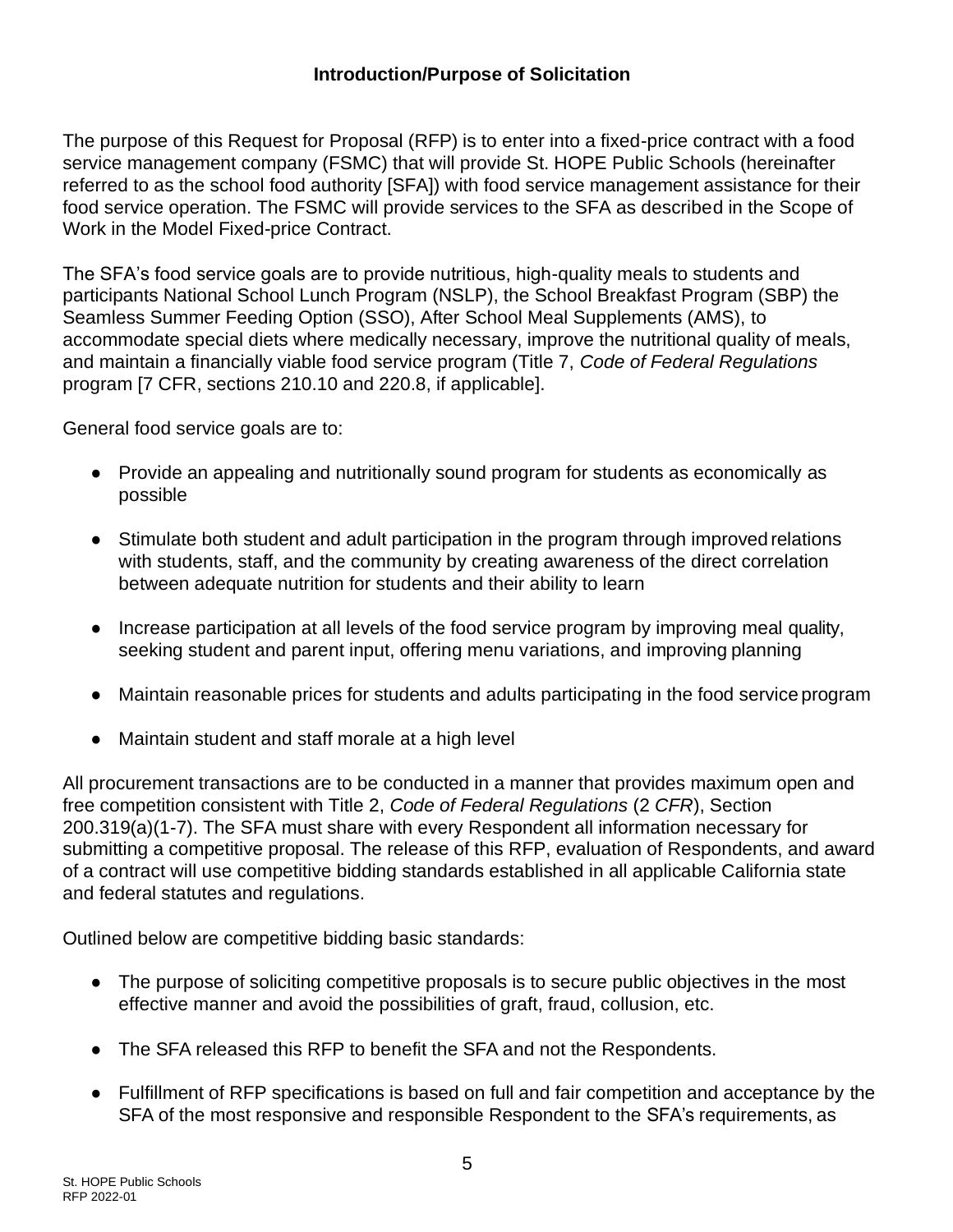## Introduction/Purpose of Solicitation

The purpose of this Request for Proposal (RFP) is to enter into a fixed-price contract with a food service management company (FSMC) that will provide St. HOPE Public Schools (hereinafter referred to as the school food authority [SFA]) with food service management assistance for their food service operation. The FSMC will provide services to the SFA as described in the Scope of Work in the Model Fixed-price Contract.

The SFA's food service goals are to provide nutritious, high-quality meals to students and participants National School Lunch Program (NSLP), the School Breakfast Program (SBP) the Seamless Summer Feeding Option (SSO), After School Meal Supplements (AMS), to accommodate special diets where medically necessary, improve the nutritional quality of meals, and maintain a financially viable food service program (Title 7, *Code of Federal Regulations* program [7 CFR, sections 210.10 and 220.8, if applicable].

General food service goals are to:

- Provide an appealing and nutritionally sound program for students as economically as possible
- Stimulate both student and adult participation in the program through improved relations with students, staff, and the community by creating awareness of the direct correlation between adequate nutrition for students and their ability to learn
- Increase participation at all levels of the food service program by improving meal quality, seeking student and parent input, offering menu variations, and improving planning
- Maintain reasonable prices for students and adults participating in the food service program
- Maintain student and staff morale at a high level

All procurement transactions are to be conducted in a manner that provides maximum open and free competition consistent with Title 2, *Code of Federal Regulations* (2 *CFR*), Section 200.319(a)(1-7). The SFA must share with every Respondent all information necessary for submitting a competitive proposal. The release of this RFP, evaluation of Respondents, and award of a contract will use competitive bidding standards established in all applicable California state and federal statutes and regulations.

Outlined below are competitive bidding basic standards:

- The purpose of soliciting competitive proposals is to secure public objectives in the most effective manner and avoid the possibilities of graft, fraud, collusion, etc.
- The SFA released this RFP to benefit the SFA and not the Respondents.
- Fulfillment of RFP specifications is based on full and fair competition and acceptance by the SFA of the most responsive and responsible Respondent to the SFA's requirements, as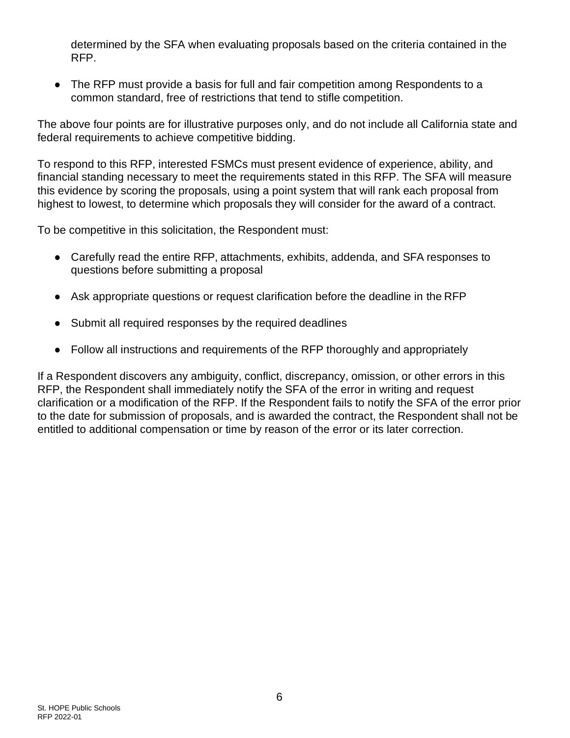determined by the SFA when evaluating proposals based on the criteria contained in the RFP.

- The RFP must provide a basis for full and fair competition among Respondents to a common standard, free of restrictions that tend to stifle competition.

The above four points are for illustrative purposes only, and do not include all California state and federal requirements to achieve competitive bidding.

To respond to this RFP, interested FSMCs must present evidence of experience, ability, and financial standing necessary to meet the requirements stated in this RFP. The SFA will measure this evidence by scoring the proposals, using a point system that will rank each proposal from highest to lowest, to determine which proposals they will consider for the award of a contract.

To be competitive in this solicitation, the Respondent must:

- Carefully read the entire RFP, attachments, exhibits, addenda, and SFA responses to questions before submitting a proposal
- Ask appropriate questions or request clarification before the deadline in the RFP
- Submit all required responses by the required deadlines
- Follow all instructions and requirements of the RFP thoroughly and appropriately

If a Respondent discovers any ambiguity, conflict, discrepancy, omission, or other errors in this RFP, the Respondent shall immediately notify the SFA of the error in writing and request clarification or a modification of the RFP. If the Respondent fails to notify the SFA of the error prior to the date for submission of proposals, and is awarded the contract, the Respondent shall not be entitled to additional compensation or time by reason of the error or its later correction.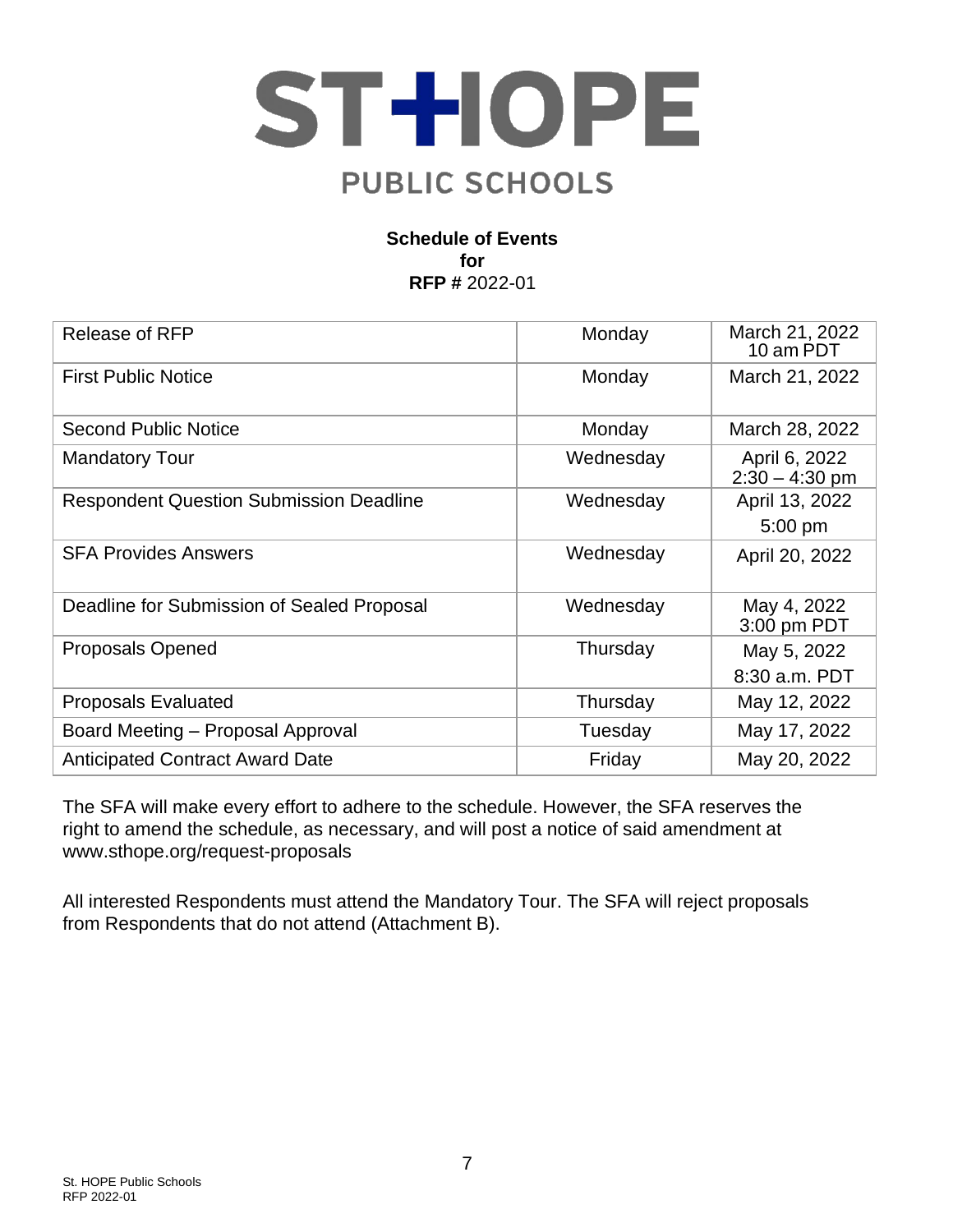# ST HOPE

## PUBLIC SCHOOLS

**Schedule of Events**
**for**
**RFP #** 2022-01

| | | |
|---|---|---|
| Release of RFP | Monday | March 21, 2022 10 am PDT |
| First Public Notice | Monday | March 21, 2022 |
| Second Public Notice | Monday | March 28, 2022 |
| Mandatory Tour | Wednesday | April 6, 2022 2:30 – 4:30 pm |
| Respondent Question Submission Deadline | Wednesday | April 13, 2022 5:00 pm |
| SFA Provides Answers | Wednesday | April 20, 2022 |
| Deadline for Submission of Sealed Proposal | Wednesday | May 4, 2022 3:00 pm PDT |
| Proposals Opened | Thursday | May 5, 2022 8:30 a.m. PDT |
| Proposals Evaluated | Thursday | May 12, 2022 |
| Board Meeting – Proposal Approval | Tuesday | May 17, 2022 |
| Anticipated Contract Award Date | Friday | May 20, 2022 |

The SFA will make every effort to adhere to the schedule. However, the SFA reserves the right to amend the schedule, as necessary, and will post a notice of said amendment at www.sthope.org/request-proposals

All interested Respondents must attend the Mandatory Tour. The SFA will reject proposals from Respondents that do not attend (Attachment B).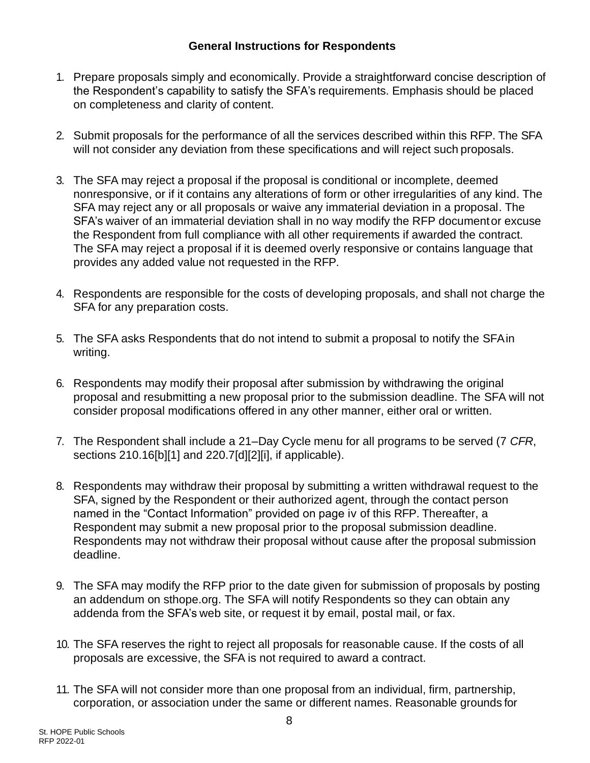### General Instructions for Respondents

1. Prepare proposals simply and economically. Provide a straightforward concise description of the Respondent's capability to satisfy the SFA's requirements. Emphasis should be placed on completeness and clarity of content.

2. Submit proposals for the performance of all the services described within this RFP. The SFA will not consider any deviation from these specifications and will reject such proposals.

3. The SFA may reject a proposal if the proposal is conditional or incomplete, deemed nonresponsive, or if it contains any alterations of form or other irregularities of any kind. The SFA may reject any or all proposals or waive any immaterial deviation in a proposal. The SFA's waiver of an immaterial deviation shall in no way modify the RFP document or excuse the Respondent from full compliance with all other requirements if awarded the contract. The SFA may reject a proposal if it is deemed overly responsive or contains language that provides any added value not requested in the RFP.

4. Respondents are responsible for the costs of developing proposals, and shall not charge the SFA for any preparation costs.

5. The SFA asks Respondents that do not intend to submit a proposal to notify the SFA in writing.

6. Respondents may modify their proposal after submission by withdrawing the original proposal and resubmitting a new proposal prior to the submission deadline. The SFA will not consider proposal modifications offered in any other manner, either oral or written.

7. The Respondent shall include a 21–Day Cycle menu for all programs to be served (7 *CFR*, sections 210.16[b][1] and 220.7[d][2][i], if applicable).

8. Respondents may withdraw their proposal by submitting a written withdrawal request to the SFA, signed by the Respondent or their authorized agent, through the contact person named in the "Contact Information" provided on page iv of this RFP. Thereafter, a Respondent may submit a new proposal prior to the proposal submission deadline. Respondents may not withdraw their proposal without cause after the proposal submission deadline.

9. The SFA may modify the RFP prior to the date given for submission of proposals by posting an addendum on sthope.org. The SFA will notify Respondents so they can obtain any addenda from the SFA's web site, or request it by email, postal mail, or fax.

10. The SFA reserves the right to reject all proposals for reasonable cause. If the costs of all proposals are excessive, the SFA is not required to award a contract.

11. The SFA will not consider more than one proposal from an individual, firm, partnership, corporation, or association under the same or different names. Reasonable grounds for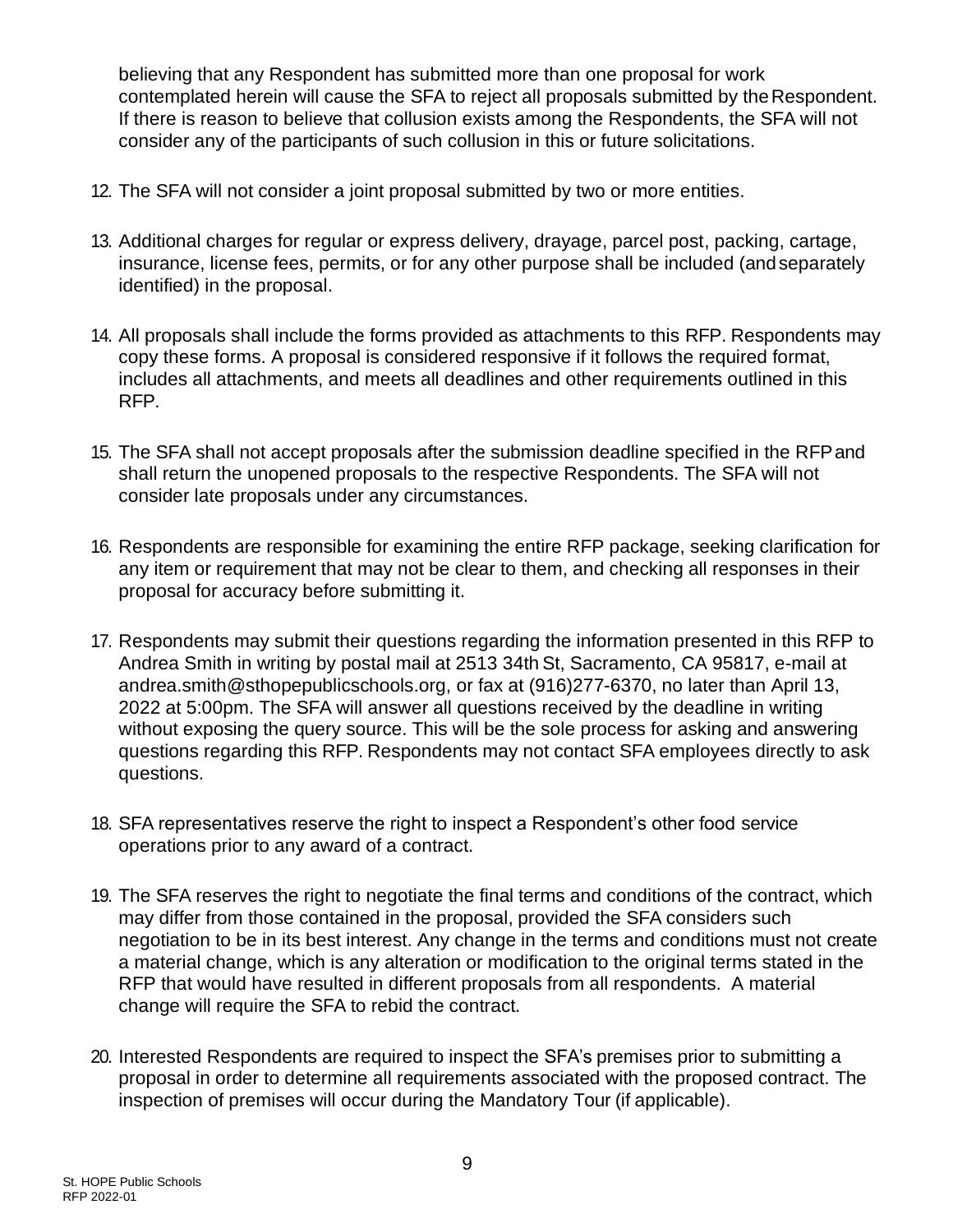believing that any Respondent has submitted more than one proposal for work contemplated herein will cause the SFA to reject all proposals submitted by the Respondent. If there is reason to believe that collusion exists among the Respondents, the SFA will not consider any of the participants of such collusion in this or future solicitations.

12. The SFA will not consider a joint proposal submitted by two or more entities.

13. Additional charges for regular or express delivery, drayage, parcel post, packing, cartage, insurance, license fees, permits, or for any other purpose shall be included (and separately identified) in the proposal.

14. All proposals shall include the forms provided as attachments to this RFP. Respondents may copy these forms. A proposal is considered responsive if it follows the required format, includes all attachments, and meets all deadlines and other requirements outlined in this RFP.

15. The SFA shall not accept proposals after the submission deadline specified in the RFP and shall return the unopened proposals to the respective Respondents. The SFA will not consider late proposals under any circumstances.

16. Respondents are responsible for examining the entire RFP package, seeking clarification for any item or requirement that may not be clear to them, and checking all responses in their proposal for accuracy before submitting it.

17. Respondents may submit their questions regarding the information presented in this RFP to Andrea Smith in writing by postal mail at 2513 34th St, Sacramento, CA 95817, e-mail at andrea.smith@sthopepublicschools.org, or fax at (916)277-6370, no later than April 13, 2022 at 5:00pm. The SFA will answer all questions received by the deadline in writing without exposing the query source. This will be the sole process for asking and answering questions regarding this RFP. Respondents may not contact SFA employees directly to ask questions.

18. SFA representatives reserve the right to inspect a Respondent's other food service operations prior to any award of a contract.

19. The SFA reserves the right to negotiate the final terms and conditions of the contract, which may differ from those contained in the proposal, provided the SFA considers such negotiation to be in its best interest. Any change in the terms and conditions must not create a material change, which is any alteration or modification to the original terms stated in the RFP that would have resulted in different proposals from all respondents. A material change will require the SFA to rebid the contract.

20. Interested Respondents are required to inspect the SFA's premises prior to submitting a proposal in order to determine all requirements associated with the proposed contract. The inspection of premises will occur during the Mandatory Tour (if applicable).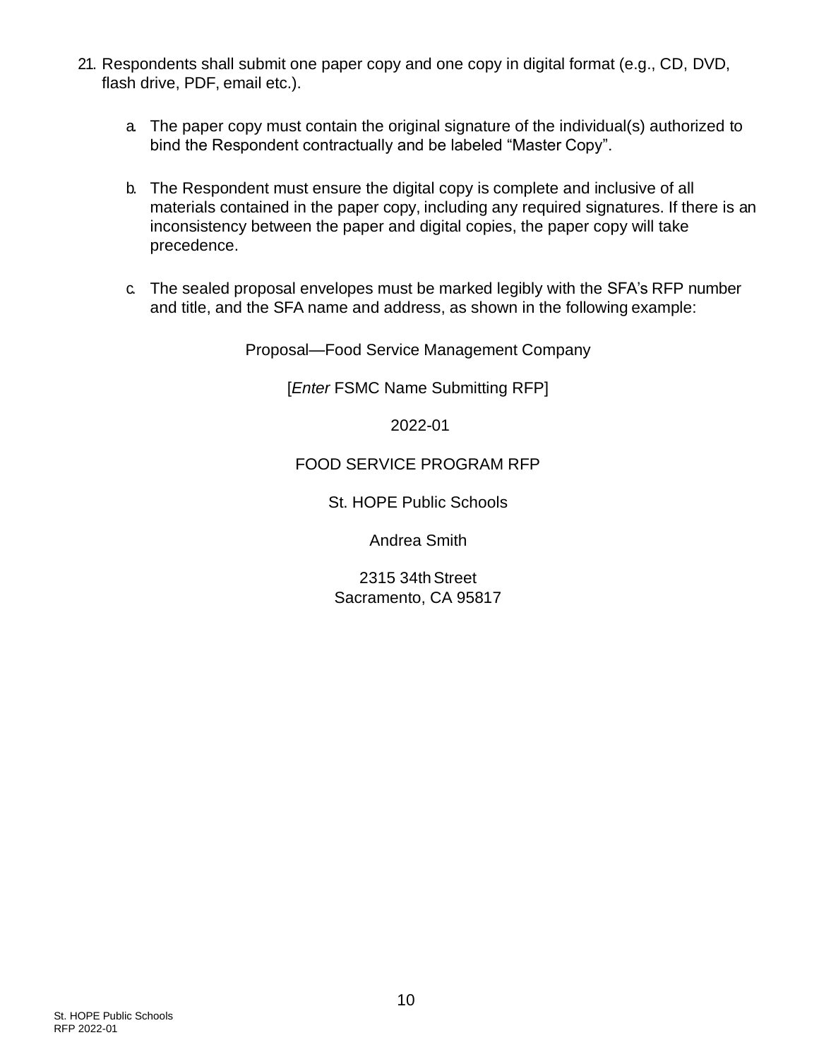21. Respondents shall submit one paper copy and one copy in digital format (e.g., CD, DVD, flash drive, PDF, email etc.).

    a. The paper copy must contain the original signature of the individual(s) authorized to bind the Respondent contractually and be labeled “Master Copy”.

    b. The Respondent must ensure the digital copy is complete and inclusive of all materials contained in the paper copy, including any required signatures. If there is an inconsistency between the paper and digital copies, the paper copy will take precedence.

    c. The sealed proposal envelopes must be marked legibly with the SFA’s RFP number and title, and the SFA name and address, as shown in the following example:

Proposal—Food Service Management Company

[*Enter* FSMC Name Submitting RFP]

2022-01

FOOD SERVICE PROGRAM RFP

St. HOPE Public Schools

Andrea Smith

2315 34th Street
Sacramento, CA 95817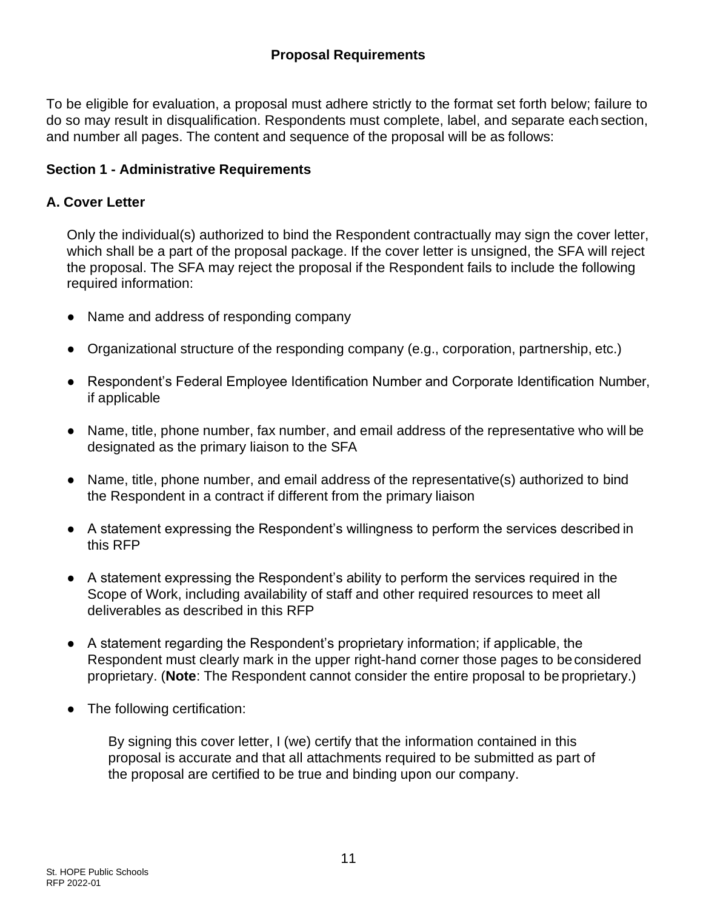## Proposal Requirements

To be eligible for evaluation, a proposal must adhere strictly to the format set forth below; failure to do so may result in disqualification. Respondents must complete, label, and separate each section, and number all pages. The content and sequence of the proposal will be as follows:

### Section 1 - Administrative Requirements

### A. Cover Letter

Only the individual(s) authorized to bind the Respondent contractually may sign the cover letter, which shall be a part of the proposal package. If the cover letter is unsigned, the SFA will reject the proposal. The SFA may reject the proposal if the Respondent fails to include the following required information:

- Name and address of responding company
- Organizational structure of the responding company (e.g., corporation, partnership, etc.)
- Respondent's Federal Employee Identification Number and Corporate Identification Number, if applicable
- Name, title, phone number, fax number, and email address of the representative who will be designated as the primary liaison to the SFA
- Name, title, phone number, and email address of the representative(s) authorized to bind the Respondent in a contract if different from the primary liaison
- A statement expressing the Respondent's willingness to perform the services described in this RFP
- A statement expressing the Respondent's ability to perform the services required in the Scope of Work, including availability of staff and other required resources to meet all deliverables as described in this RFP
- A statement regarding the Respondent's proprietary information; if applicable, the Respondent must clearly mark in the upper right-hand corner those pages to be considered proprietary. (**Note**: The Respondent cannot consider the entire proposal to be proprietary.)
- The following certification:

  By signing this cover letter, I (we) certify that the information contained in this proposal is accurate and that all attachments required to be submitted as part of the proposal are certified to be true and binding upon our company.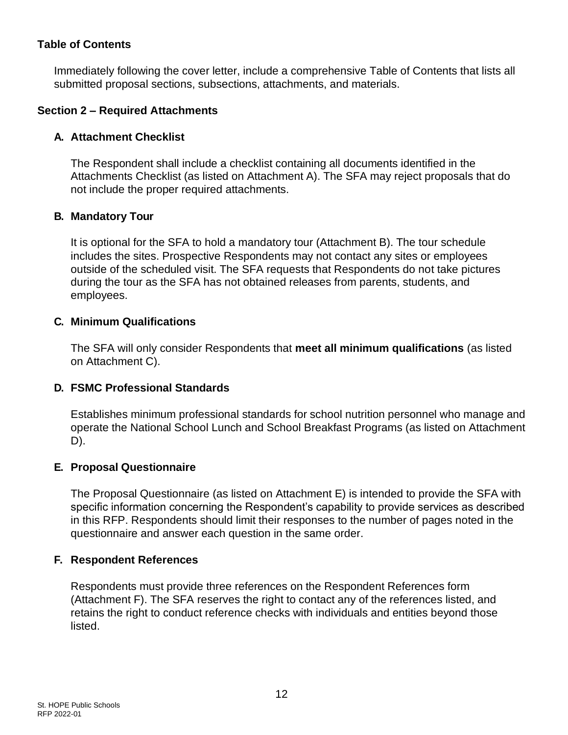## Table of Contents

Immediately following the cover letter, include a comprehensive Table of Contents that lists all submitted proposal sections, subsections, attachments, and materials.

## Section 2 – Required Attachments

### A. Attachment Checklist

The Respondent shall include a checklist containing all documents identified in the Attachments Checklist (as listed on Attachment A). The SFA may reject proposals that do not include the proper required attachments.

### B. Mandatory Tour

It is optional for the SFA to hold a mandatory tour (Attachment B). The tour schedule includes the sites. Prospective Respondents may not contact any sites or employees outside of the scheduled visit. The SFA requests that Respondents do not take pictures during the tour as the SFA has not obtained releases from parents, students, and employees.

### C. Minimum Qualifications

The SFA will only consider Respondents that **meet all minimum qualifications** (as listed on Attachment C).

### D. FSMC Professional Standards

Establishes minimum professional standards for school nutrition personnel who manage and operate the National School Lunch and School Breakfast Programs (as listed on Attachment D).

### E. Proposal Questionnaire

The Proposal Questionnaire (as listed on Attachment E) is intended to provide the SFA with specific information concerning the Respondent's capability to provide services as described in this RFP. Respondents should limit their responses to the number of pages noted in the questionnaire and answer each question in the same order.

### F. Respondent References

Respondents must provide three references on the Respondent References form (Attachment F). The SFA reserves the right to contact any of the references listed, and retains the right to conduct reference checks with individuals and entities beyond those listed.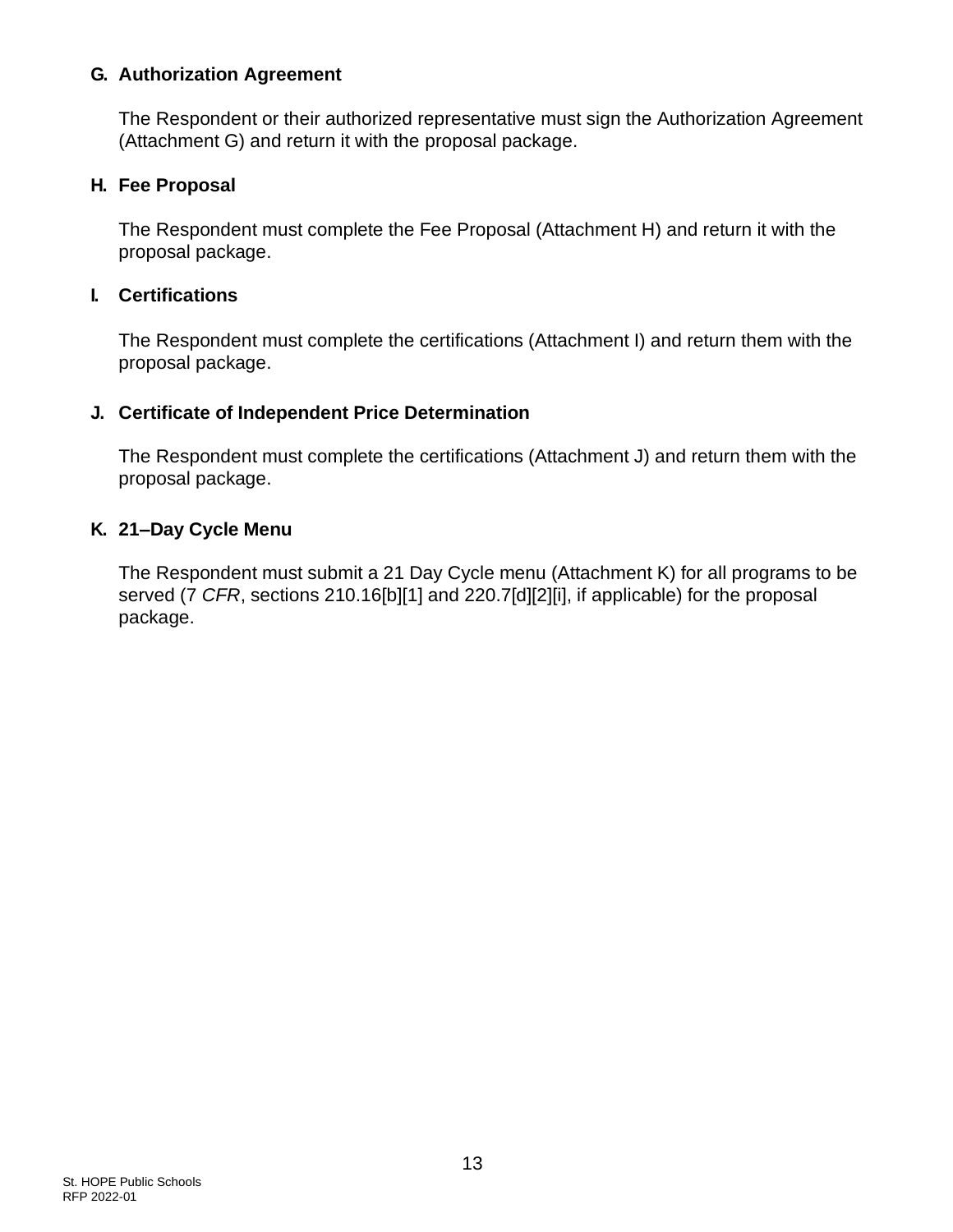### G. Authorization Agreement

The Respondent or their authorized representative must sign the Authorization Agreement (Attachment G) and return it with the proposal package.

### H. Fee Proposal

The Respondent must complete the Fee Proposal (Attachment H) and return it with the proposal package.

### I. Certifications

The Respondent must complete the certifications (Attachment I) and return them with the proposal package.

### J. Certificate of Independent Price Determination

The Respondent must complete the certifications (Attachment J) and return them with the proposal package.

### K. 21–Day Cycle Menu

The Respondent must submit a 21 Day Cycle menu (Attachment K) for all programs to be served (7 *CFR*, sections 210.16[b][1] and 220.7[d][2][i], if applicable) for the proposal package.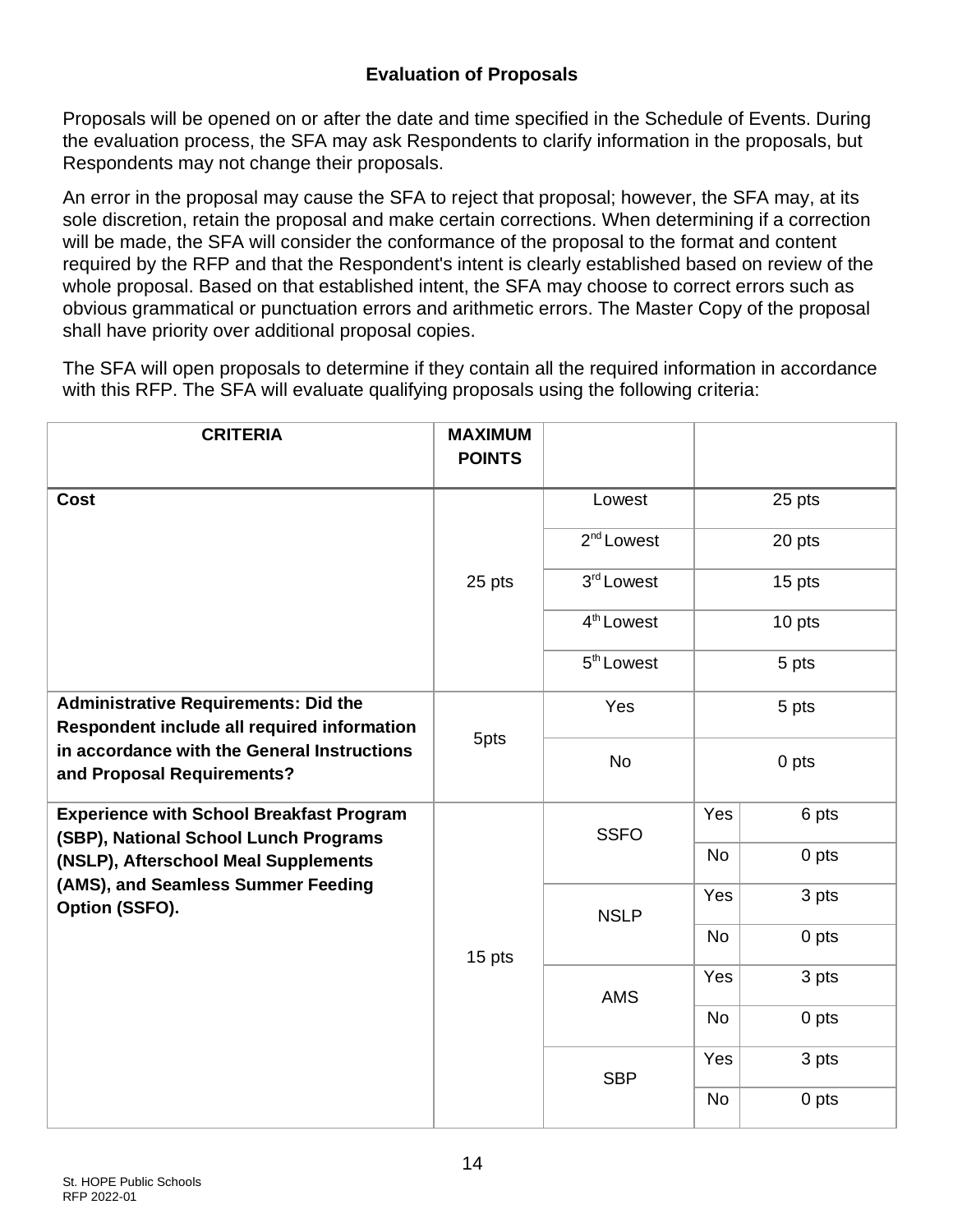### Evaluation of Proposals

Proposals will be opened on or after the date and time specified in the Schedule of Events. During the evaluation process, the SFA may ask Respondents to clarify information in the proposals, but Respondents may not change their proposals.

An error in the proposal may cause the SFA to reject that proposal; however, the SFA may, at its sole discretion, retain the proposal and make certain corrections. When determining if a correction will be made, the SFA will consider the conformance of the proposal to the format and content required by the RFP and that the Respondent's intent is clearly established based on review of the whole proposal. Based on that established intent, the SFA may choose to correct errors such as obvious grammatical or punctuation errors and arithmetic errors. The Master Copy of the proposal shall have priority over additional proposal copies.

The SFA will open proposals to determine if they contain all the required information in accordance with this RFP. The SFA will evaluate qualifying proposals using the following criteria:

| CRITERIA | MAXIMUM POINTS | | | |
|---|---|---|---|---|
| **Cost** | 25 pts | Lowest | 25 pts | |
| | | 2nd Lowest | 20 pts | |
| | | 3rd Lowest | 15 pts | |
| | | 4th Lowest | 10 pts | |
| | | 5th Lowest | 5 pts | |
| **Administrative Requirements: Did the Respondent include all required information in accordance with the General Instructions and Proposal Requirements?** | 5pts | Yes | 5 pts | |
| | | No | 0 pts | |
| **Experience with School Breakfast Program (SBP), National School Lunch Programs (NSLP), Afterschool Meal Supplements (AMS), and Seamless Summer Feeding Option (SSFO).** | 15 pts | SSFO | Yes | 6 pts |
| | | | No | 0 pts |
| | | NSLP | Yes | 3 pts |
| | | | No | 0 pts |
| | | AMS | Yes | 3 pts |
| | | | No | 0 pts |
| | | SBP | Yes | 3 pts |
| | | | No | 0 pts |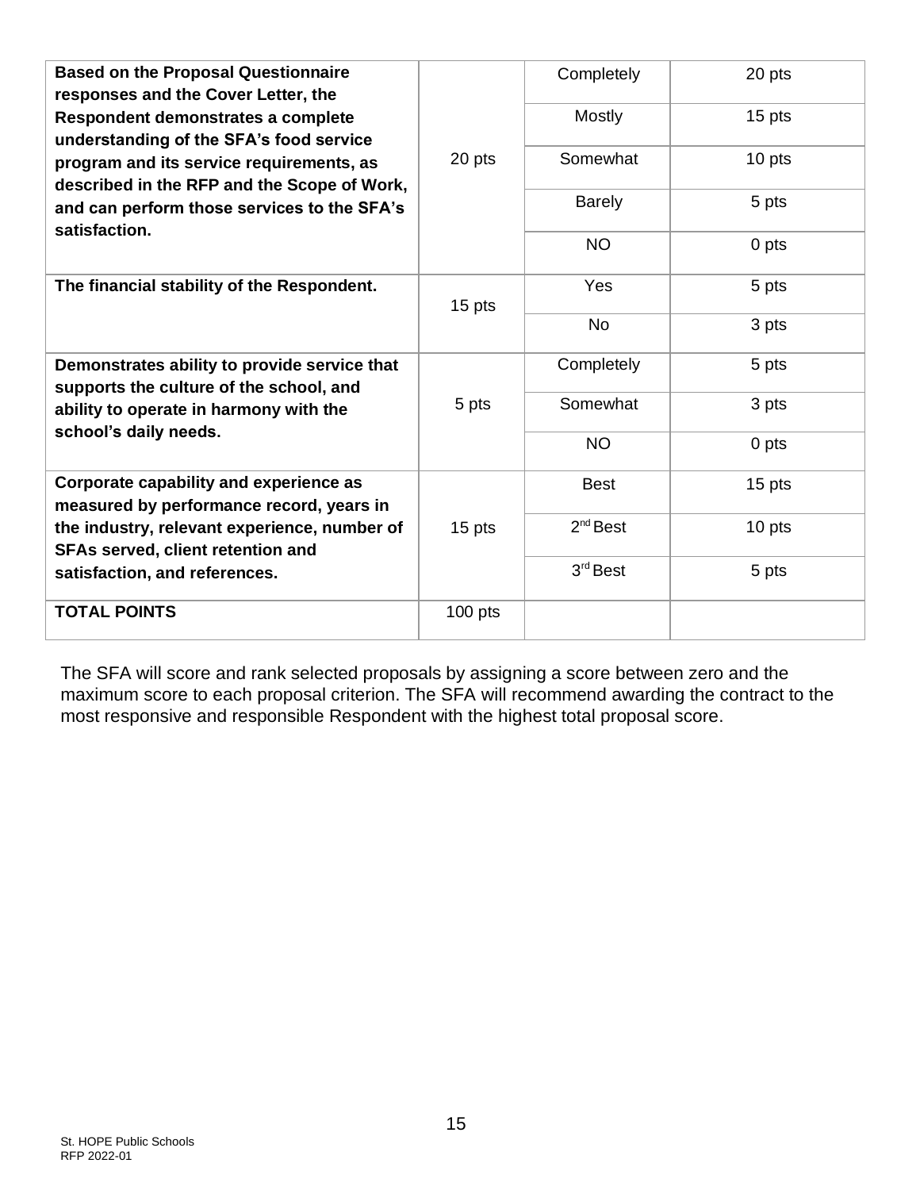| **Based on the Proposal Questionnaire responses and the Cover Letter, the Respondent demonstrates a complete understanding of the SFA's food service program and its service requirements, as described in the RFP and the Scope of Work, and can perform those services to the SFA's satisfaction.** | 20 pts | Completely | 20 pts |
|---|---|---|---|
| | | Mostly | 15 pts |
| | | Somewhat | 10 pts |
| | | Barely | 5 pts |
| | | NO | 0 pts |
| **The financial stability of the Respondent.** | 15 pts | Yes | 5 pts |
| | | No | 3 pts |
| **Demonstrates ability to provide service that supports the culture of the school, and ability to operate in harmony with the school's daily needs.** | 5 pts | Completely | 5 pts |
| | | Somewhat | 3 pts |
| | | NO | 0 pts |
| **Corporate capability and experience as measured by performance record, years in the industry, relevant experience, number of SFAs served, client retention and satisfaction, and references.** | 15 pts | Best | 15 pts |
| | | 2nd Best | 10 pts |
| | | 3rd Best | 5 pts |
| **TOTAL POINTS** | 100 pts | | |

The SFA will score and rank selected proposals by assigning a score between zero and the maximum score to each proposal criterion. The SFA will recommend awarding the contract to the most responsive and responsible Respondent with the highest total proposal score.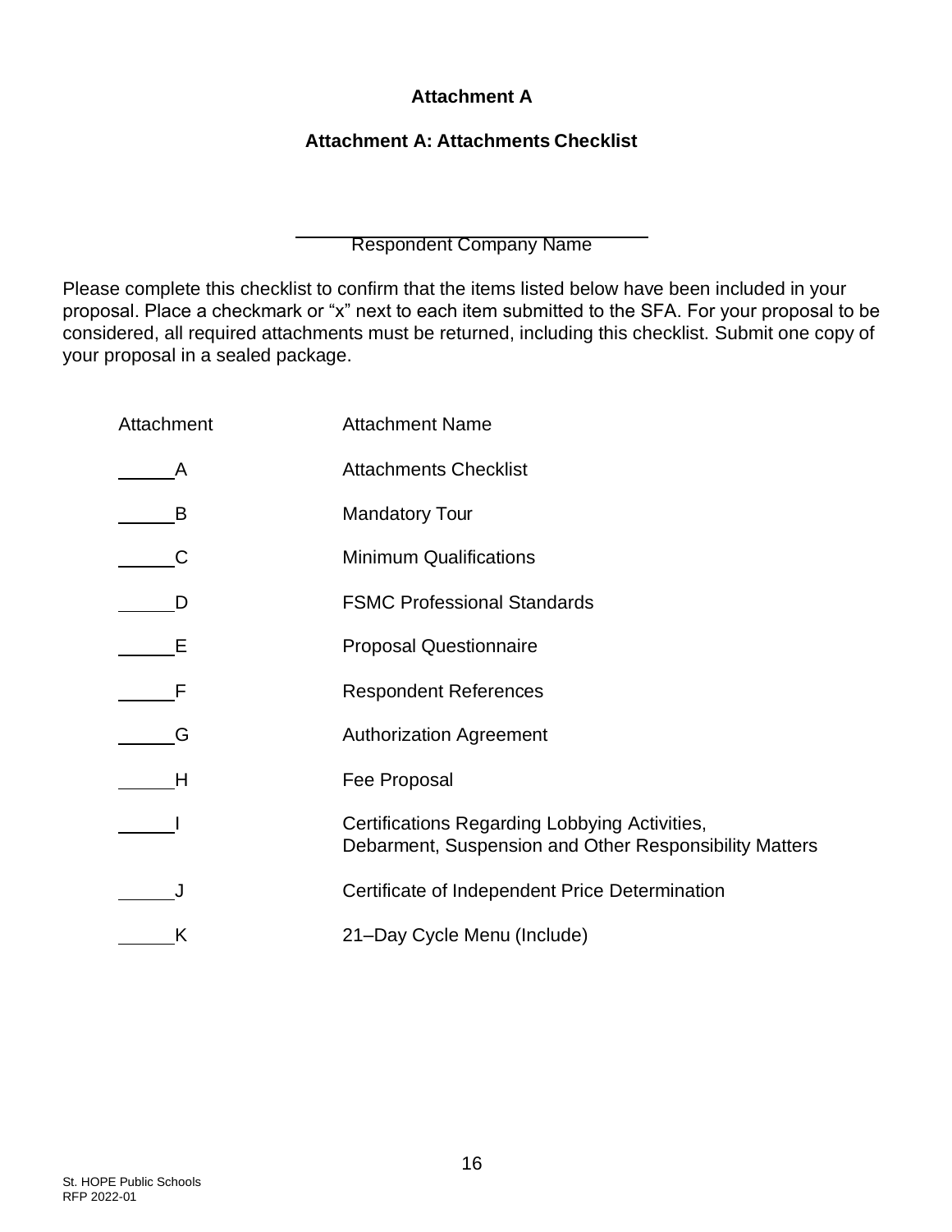# Attachment A

## Attachment A: Attachments Checklist

______________________________
Respondent Company Name

Please complete this checklist to confirm that the items listed below have been included in your proposal. Place a checkmark or "x" next to each item submitted to the SFA. For your proposal to be considered, all required attachments must be returned, including this checklist. Submit one copy of your proposal in a sealed package.

| Attachment | Attachment Name |
|---|---|
| ______A | Attachments Checklist |
| ______B | Mandatory Tour |
| ______C | Minimum Qualifications |
| ______D | FSMC Professional Standards |
| ______E | Proposal Questionnaire |
| ______F | Respondent References |
| ______G | Authorization Agreement |
| ______H | Fee Proposal |
| ______I | Certifications Regarding Lobbying Activities, Debarment, Suspension and Other Responsibility Matters |
| ______J | Certificate of Independent Price Determination |
| ______K | 21–Day Cycle Menu (Include) |

St. HOPE Public Schools
RFP 2022-01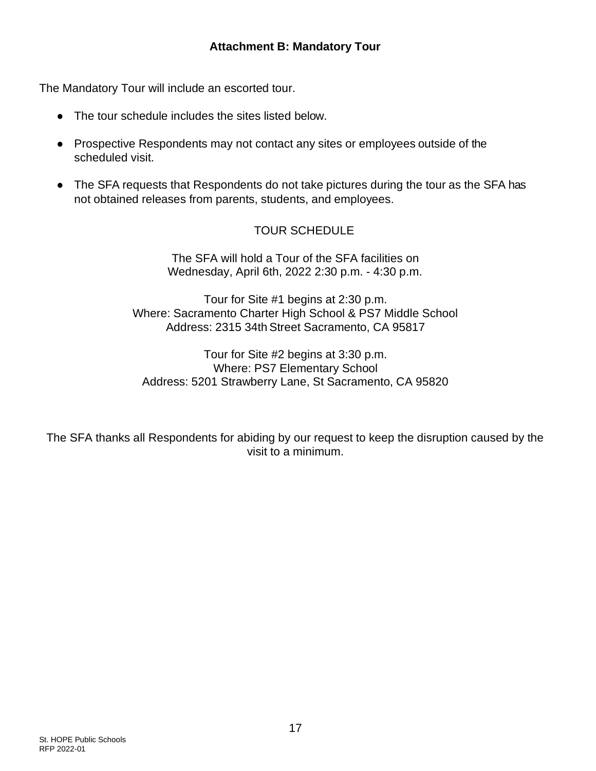## Attachment B: Mandatory Tour

The Mandatory Tour will include an escorted tour.

- The tour schedule includes the sites listed below.
- Prospective Respondents may not contact any sites or employees outside of the scheduled visit.
- The SFA requests that Respondents do not take pictures during the tour as the SFA has not obtained releases from parents, students, and employees.

TOUR SCHEDULE

The SFA will hold a Tour of the SFA facilities on
Wednesday, April 6th, 2022 2:30 p.m. - 4:30 p.m.

Tour for Site #1 begins at 2:30 p.m.
Where: Sacramento Charter High School & PS7 Middle School
Address: 2315 34th Street Sacramento, CA 95817

Tour for Site #2 begins at 3:30 p.m.
Where: PS7 Elementary School
Address: 5201 Strawberry Lane, St Sacramento, CA 95820

The SFA thanks all Respondents for abiding by our request to keep the disruption caused by the visit to a minimum.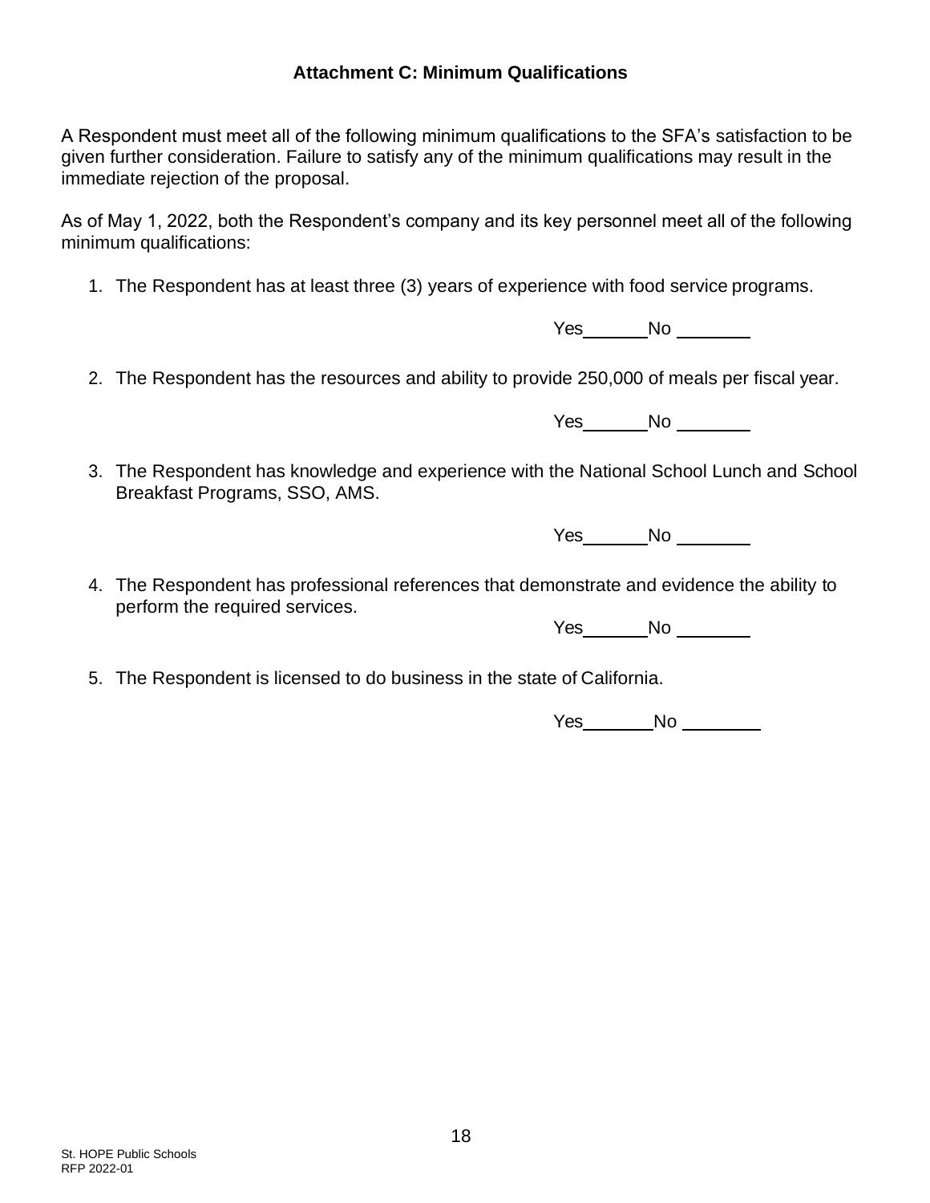### Attachment C: Minimum Qualifications

A Respondent must meet all of the following minimum qualifications to the SFA's satisfaction to be given further consideration. Failure to satisfy any of the minimum qualifications may result in the immediate rejection of the proposal.

As of May 1, 2022, both the Respondent's company and its key personnel meet all of the following minimum qualifications:

1. The Respondent has at least three (3) years of experience with food service programs.

   Yes\_\_\_\_\_\_\_ No \_\_\_\_\_\_\_\_

2. The Respondent has the resources and ability to provide 250,000 of meals per fiscal year.

   Yes\_\_\_\_\_\_\_ No \_\_\_\_\_\_\_\_

3. The Respondent has knowledge and experience with the National School Lunch and School Breakfast Programs, SSO, AMS.

   Yes\_\_\_\_\_\_\_ No \_\_\_\_\_\_\_\_

4. The Respondent has professional references that demonstrate and evidence the ability to perform the required services.

   Yes\_\_\_\_\_\_\_ No \_\_\_\_\_\_\_\_

5. The Respondent is licensed to do business in the state of California.

   Yes\_\_\_\_\_\_\_\_ No \_\_\_\_\_\_\_\_\_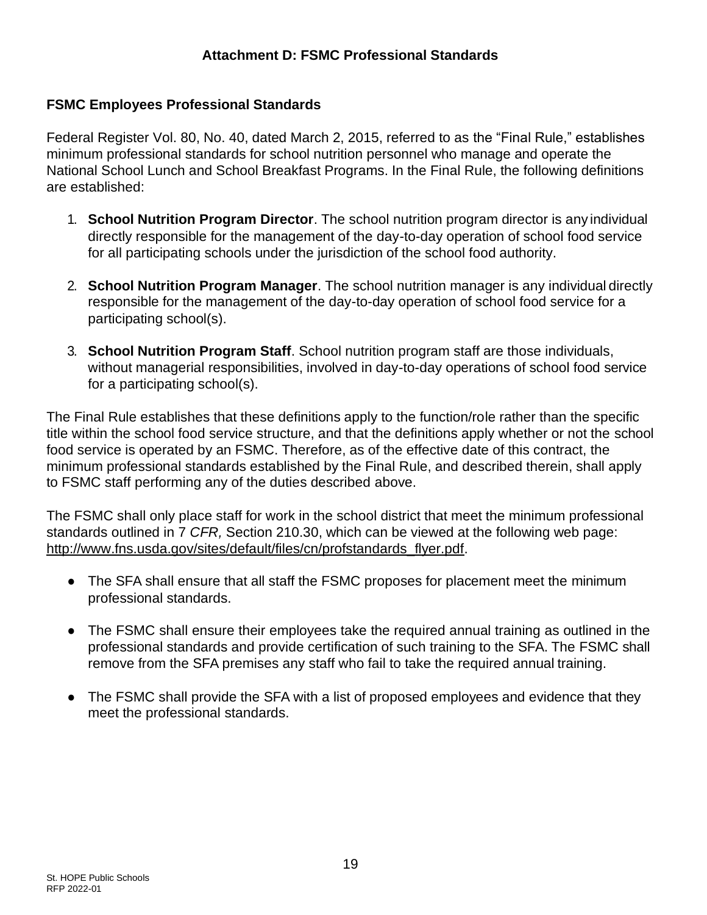## Attachment D: FSMC Professional Standards

### FSMC Employees Professional Standards

Federal Register Vol. 80, No. 40, dated March 2, 2015, referred to as the "Final Rule," establishes minimum professional standards for school nutrition personnel who manage and operate the National School Lunch and School Breakfast Programs. In the Final Rule, the following definitions are established:

1. **School Nutrition Program Director**. The school nutrition program director is any individual directly responsible for the management of the day-to-day operation of school food service for all participating schools under the jurisdiction of the school food authority.

2. **School Nutrition Program Manager**. The school nutrition manager is any individual directly responsible for the management of the day-to-day operation of school food service for a participating school(s).

3. **School Nutrition Program Staff**. School nutrition program staff are those individuals, without managerial responsibilities, involved in day-to-day operations of school food service for a participating school(s).

The Final Rule establishes that these definitions apply to the function/role rather than the specific title within the school food service structure, and that the definitions apply whether or not the school food service is operated by an FSMC. Therefore, as of the effective date of this contract, the minimum professional standards established by the Final Rule, and described therein, shall apply to FSMC staff performing any of the duties described above.

The FSMC shall only place staff for work in the school district that meet the minimum professional standards outlined in 7 *CFR,* Section 210.30, which can be viewed at the following web page: http://www.fns.usda.gov/sites/default/files/cn/profstandards_flyer.pdf.

- The SFA shall ensure that all staff the FSMC proposes for placement meet the minimum professional standards.
- The FSMC shall ensure their employees take the required annual training as outlined in the professional standards and provide certification of such training to the SFA. The FSMC shall remove from the SFA premises any staff who fail to take the required annual training.
- The FSMC shall provide the SFA with a list of proposed employees and evidence that they meet the professional standards.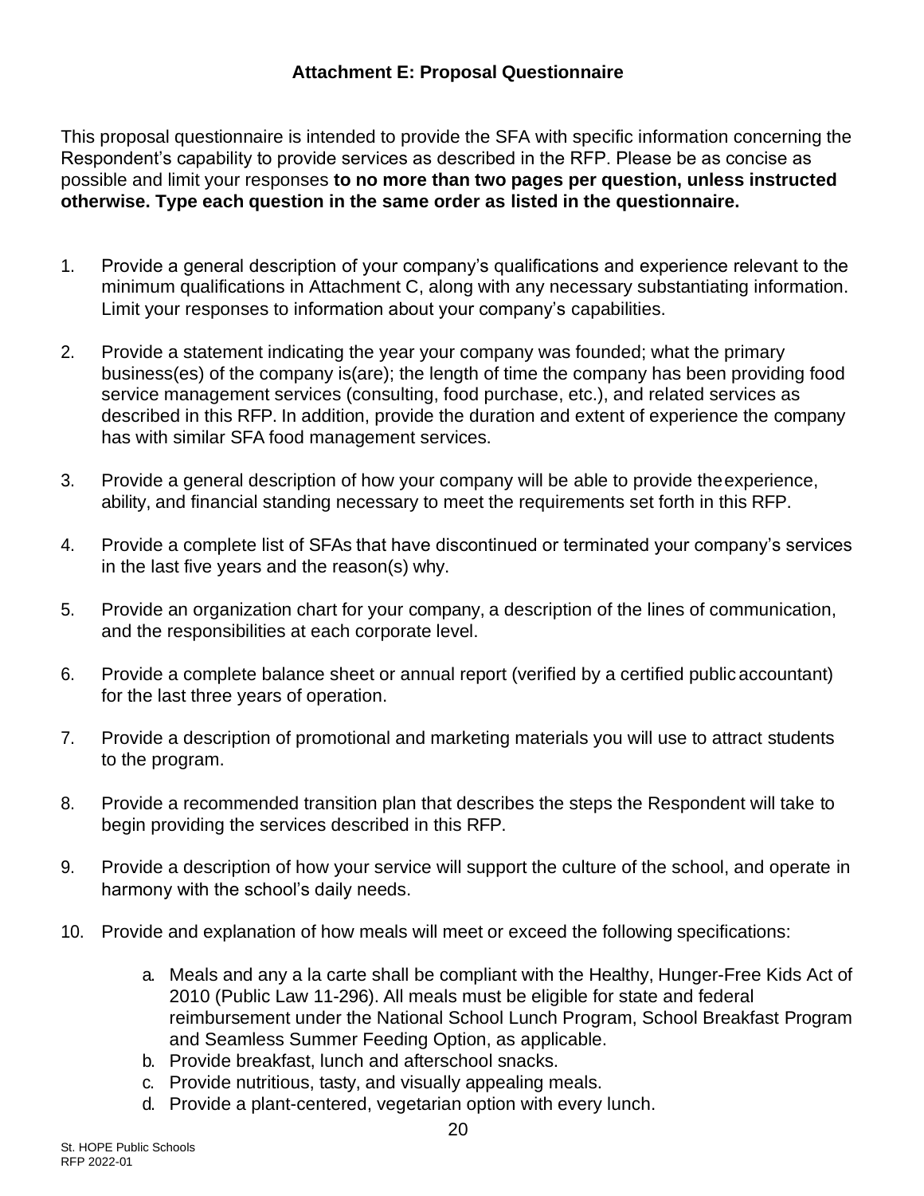## Attachment E: Proposal Questionnaire

This proposal questionnaire is intended to provide the SFA with specific information concerning the Respondent's capability to provide services as described in the RFP. Please be as concise as possible and limit your responses **to no more than two pages per question, unless instructed otherwise. Type each question in the same order as listed in the questionnaire.**

1. Provide a general description of your company's qualifications and experience relevant to the minimum qualifications in Attachment C, along with any necessary substantiating information. Limit your responses to information about your company's capabilities.
2. Provide a statement indicating the year your company was founded; what the primary business(es) of the company is(are); the length of time the company has been providing food service management services (consulting, food purchase, etc.), and related services as described in this RFP. In addition, provide the duration and extent of experience the company has with similar SFA food management services.
3. Provide a general description of how your company will be able to provide theexperience, ability, and financial standing necessary to meet the requirements set forth in this RFP.
4. Provide a complete list of SFAs that have discontinued or terminated your company's services in the last five years and the reason(s) why.
5. Provide an organization chart for your company, a description of the lines of communication, and the responsibilities at each corporate level.
6. Provide a complete balance sheet or annual report (verified by a certified public accountant) for the last three years of operation.
7. Provide a description of promotional and marketing materials you will use to attract students to the program.
8. Provide a recommended transition plan that describes the steps the Respondent will take to begin providing the services described in this RFP.
9. Provide a description of how your service will support the culture of the school, and operate in harmony with the school's daily needs.
10. Provide and explanation of how meals will meet or exceed the following specifications:
    a. Meals and any a la carte shall be compliant with the Healthy, Hunger-Free Kids Act of 2010 (Public Law 11-296). All meals must be eligible for state and federal reimbursement under the National School Lunch Program, School Breakfast Program and Seamless Summer Feeding Option, as applicable.
    b. Provide breakfast, lunch and afterschool snacks.
    c. Provide nutritious, tasty, and visually appealing meals.
    d. Provide a plant-centered, vegetarian option with every lunch.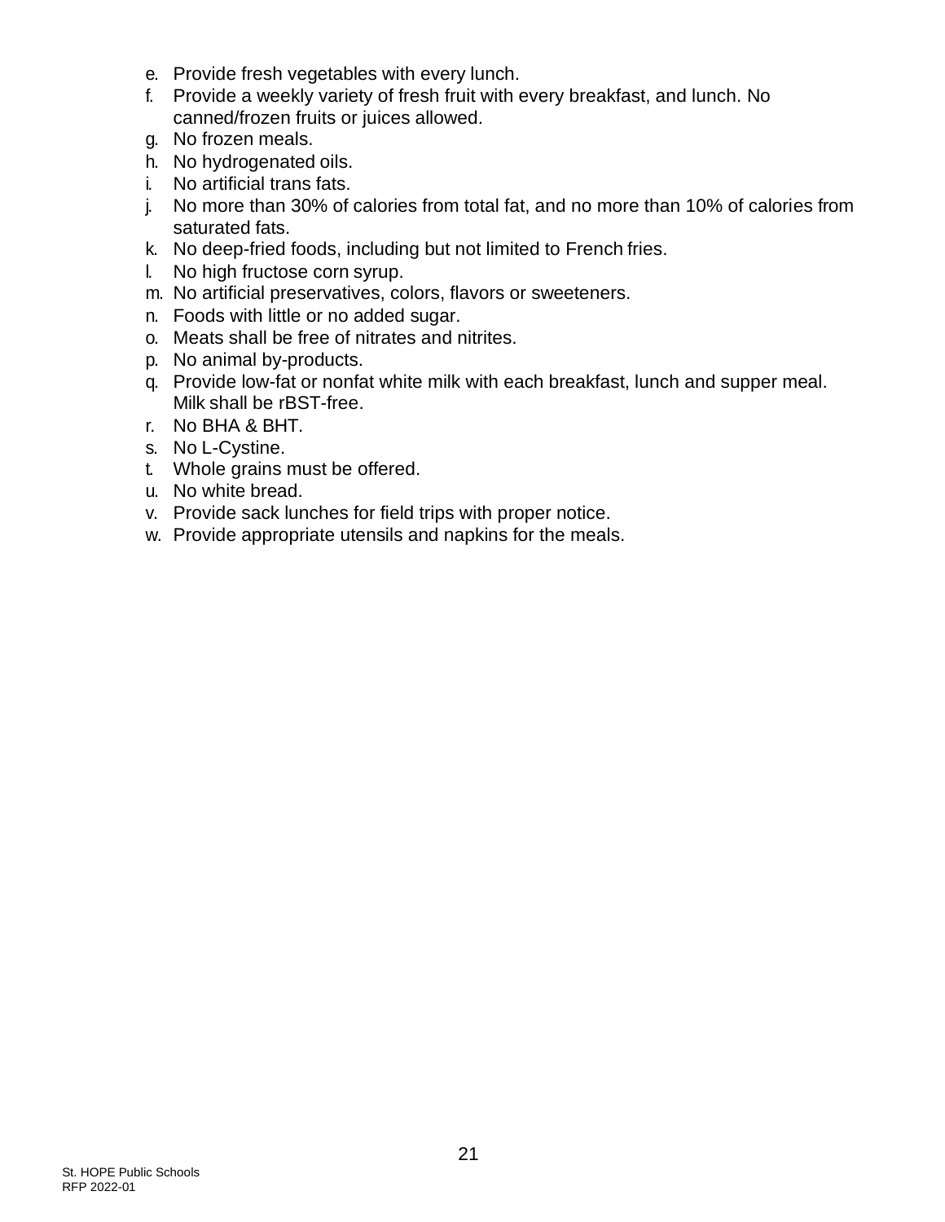e. Provide fresh vegetables with every lunch.
f. Provide a weekly variety of fresh fruit with every breakfast, and lunch. No canned/frozen fruits or juices allowed.
g. No frozen meals.
h. No hydrogenated oils.
i. No artificial trans fats.
j. No more than 30% of calories from total fat, and no more than 10% of calories from saturated fats.
k. No deep-fried foods, including but not limited to French fries.
l. No high fructose corn syrup.
m. No artificial preservatives, colors, flavors or sweeteners.
n. Foods with little or no added sugar.
o. Meats shall be free of nitrates and nitrites.
p. No animal by-products.
q. Provide low-fat or nonfat white milk with each breakfast, lunch and supper meal. Milk shall be rBST-free.
r. No BHA & BHT.
s. No L-Cystine.
t. Whole grains must be offered.
u. No white bread.
v. Provide sack lunches for field trips with proper notice.
w. Provide appropriate utensils and napkins for the meals.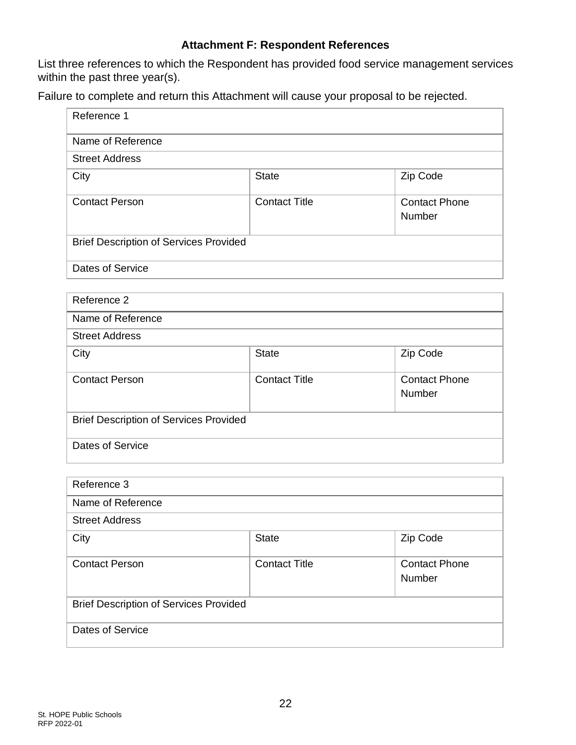### Attachment F: Respondent References

List three references to which the Respondent has provided food service management services within the past three year(s).

Failure to complete and return this Attachment will cause your proposal to be rejected.

| Reference 1 | | |
|---|---|---|
| Name of Reference | | |
| Street Address | | |
| City | State | Zip Code |
| Contact Person | Contact Title | Contact Phone Number |
| Brief Description of Services Provided | | |
| Dates of Service | | |

| Reference 2 | | |
|---|---|---|
| Name of Reference | | |
| Street Address | | |
| City | State | Zip Code |
| Contact Person | Contact Title | Contact Phone Number |
| Brief Description of Services Provided | | |
| Dates of Service | | |

| Reference 3 | | |
|---|---|---|
| Name of Reference | | |
| Street Address | | |
| City | State | Zip Code |
| Contact Person | Contact Title | Contact Phone Number |
| Brief Description of Services Provided | | |
| Dates of Service | | |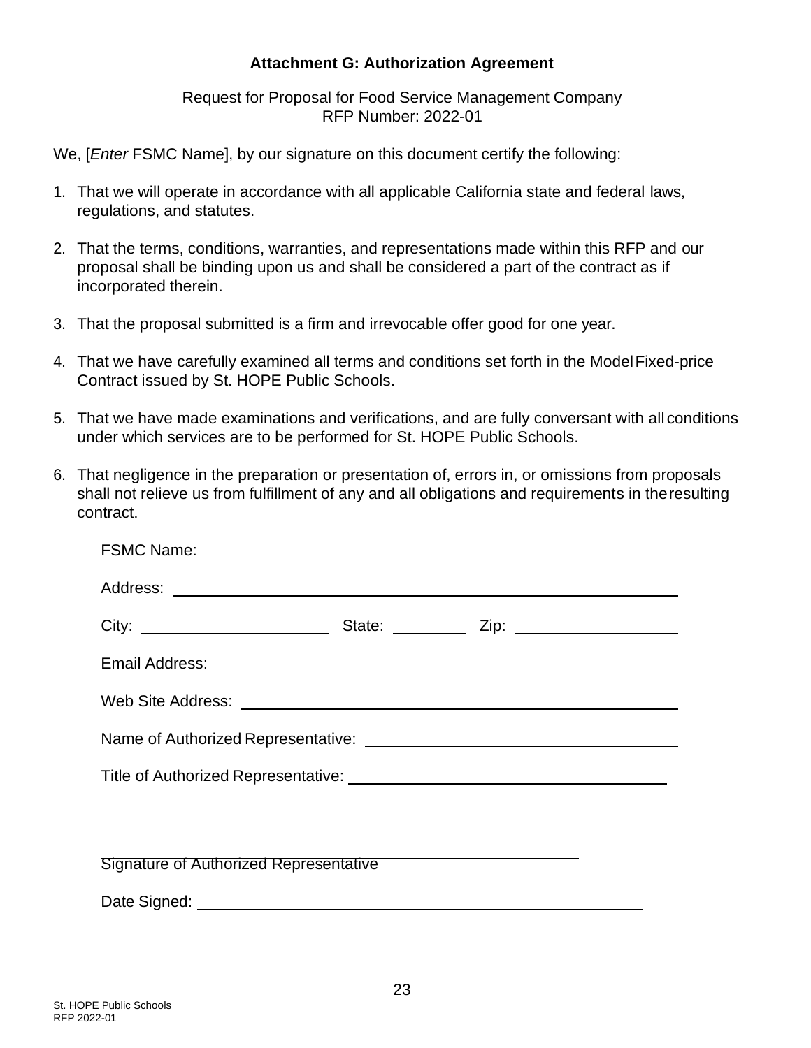**Attachment G: Authorization Agreement**

Request for Proposal for Food Service Management Company
RFP Number: 2022-01

We, [*Enter* FSMC Name], by our signature on this document certify the following:

1. That we will operate in accordance with all applicable California state and federal laws, regulations, and statutes.
2. That the terms, conditions, warranties, and representations made within this RFP and our proposal shall be binding upon us and shall be considered a part of the contract as if incorporated therein.
3. That the proposal submitted is a firm and irrevocable offer good for one year.
4. That we have carefully examined all terms and conditions set forth in the Model Fixed-price Contract issued by St. HOPE Public Schools.
5. That we have made examinations and verifications, and are fully conversant with all conditions under which services are to be performed for St. HOPE Public Schools.
6. That negligence in the preparation or presentation of, errors in, or omissions from proposals shall not relieve us from fulfillment of any and all obligations and requirements in the resulting contract.

FSMC Name: ______________________________

Address: ______________________________

City: ______________ State: __________ Zip: ______________

Email Address: ______________________________

Web Site Address: ______________________________

Name of Authorized Representative: ______________________________

Title of Authorized Representative: ______________________________

______________________________
Signature of Authorized Representative

Date Signed: ______________________________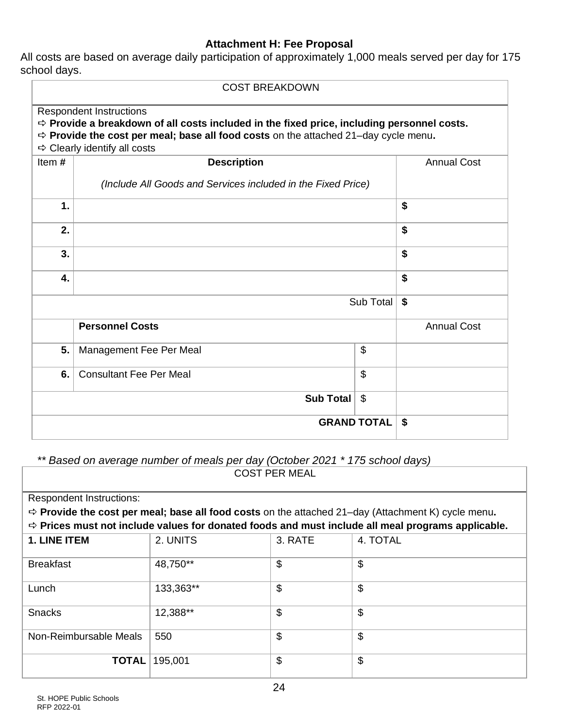# Attachment H: Fee Proposal

All costs are based on average daily participation of approximately 1,000 meals served per day for 175 school days.

| COST BREAKDOWN | | | |
|---|---|---|---|
| Respondent Instructions<br>⇨ **Provide a breakdown of all costs included in the fixed price, including personnel costs.**<br>⇨ **Provide the cost per meal; base all food costs** on the attached 21–day cycle menu**.**<br>⇨ Clearly identify all costs | | | |
| Item # | **Description**<br>*(Include All Goods and Services included in the Fixed Price)* | | Annual Cost |
| **1.** | | | **$** |
| **2.** | | | **$** |
| **3.** | | | **$** |
| **4.** | | | **$** |
| | | Sub Total | **$** |
| | **Personnel Costs** | | Annual Cost |
| **5.** | Management Fee Per Meal | $ | |
| **6.** | Consultant Fee Per Meal | $ | |
| | **Sub Total** | $ | |
| | | **GRAND TOTAL** | **$** |

*\** Based on average number of meals per day (October 2021 \* 175 school days)*

| COST PER MEAL | | | |
|---|---|---|---|
| Respondent Instructions:<br>⇨ **Provide the cost per meal; base all food costs** on the attached 21–day (Attachment K) cycle menu**.**<br>⇨ **Prices must not include values for donated foods and must include all meal programs applicable.** | | | |
| **1. LINE ITEM** | 2. UNITS | 3. RATE | 4. TOTAL |
| Breakfast | 48,750** | $ | $ |
| Lunch | 133,363** | $ | $ |
| Snacks | 12,388** | $ | $ |
| Non-Reimbursable Meals | 550 | $ | $ |
| **TOTAL** | 195,001 | $ | $ |

St. HOPE Public Schools
RFP 2022-01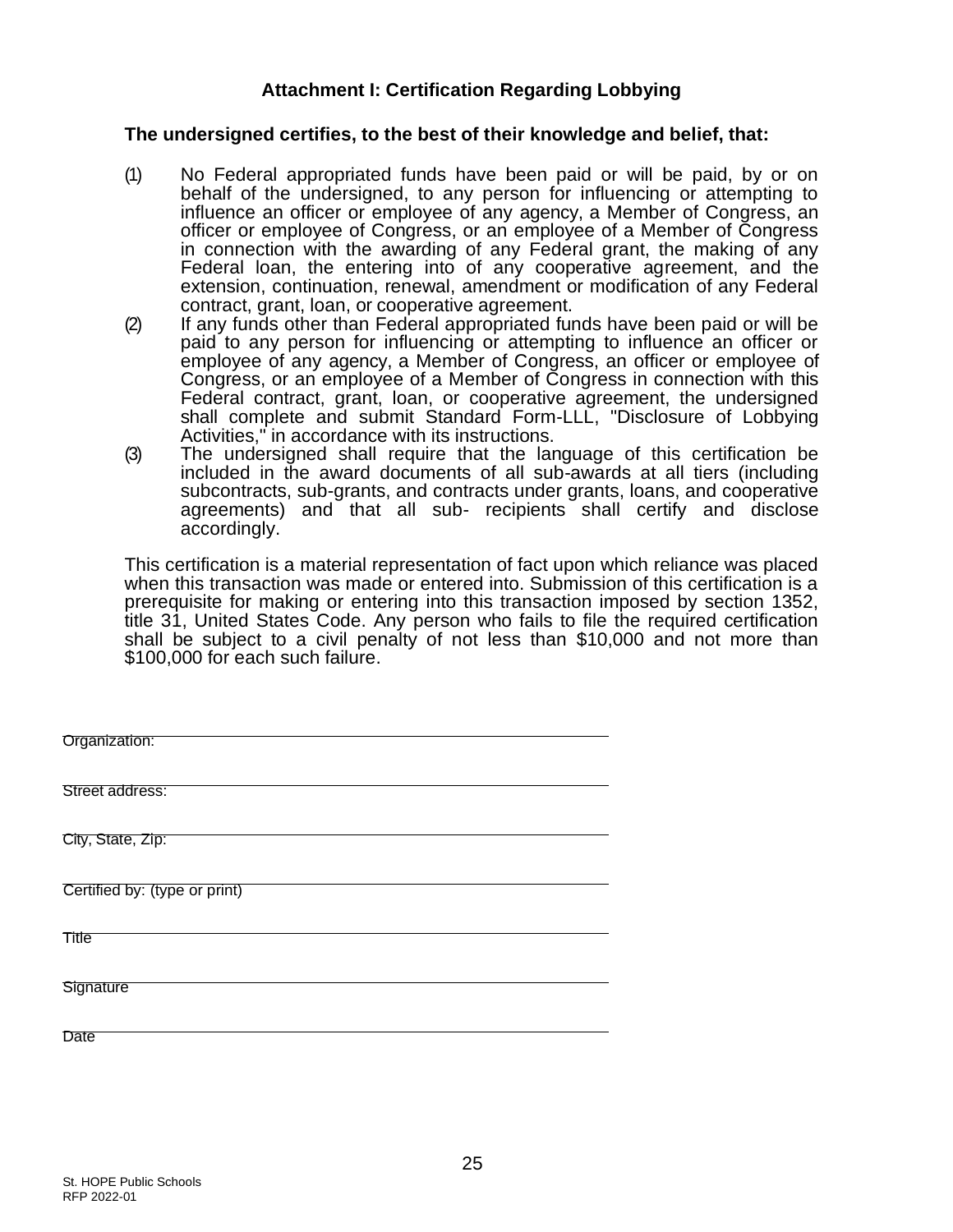## Attachment I: Certification Regarding Lobbying

**The undersigned certifies, to the best of their knowledge and belief, that:**

(1) No Federal appropriated funds have been paid or will be paid, by or on behalf of the undersigned, to any person for influencing or attempting to influence an officer or employee of any agency, a Member of Congress, an officer or employee of Congress, or an employee of a Member of Congress in connection with the awarding of any Federal grant, the making of any Federal loan, the entering into of any cooperative agreement, and the extension, continuation, renewal, amendment or modification of any Federal contract, grant, loan, or cooperative agreement.

(2) If any funds other than Federal appropriated funds have been paid or will be paid to any person for influencing or attempting to influence an officer or employee of any agency, a Member of Congress, an officer or employee of Congress, or an employee of a Member of Congress in connection with this Federal contract, grant, loan, or cooperative agreement, the undersigned shall complete and submit Standard Form-LLL, "Disclosure of Lobbying Activities," in accordance with its instructions.

(3) The undersigned shall require that the language of this certification be included in the award documents of all sub-awards at all tiers (including subcontracts, sub-grants, and contracts under grants, loans, and cooperative agreements) and that all sub- recipients shall certify and disclose accordingly.

This certification is a material representation of fact upon which reliance was placed when this transaction was made or entered into. Submission of this certification is a prerequisite for making or entering into this transaction imposed by section 1352, title 31, United States Code. Any person who fails to file the required certification shall be subject to a civil penalty of not less than $10,000 and not more than $100,000 for each such failure.

Organization: ______________________________________________

Street address: ______________________________________________

City, State, Zip: ______________________________________________

Certified by: (type or print) ______________________________________________

Title ______________________________________________

Signature ______________________________________________

Date ______________________________________________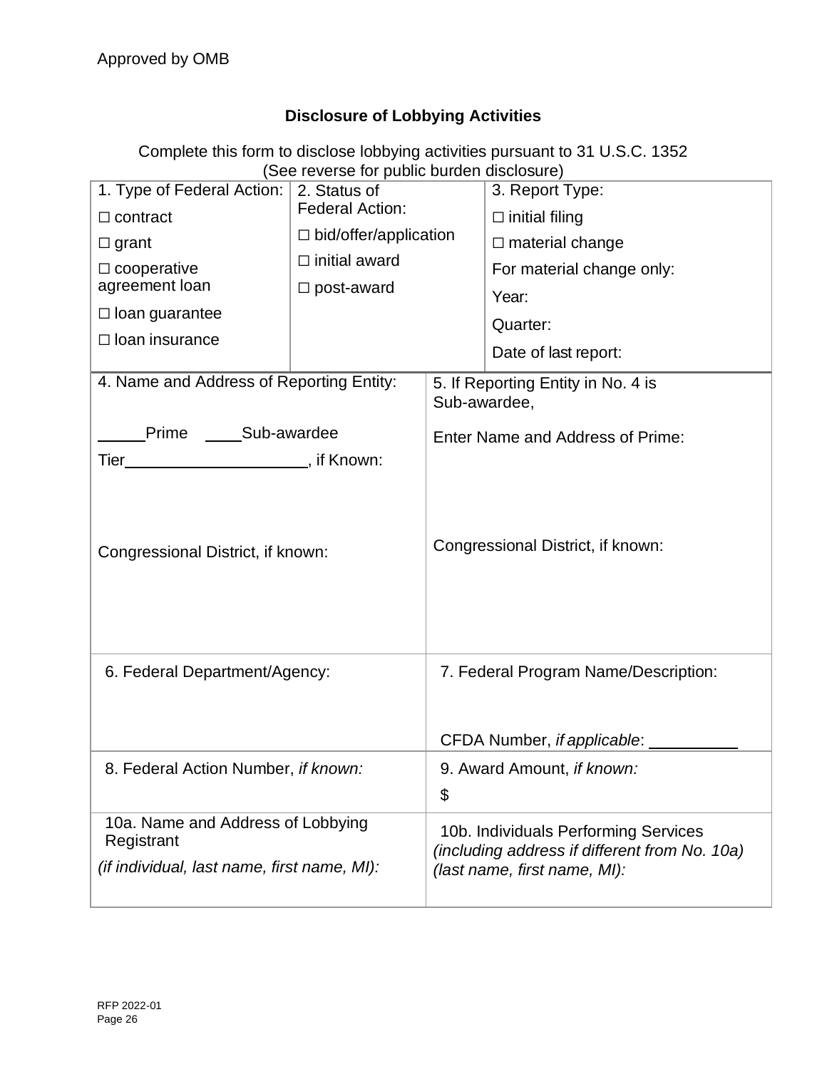Approved by OMB

## Disclosure of Lobbying Activities

Complete this form to disclose lobbying activities pursuant to 31 U.S.C. 1352
(See reverse for public burden disclosure)

| 1. Type of Federal Action: | 2. Status of Federal Action: | 3. Report Type: |
|---|---|---|
| ☐ contract<br>☐ grant<br>☐ cooperative agreement loan<br>☐ loan guarantee<br>☐ loan insurance | ☐ bid/offer/application<br>☐ initial award<br>☐ post-award | ☐ initial filing<br>☐ material change<br>For material change only:<br>Year:<br>Quarter:<br>Date of last report: |

| 4. Name and Address of Reporting Entity: | 5. If Reporting Entity in No. 4 is Sub-awardee, |
|---|---|
| \_\_\_\_\_Prime \_\_\_\_Sub-awardee<br>Tier\_\_\_\_\_\_\_\_\_\_\_\_\_\_\_\_\_\_\_\_, if Known:<br><br>Congressional District, if known: | Enter Name and Address of Prime:<br><br>Congressional District, if known: |
| 6. Federal Department/Agency: | 7. Federal Program Name/Description:<br><br>CFDA Number, *if applicable*: \_\_\_\_\_\_\_\_\_\_ |
| 8. Federal Action Number, *if known:* | 9. Award Amount, *if known:*<br>$ |
| 10a. Name and Address of Lobbying Registrant<br>*(if individual, last name, first name, MI):* | 10b. Individuals Performing Services *(including address if different from No. 10a) (last name, first name, MI):* |

RFP 2022-01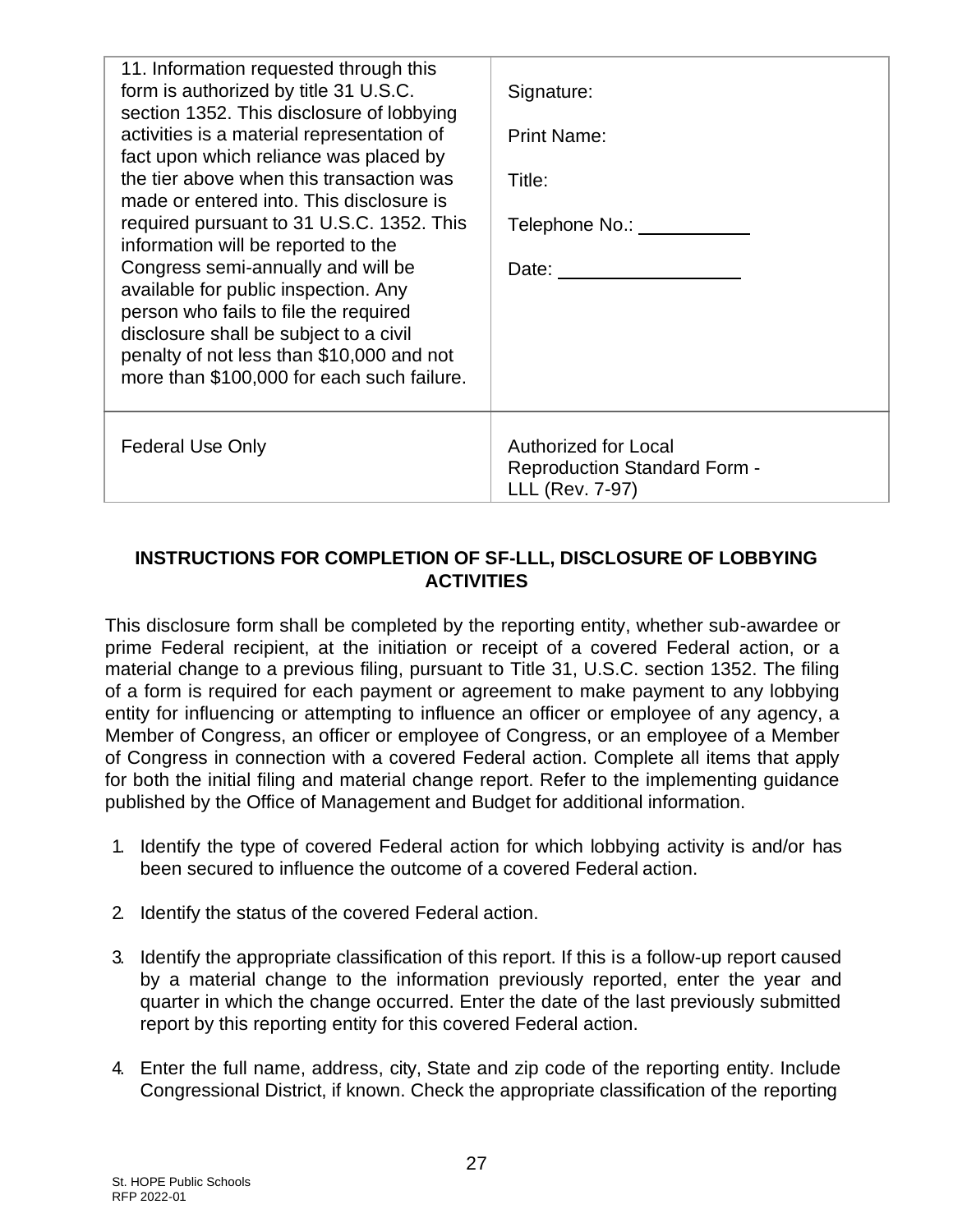| 11. Information requested through this form is authorized by title 31 U.S.C. section 1352. This disclosure of lobbying activities is a material representation of fact upon which reliance was placed by the tier above when this transaction was made or entered into. This disclosure is required pursuant to 31 U.S.C. 1352. This information will be reported to the Congress semi-annually and will be available for public inspection. Any person who fails to file the required disclosure shall be subject to a civil penalty of not less than \$10,000 and not more than \$100,000 for each such failure. | Signature:<br><br>Print Name:<br><br>Title:<br><br>Telephone No.: ___________<br><br>Date: __________________ |
|---|---|
| Federal Use Only | Authorized for Local Reproduction Standard Form - LLL (Rev. 7-97) |

## INSTRUCTIONS FOR COMPLETION OF SF-LLL, DISCLOSURE OF LOBBYING ACTIVITIES

This disclosure form shall be completed by the reporting entity, whether sub-awardee or prime Federal recipient, at the initiation or receipt of a covered Federal action, or a material change to a previous filing, pursuant to Title 31, U.S.C. section 1352. The filing of a form is required for each payment or agreement to make payment to any lobbying entity for influencing or attempting to influence an officer or employee of any agency, a Member of Congress, an officer or employee of Congress, or an employee of a Member of Congress in connection with a covered Federal action. Complete all items that apply for both the initial filing and material change report. Refer to the implementing guidance published by the Office of Management and Budget for additional information.

1. Identify the type of covered Federal action for which lobbying activity is and/or has been secured to influence the outcome of a covered Federal action.

2. Identify the status of the covered Federal action.

3. Identify the appropriate classification of this report. If this is a follow-up report caused by a material change to the information previously reported, enter the year and quarter in which the change occurred. Enter the date of the last previously submitted report by this reporting entity for this covered Federal action.

4. Enter the full name, address, city, State and zip code of the reporting entity. Include Congressional District, if known. Check the appropriate classification of the reporting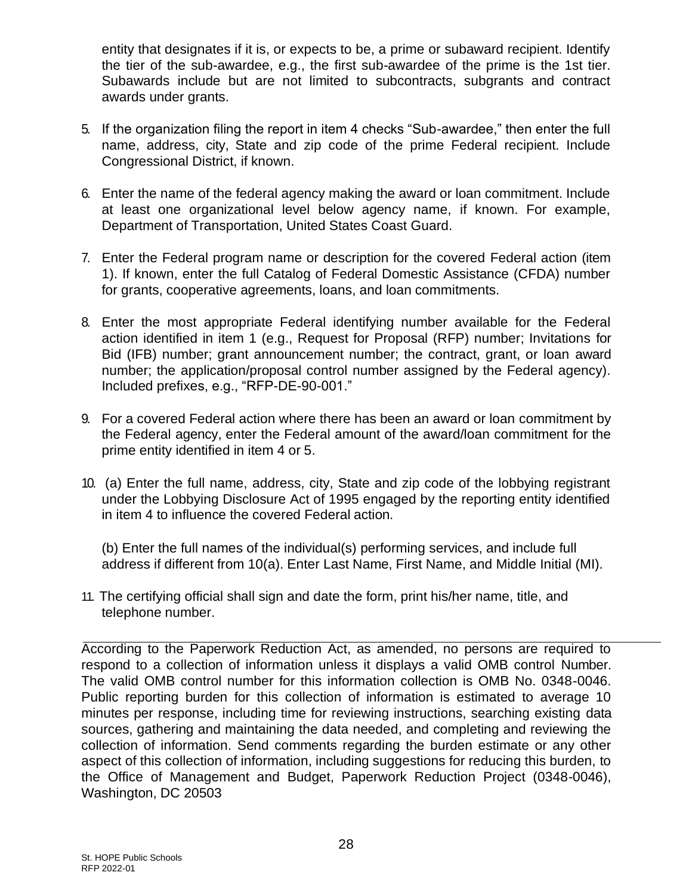entity that designates if it is, or expects to be, a prime or subaward recipient. Identify the tier of the sub-awardee, e.g., the first sub-awardee of the prime is the 1st tier. Subawards include but are not limited to subcontracts, subgrants and contract awards under grants.

5. If the organization filing the report in item 4 checks "Sub-awardee," then enter the full name, address, city, State and zip code of the prime Federal recipient. Include Congressional District, if known.

6. Enter the name of the federal agency making the award or loan commitment. Include at least one organizational level below agency name, if known. For example, Department of Transportation, United States Coast Guard.

7. Enter the Federal program name or description for the covered Federal action (item 1). If known, enter the full Catalog of Federal Domestic Assistance (CFDA) number for grants, cooperative agreements, loans, and loan commitments.

8. Enter the most appropriate Federal identifying number available for the Federal action identified in item 1 (e.g., Request for Proposal (RFP) number; Invitations for Bid (IFB) number; grant announcement number; the contract, grant, or loan award number; the application/proposal control number assigned by the Federal agency). Included prefixes, e.g., "RFP-DE-90-001."

9. For a covered Federal action where there has been an award or loan commitment by the Federal agency, enter the Federal amount of the award/loan commitment for the prime entity identified in item 4 or 5.

10. (a) Enter the full name, address, city, State and zip code of the lobbying registrant under the Lobbying Disclosure Act of 1995 engaged by the reporting entity identified in item 4 to influence the covered Federal action.

    (b) Enter the full names of the individual(s) performing services, and include full address if different from 10(a). Enter Last Name, First Name, and Middle Initial (MI).

11. The certifying official shall sign and date the form, print his/her name, title, and telephone number.

---

According to the Paperwork Reduction Act, as amended, no persons are required to respond to a collection of information unless it displays a valid OMB control Number. The valid OMB control number for this information collection is OMB No. 0348-0046. Public reporting burden for this collection of information is estimated to average 10 minutes per response, including time for reviewing instructions, searching existing data sources, gathering and maintaining the data needed, and completing and reviewing the collection of information. Send comments regarding the burden estimate or any other aspect of this collection of information, including suggestions for reducing this burden, to the Office of Management and Budget, Paperwork Reduction Project (0348-0046), Washington, DC 20503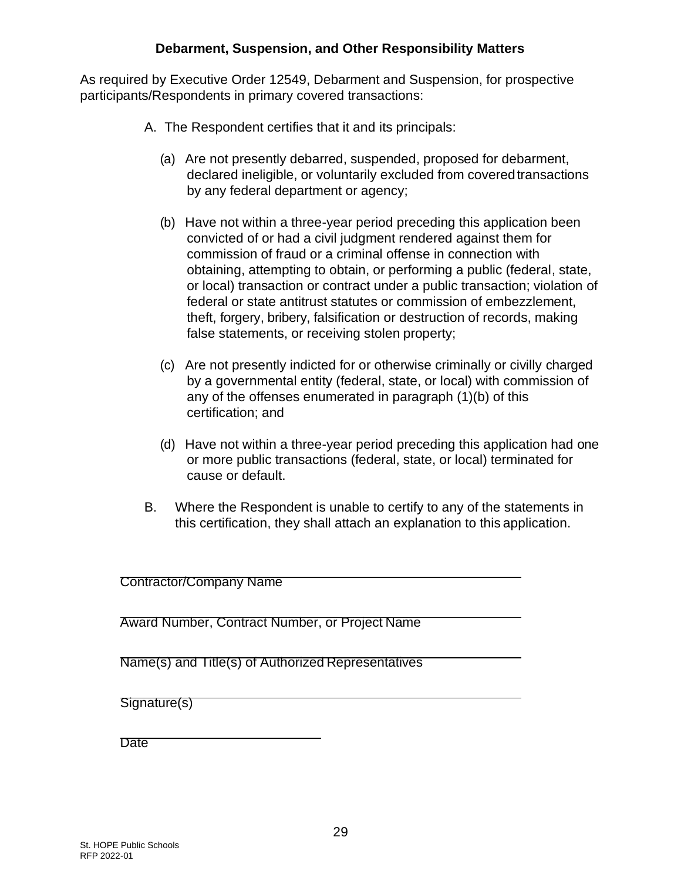## Debarment, Suspension, and Other Responsibility Matters

As required by Executive Order 12549, Debarment and Suspension, for prospective participants/Respondents in primary covered transactions:

A. The Respondent certifies that it and its principals:

(a) Are not presently debarred, suspended, proposed for debarment, declared ineligible, or voluntarily excluded from covered transactions by any federal department or agency;

(b) Have not within a three-year period preceding this application been convicted of or had a civil judgment rendered against them for commission of fraud or a criminal offense in connection with obtaining, attempting to obtain, or performing a public (federal, state, or local) transaction or contract under a public transaction; violation of federal or state antitrust statutes or commission of embezzlement, theft, forgery, bribery, falsification or destruction of records, making false statements, or receiving stolen property;

(c) Are not presently indicted for or otherwise criminally or civilly charged by a governmental entity (federal, state, or local) with commission of any of the offenses enumerated in paragraph (1)(b) of this certification; and

(d) Have not within a three-year period preceding this application had one or more public transactions (federal, state, or local) terminated for cause or default.

B. Where the Respondent is unable to certify to any of the statements in this certification, they shall attach an explanation to this application.

\_\_\_\_\_\_\_\_\_\_\_\_\_\_\_\_\_\_\_\_\_\_\_\_\_\_\_\_\_\_\_\_\_\_\_\_\_\_\_\_\_\_\_\_
Contractor/Company Name

\_\_\_\_\_\_\_\_\_\_\_\_\_\_\_\_\_\_\_\_\_\_\_\_\_\_\_\_\_\_\_\_\_\_\_\_\_\_\_\_\_\_\_\_
Award Number, Contract Number, or Project Name

\_\_\_\_\_\_\_\_\_\_\_\_\_\_\_\_\_\_\_\_\_\_\_\_\_\_\_\_\_\_\_\_\_\_\_\_\_\_\_\_\_\_\_\_
Name(s) and Title(s) of Authorized Representatives

\_\_\_\_\_\_\_\_\_\_\_\_\_\_\_\_\_\_\_\_\_\_\_\_\_\_\_\_\_\_\_\_\_\_\_\_\_\_\_\_\_\_\_\_
Signature(s)

\_\_\_\_\_\_\_\_\_\_\_\_\_\_\_\_\_\_\_\_\_\_\_\_
Date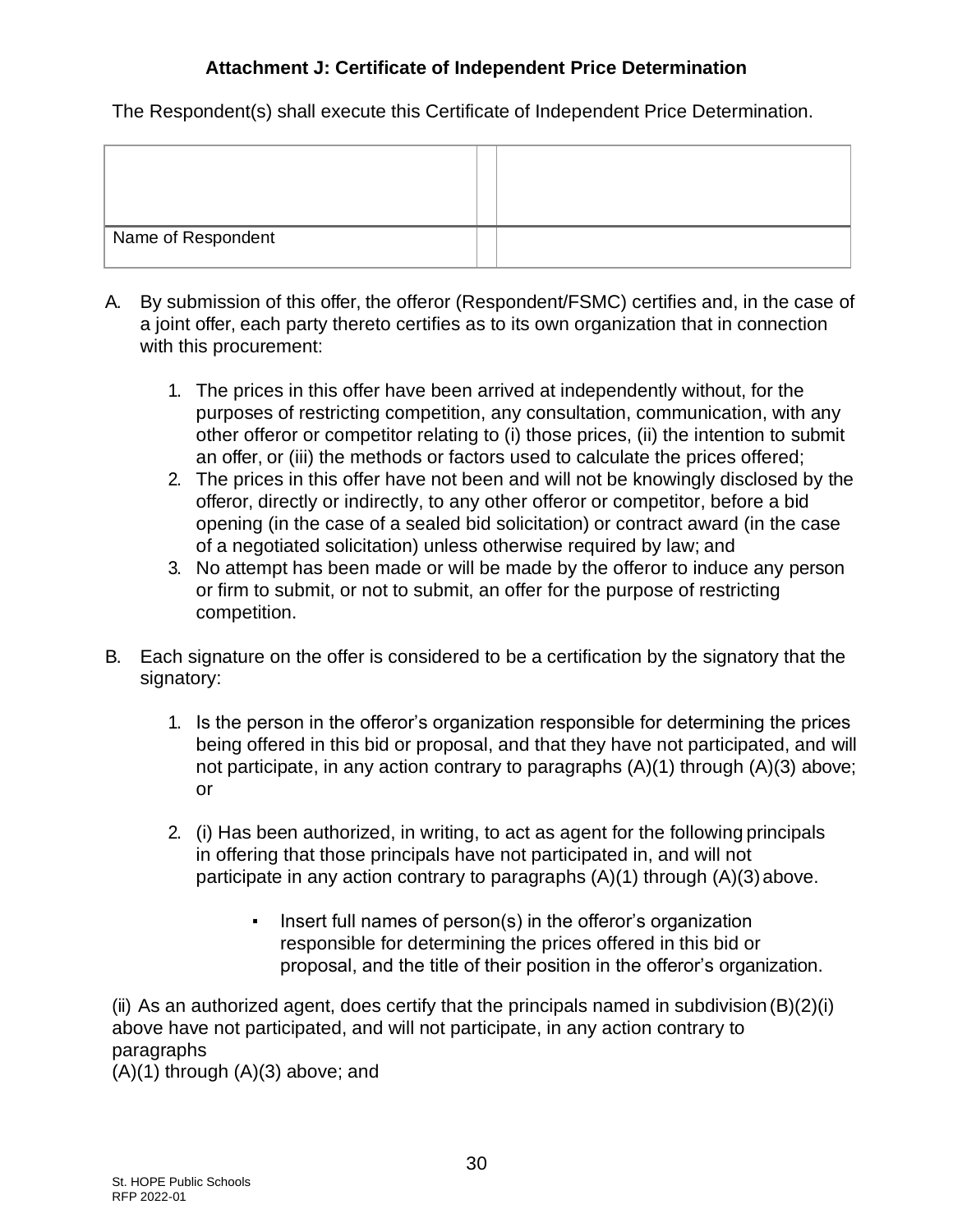### Attachment J: Certificate of Independent Price Determination

The Respondent(s) shall execute this Certificate of Independent Price Determination.

| | | |
|---|---|---|
| | | |
| Name of Respondent | | |

A. By submission of this offer, the offeror (Respondent/FSMC) certifies and, in the case of a joint offer, each party thereto certifies as to its own organization that in connection with this procurement:

   1. The prices in this offer have been arrived at independently without, for the purposes of restricting competition, any consultation, communication, with any other offeror or competitor relating to (i) those prices, (ii) the intention to submit an offer, or (iii) the methods or factors used to calculate the prices offered;
   2. The prices in this offer have not been and will not be knowingly disclosed by the offeror, directly or indirectly, to any other offeror or competitor, before a bid opening (in the case of a sealed bid solicitation) or contract award (in the case of a negotiated solicitation) unless otherwise required by law; and
   3. No attempt has been made or will be made by the offeror to induce any person or firm to submit, or not to submit, an offer for the purpose of restricting competition.

B. Each signature on the offer is considered to be a certification by the signatory that the signatory:

   1. Is the person in the offeror's organization responsible for determining the prices being offered in this bid or proposal, and that they have not participated, and will not participate, in any action contrary to paragraphs (A)(1) through (A)(3) above; or

   2. (i) Has been authorized, in writing, to act as agent for the following principals in offering that those principals have not participated in, and will not participate in any action contrary to paragraphs (A)(1) through (A)(3) above.

      - Insert full names of person(s) in the offeror's organization responsible for determining the prices offered in this bid or proposal, and the title of their position in the offeror's organization.

(ii) As an authorized agent, does certify that the principals named in subdivision (B)(2)(i) above have not participated, and will not participate, in any action contrary to paragraphs
(A)(1) through (A)(3) above; and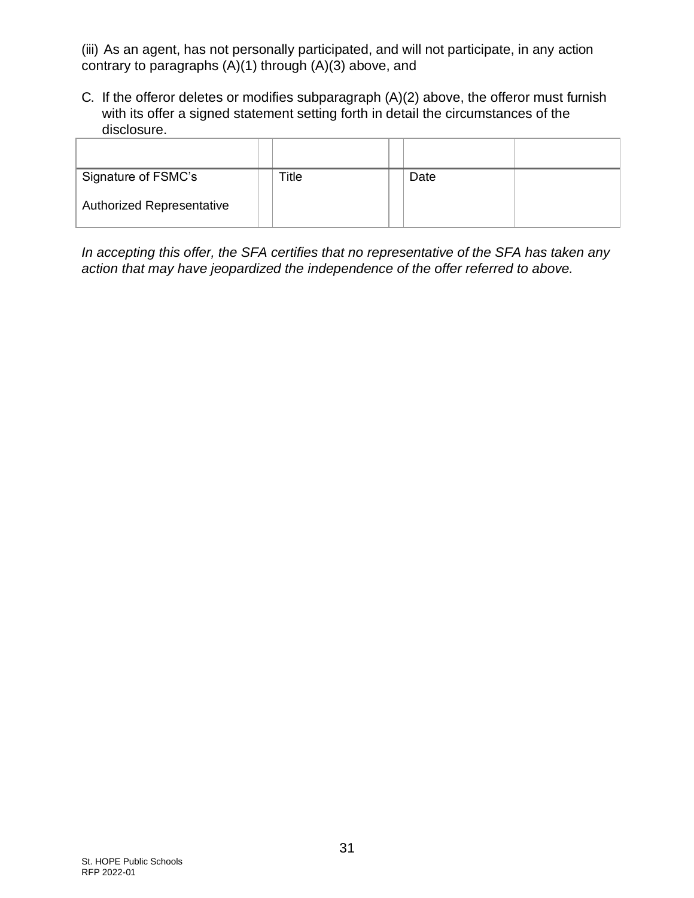(iii) As an agent, has not personally participated, and will not participate, in any action contrary to paragraphs (A)(1) through (A)(3) above, and

C. If the offeror deletes or modifies subparagraph (A)(2) above, the offeror must furnish with its offer a signed statement setting forth in detail the circumstances of the disclosure.

| | | | | | |
|---|---|---|---|---|---|
| Signature of FSMC's<br><br>Authorized Representative | | Title | | Date | |

*In accepting this offer, the SFA certifies that no representative of the SFA has taken any action that may have jeopardized the independence of the offer referred to above.*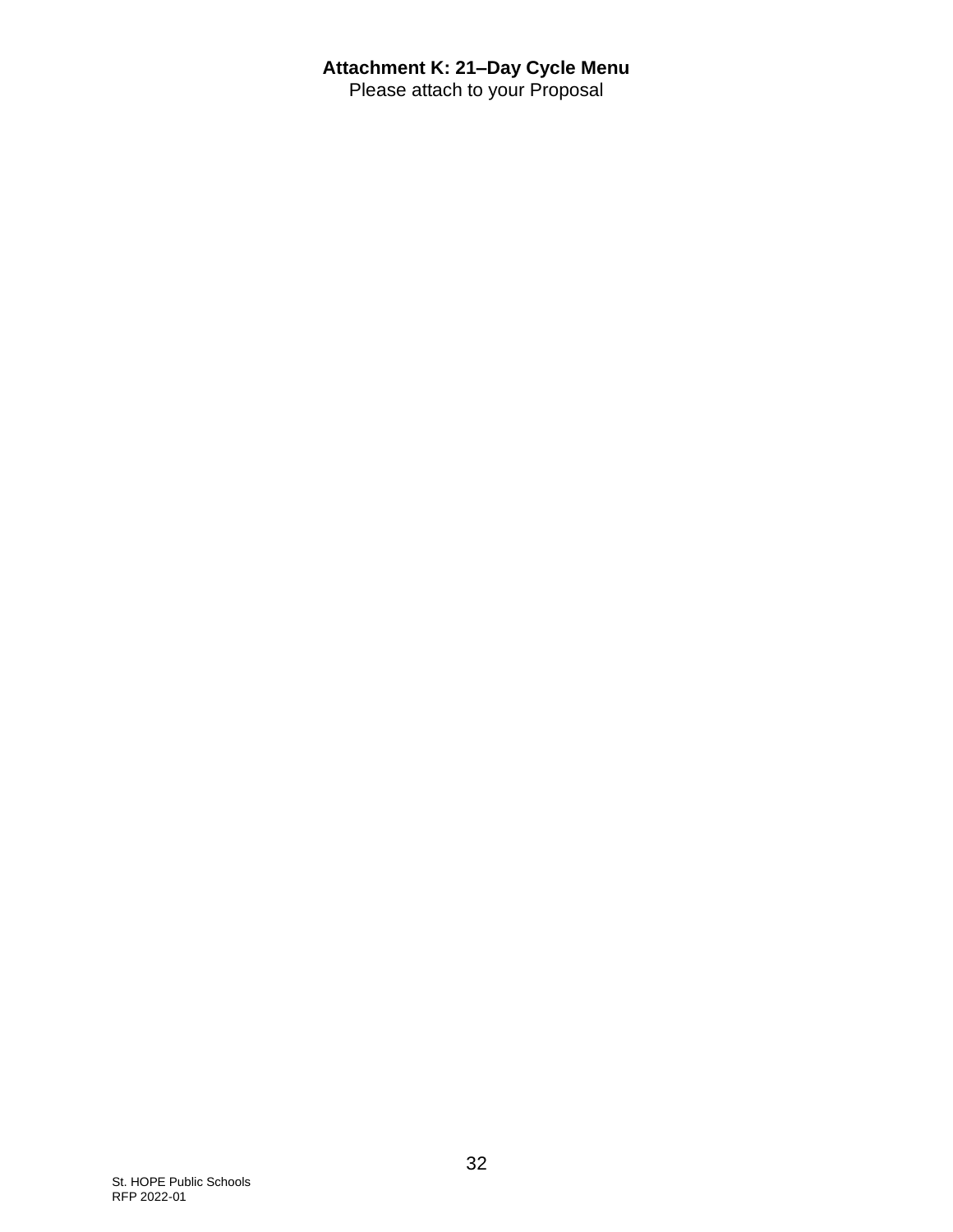**Attachment K: 21–Day Cycle Menu**

Please attach to your Proposal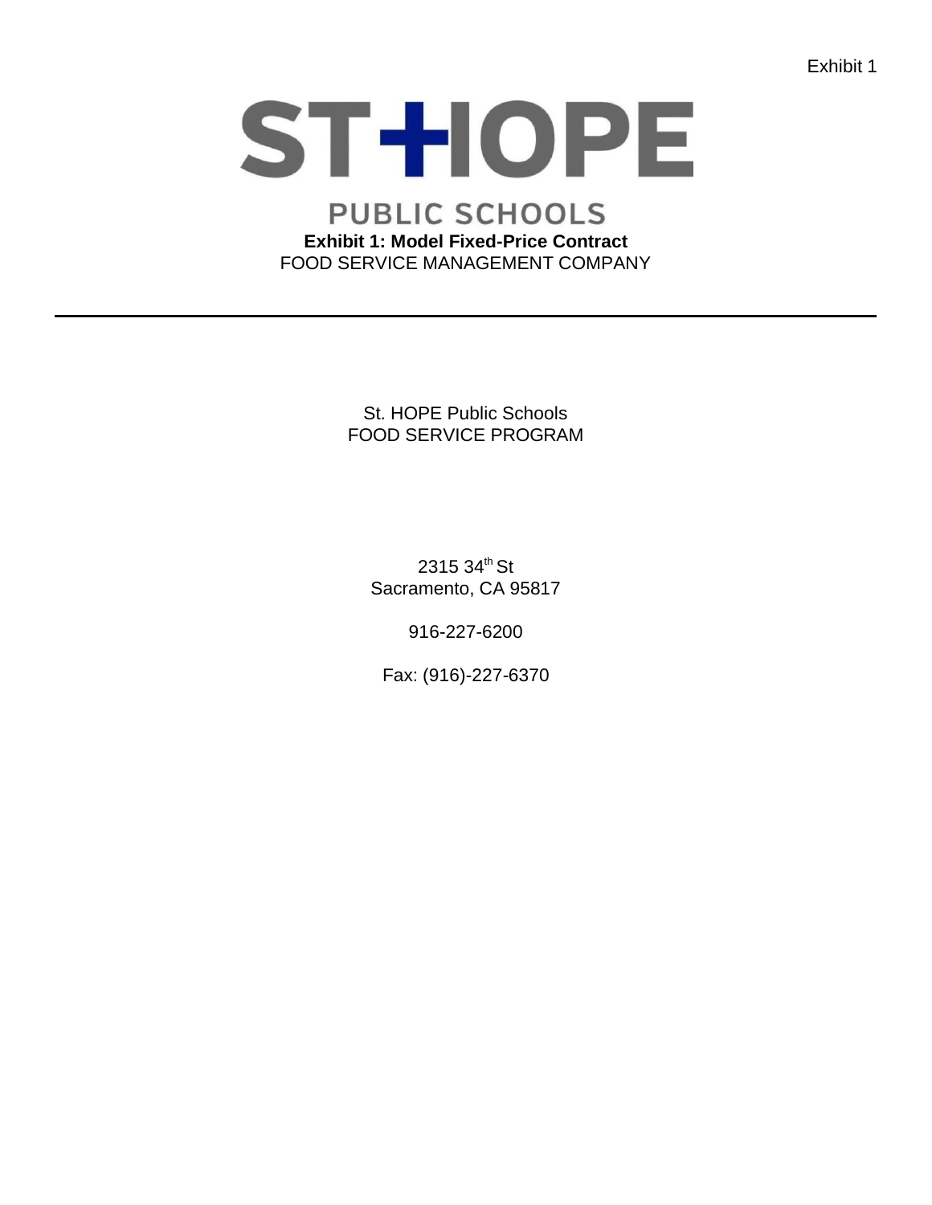Exhibit 1

ST HOPE

PUBLIC SCHOOLS

**Exhibit 1: Model Fixed-Price Contract**

FOOD SERVICE MANAGEMENT COMPANY

---

St. HOPE Public Schools
FOOD SERVICE PROGRAM

2315 34th St
Sacramento, CA 95817

916-227-6200

Fax: (916)-227-6370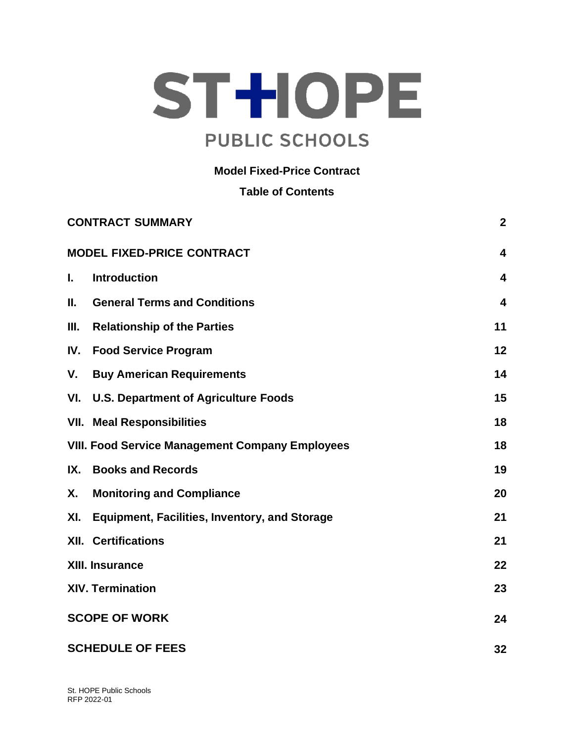ST HOPE

PUBLIC SCHOOLS

**Model Fixed-Price Contract**

**Table of Contents**

| | |
|---|---|
| **CONTRACT SUMMARY** | **2** |
| **MODEL FIXED-PRICE CONTRACT** | **4** |
| **I. Introduction** | **4** |
| **II. General Terms and Conditions** | **4** |
| **III. Relationship of the Parties** | **11** |
| **IV. Food Service Program** | **12** |
| **V. Buy American Requirements** | **14** |
| **VI. U.S. Department of Agriculture Foods** | **15** |
| **VII. Meal Responsibilities** | **18** |
| **VIII. Food Service Management Company Employees** | **18** |
| **IX. Books and Records** | **19** |
| **X. Monitoring and Compliance** | **20** |
| **XI. Equipment, Facilities, Inventory, and Storage** | **21** |
| **XII. Certifications** | **21** |
| **XIII. Insurance** | **22** |
| **XIV. Termination** | **23** |
| **SCOPE OF WORK** | **24** |
| **SCHEDULE OF FEES** | **32** |

St. HOPE Public Schools
RFP 2022-01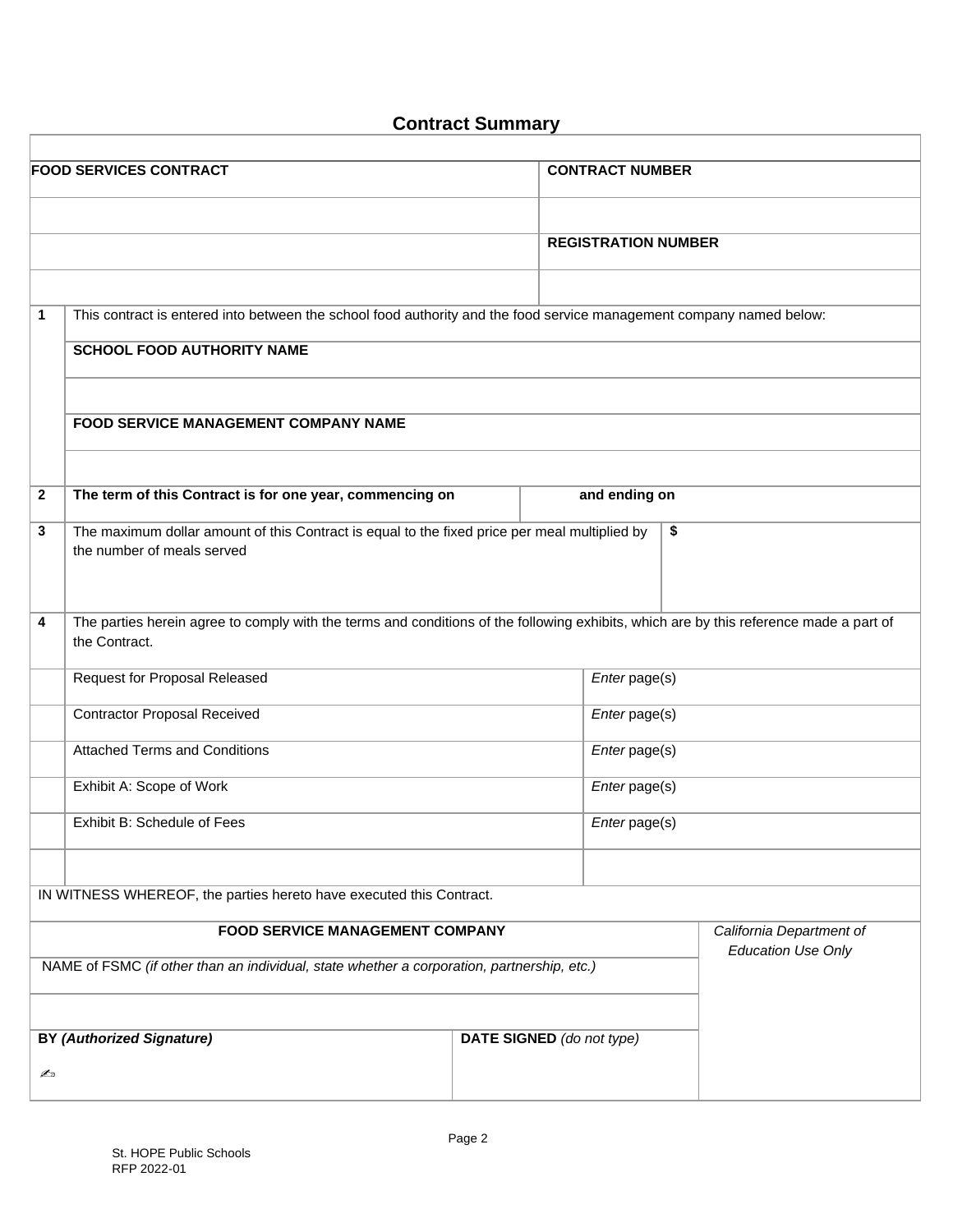## Contract Summary

| FOOD SERVICES CONTRACT | CONTRACT NUMBER |
|---|---|
| | |
| | REGISTRATION NUMBER |
| | |

| | | |
|---|---|---|
| 1 | This contract is entered into between the school food authority and the food service management company named below: | |
| | **SCHOOL FOOD AUTHORITY NAME** | |
| | | |
| | **FOOD SERVICE MANAGEMENT COMPANY NAME** | |
| | | |
| 2 | **The term of this Contract is for one year, commencing on** | **and ending on** |
| 3 | The maximum dollar amount of this Contract is equal to the fixed price per meal multiplied by the number of meals served | **$** |
| 4 | The parties herein agree to comply with the terms and conditions of the following exhibits, which are by this reference made a part of the Contract. | |
| | Request for Proposal Released | *Enter* page(s) |
| | Contractor Proposal Received | *Enter* page(s) |
| | Attached Terms and Conditions | *Enter* page(s) |
| | Exhibit A: Scope of Work | *Enter* page(s) |
| | Exhibit B: Schedule of Fees | *Enter* page(s) |
| | | |

IN WITNESS WHEREOF, the parties hereto have executed this Contract.

| FOOD SERVICE MANAGEMENT COMPANY | | *California Department of Education Use Only* |
|---|---|---|
| NAME of FSMC *(if other than an individual, state whether a corporation, partnership, etc.)* | | |
| | | |
| **BY *(Authorized Signature)*** ✍ | **DATE SIGNED** *(do not type)* | |

St. HOPE Public Schools
RFP 2022-01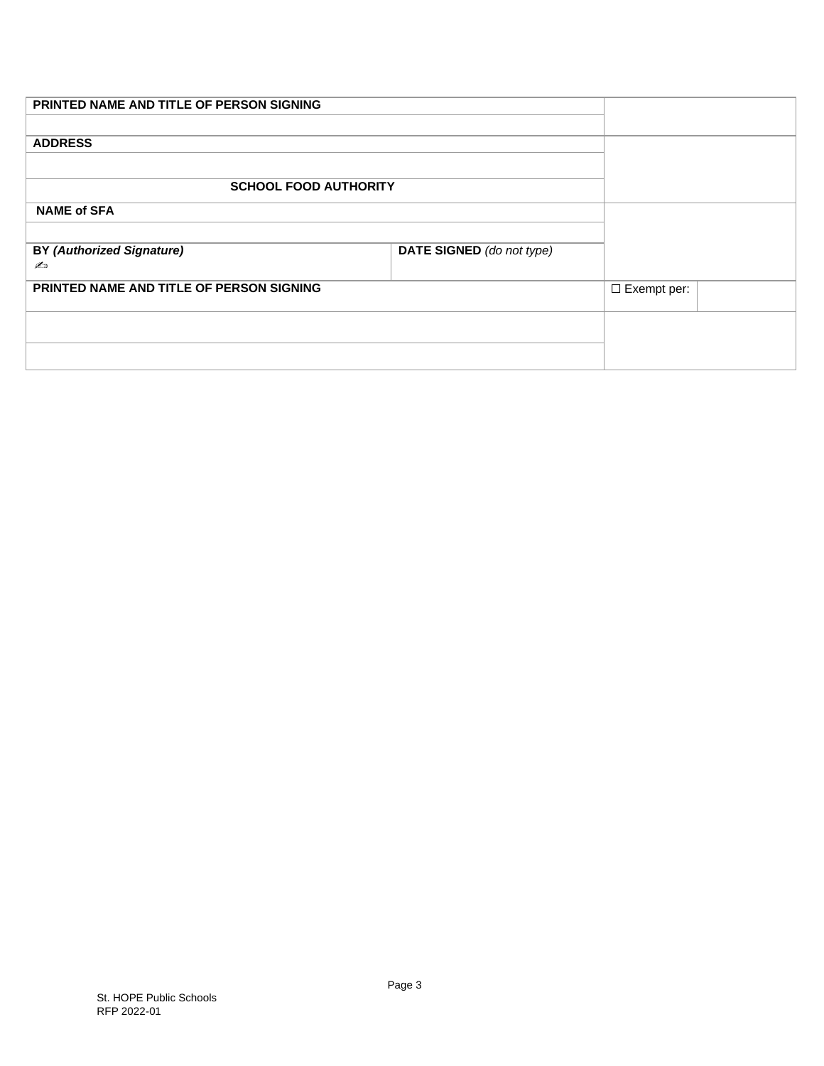| PRINTED NAME AND TITLE OF PERSON SIGNING | | |
|---|---|---|
| | | |
| **ADDRESS** | | |
| | | |
| **SCHOOL FOOD AUTHORITY** | | |
| **NAME of SFA** | | |
| | | |
| **BY *(Authorized Signature)*** ✍ | **DATE SIGNED** *(do not type)* | |
| **PRINTED NAME AND TITLE OF PERSON SIGNING** | | ☐ Exempt per: |
| | | |
| | | |

St. HOPE Public Schools
RFP 2022-01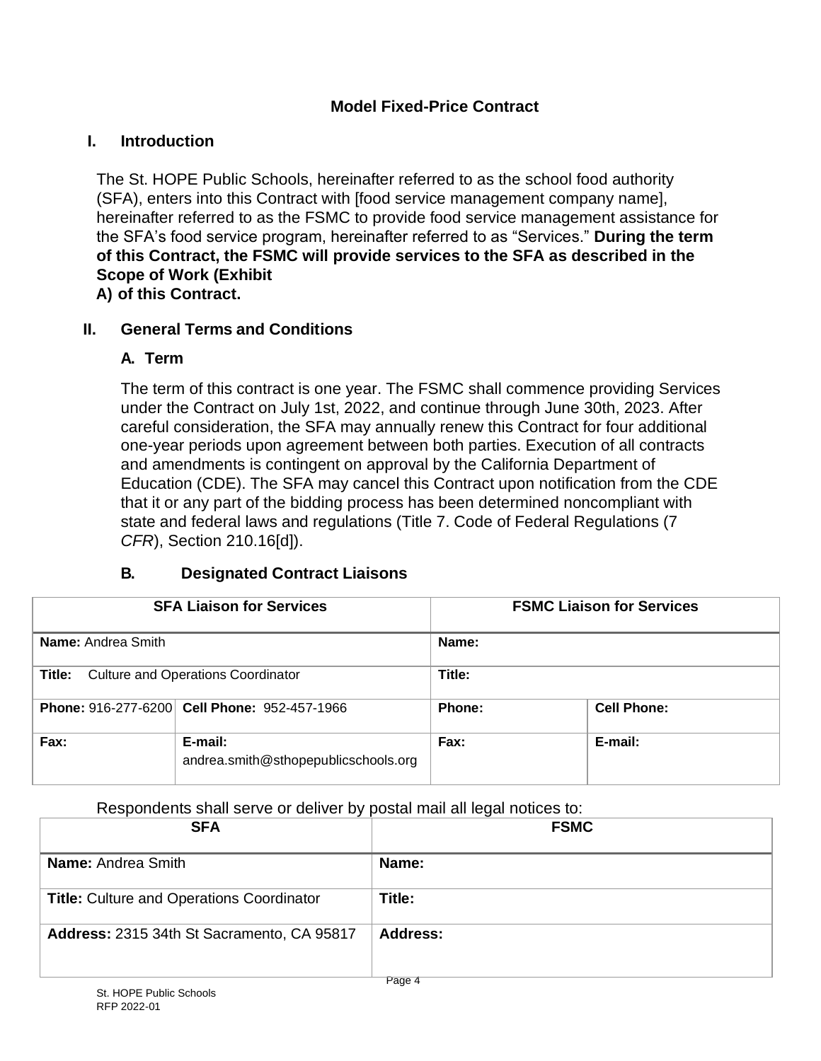# Model Fixed-Price Contract

## I. Introduction

The St. HOPE Public Schools, hereinafter referred to as the school food authority (SFA), enters into this Contract with [food service management company name], hereinafter referred to as the FSMC to provide food service management assistance for the SFA's food service program, hereinafter referred to as "Services." **During the term of this Contract, the FSMC will provide services to the SFA as described in the Scope of Work (Exhibit A) of this Contract.**

## II. General Terms and Conditions

### A. Term

The term of this contract is one year. The FSMC shall commence providing Services under the Contract on July 1st, 2022, and continue through June 30th, 2023. After careful consideration, the SFA may annually renew this Contract for four additional one-year periods upon agreement between both parties. Execution of all contracts and amendments is contingent on approval by the California Department of Education (CDE). The SFA may cancel this Contract upon notification from the CDE that it or any part of the bidding process has been determined noncompliant with state and federal laws and regulations (Title 7. Code of Federal Regulations (7 *CFR*), Section 210.16[d]).

### B. Designated Contract Liaisons

| SFA Liaison for Services | | FSMC Liaison for Services | |
|---|---|---|---|
| **Name:** Andrea Smith | | **Name:** | |
| **Title:** Culture and Operations Coordinator | | **Title:** | |
| **Phone:** 916-277-6200 | **Cell Phone:** 952-457-1966 | **Phone:** | **Cell Phone:** |
| **Fax:** | **E-mail:** andrea.smith@sthopepublicschools.org | **Fax:** | **E-mail:** |

Respondents shall serve or deliver by postal mail all legal notices to:

| SFA | FSMC |
|---|---|
| **Name:** Andrea Smith | **Name:** |
| **Title:** Culture and Operations Coordinator | **Title:** |
| **Address:** 2315 34th St Sacramento, CA 95817 | **Address:** |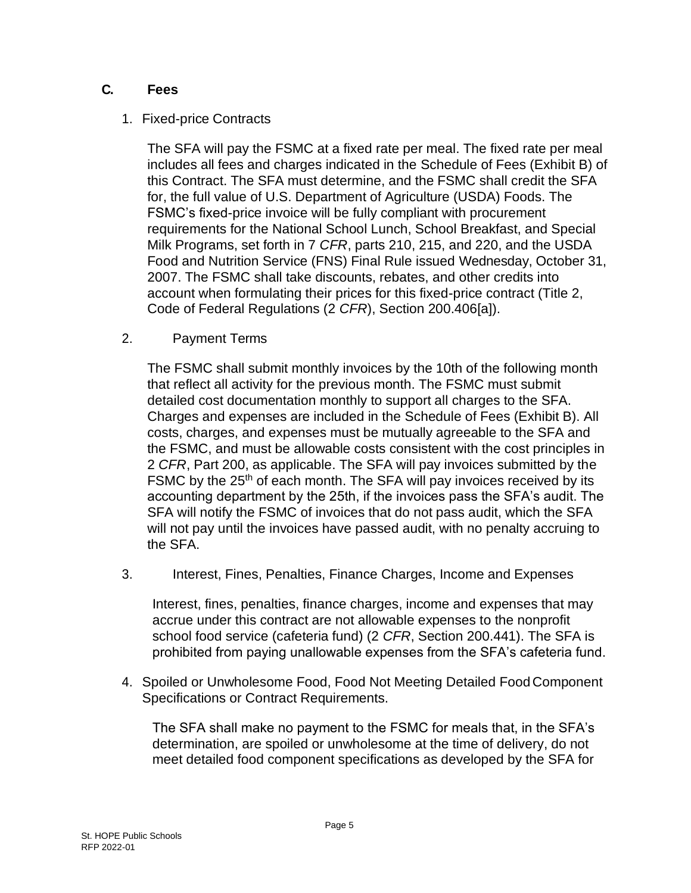## C. Fees

1. Fixed-price Contracts

   The SFA will pay the FSMC at a fixed rate per meal. The fixed rate per meal includes all fees and charges indicated in the Schedule of Fees (Exhibit B) of this Contract. The SFA must determine, and the FSMC shall credit the SFA for, the full value of U.S. Department of Agriculture (USDA) Foods. The FSMC's fixed-price invoice will be fully compliant with procurement requirements for the National School Lunch, School Breakfast, and Special Milk Programs, set forth in 7 *CFR*, parts 210, 215, and 220, and the USDA Food and Nutrition Service (FNS) Final Rule issued Wednesday, October 31, 2007. The FSMC shall take discounts, rebates, and other credits into account when formulating their prices for this fixed-price contract (Title 2, Code of Federal Regulations (2 *CFR*), Section 200.406[a]).

2. Payment Terms

   The FSMC shall submit monthly invoices by the 10th of the following month that reflect all activity for the previous month. The FSMC must submit detailed cost documentation monthly to support all charges to the SFA. Charges and expenses are included in the Schedule of Fees (Exhibit B). All costs, charges, and expenses must be mutually agreeable to the SFA and the FSMC, and must be allowable costs consistent with the cost principles in 2 *CFR*, Part 200, as applicable. The SFA will pay invoices submitted by the FSMC by the 25th of each month. The SFA will pay invoices received by its accounting department by the 25th, if the invoices pass the SFA's audit. The SFA will notify the FSMC of invoices that do not pass audit, which the SFA will not pay until the invoices have passed audit, with no penalty accruing to the SFA.

3. Interest, Fines, Penalties, Finance Charges, Income and Expenses

   Interest, fines, penalties, finance charges, income and expenses that may accrue under this contract are not allowable expenses to the nonprofit school food service (cafeteria fund) (2 *CFR*, Section 200.441). The SFA is prohibited from paying unallowable expenses from the SFA's cafeteria fund.

4. Spoiled or Unwholesome Food, Food Not Meeting Detailed Food Component Specifications or Contract Requirements.

   The SFA shall make no payment to the FSMC for meals that, in the SFA's determination, are spoiled or unwholesome at the time of delivery, do not meet detailed food component specifications as developed by the SFA for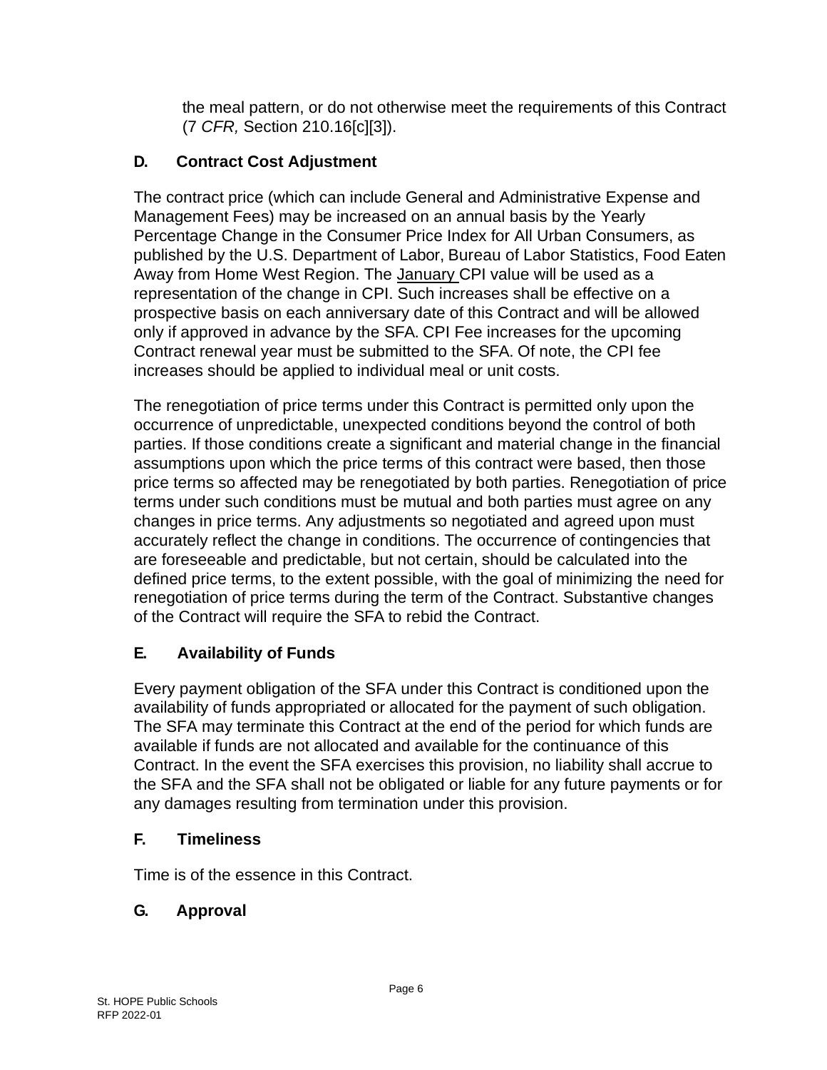the meal pattern, or do not otherwise meet the requirements of this Contract (7 *CFR,* Section 210.16[c][3]).

### D. Contract Cost Adjustment

The contract price (which can include General and Administrative Expense and Management Fees) may be increased on an annual basis by the Yearly Percentage Change in the Consumer Price Index for All Urban Consumers, as published by the U.S. Department of Labor, Bureau of Labor Statistics, Food Eaten Away from Home West Region. The January CPI value will be used as a representation of the change in CPI. Such increases shall be effective on a prospective basis on each anniversary date of this Contract and will be allowed only if approved in advance by the SFA. CPI Fee increases for the upcoming Contract renewal year must be submitted to the SFA. Of note, the CPI fee increases should be applied to individual meal or unit costs.

The renegotiation of price terms under this Contract is permitted only upon the occurrence of unpredictable, unexpected conditions beyond the control of both parties. If those conditions create a significant and material change in the financial assumptions upon which the price terms of this contract were based, then those price terms so affected may be renegotiated by both parties. Renegotiation of price terms under such conditions must be mutual and both parties must agree on any changes in price terms. Any adjustments so negotiated and agreed upon must accurately reflect the change in conditions. The occurrence of contingencies that are foreseeable and predictable, but not certain, should be calculated into the defined price terms, to the extent possible, with the goal of minimizing the need for renegotiation of price terms during the term of the Contract. Substantive changes of the Contract will require the SFA to rebid the Contract.

### E. Availability of Funds

Every payment obligation of the SFA under this Contract is conditioned upon the availability of funds appropriated or allocated for the payment of such obligation. The SFA may terminate this Contract at the end of the period for which funds are available if funds are not allocated and available for the continuance of this Contract. In the event the SFA exercises this provision, no liability shall accrue to the SFA and the SFA shall not be obligated or liable for any future payments or for any damages resulting from termination under this provision.

### F. Timeliness

Time is of the essence in this Contract.

### G. Approval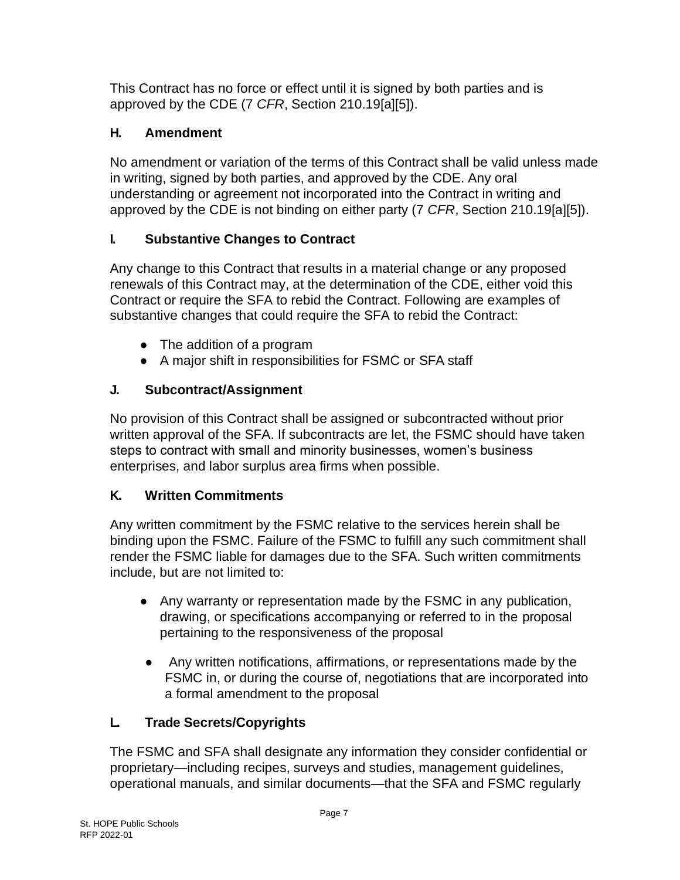This Contract has no force or effect until it is signed by both parties and is approved by the CDE (7 *CFR*, Section 210.19[a][5]).

### H. Amendment

No amendment or variation of the terms of this Contract shall be valid unless made in writing, signed by both parties, and approved by the CDE. Any oral understanding or agreement not incorporated into the Contract in writing and approved by the CDE is not binding on either party (7 *CFR*, Section 210.19[a][5]).

### I. Substantive Changes to Contract

Any change to this Contract that results in a material change or any proposed renewals of this Contract may, at the determination of the CDE, either void this Contract or require the SFA to rebid the Contract. Following are examples of substantive changes that could require the SFA to rebid the Contract:

- The addition of a program
- A major shift in responsibilities for FSMC or SFA staff

### J. Subcontract/Assignment

No provision of this Contract shall be assigned or subcontracted without prior written approval of the SFA. If subcontracts are let, the FSMC should have taken steps to contract with small and minority businesses, women's business enterprises, and labor surplus area firms when possible.

### K. Written Commitments

Any written commitment by the FSMC relative to the services herein shall be binding upon the FSMC. Failure of the FSMC to fulfill any such commitment shall render the FSMC liable for damages due to the SFA. Such written commitments include, but are not limited to:

- Any warranty or representation made by the FSMC in any publication, drawing, or specifications accompanying or referred to in the proposal pertaining to the responsiveness of the proposal
- Any written notifications, affirmations, or representations made by the FSMC in, or during the course of, negotiations that are incorporated into a formal amendment to the proposal

### L. Trade Secrets/Copyrights

The FSMC and SFA shall designate any information they consider confidential or proprietary—including recipes, surveys and studies, management guidelines, operational manuals, and similar documents—that the SFA and FSMC regularly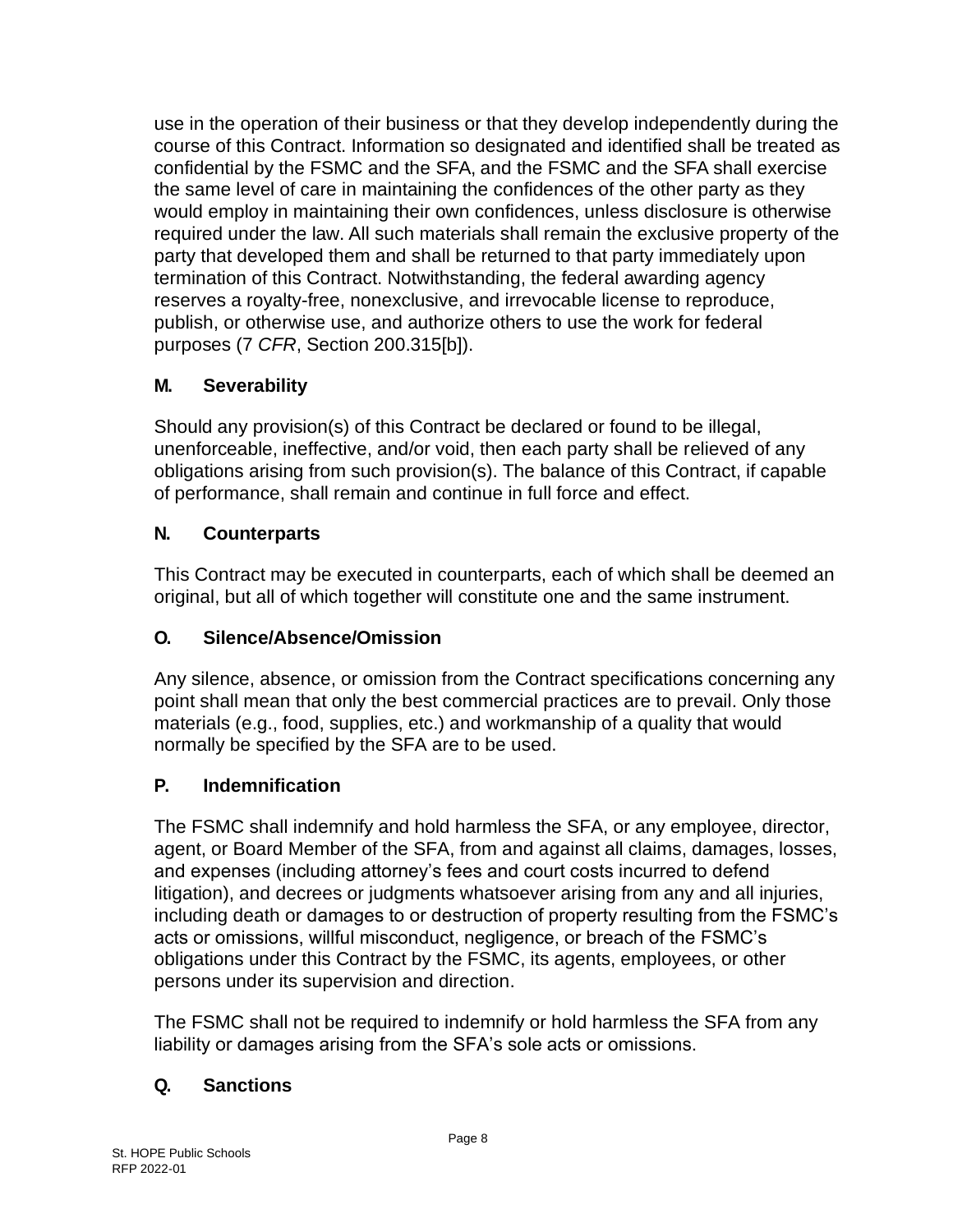use in the operation of their business or that they develop independently during the course of this Contract. Information so designated and identified shall be treated as confidential by the FSMC and the SFA, and the FSMC and the SFA shall exercise the same level of care in maintaining the confidences of the other party as they would employ in maintaining their own confidences, unless disclosure is otherwise required under the law. All such materials shall remain the exclusive property of the party that developed them and shall be returned to that party immediately upon termination of this Contract. Notwithstanding, the federal awarding agency reserves a royalty-free, nonexclusive, and irrevocable license to reproduce, publish, or otherwise use, and authorize others to use the work for federal purposes (7 *CFR*, Section 200.315[b]).

### M. Severability

Should any provision(s) of this Contract be declared or found to be illegal, unenforceable, ineffective, and/or void, then each party shall be relieved of any obligations arising from such provision(s). The balance of this Contract, if capable of performance, shall remain and continue in full force and effect.

### N. Counterparts

This Contract may be executed in counterparts, each of which shall be deemed an original, but all of which together will constitute one and the same instrument.

### O. Silence/Absence/Omission

Any silence, absence, or omission from the Contract specifications concerning any point shall mean that only the best commercial practices are to prevail. Only those materials (e.g., food, supplies, etc.) and workmanship of a quality that would normally be specified by the SFA are to be used.

### P. Indemnification

The FSMC shall indemnify and hold harmless the SFA, or any employee, director, agent, or Board Member of the SFA, from and against all claims, damages, losses, and expenses (including attorney's fees and court costs incurred to defend litigation), and decrees or judgments whatsoever arising from any and all injuries, including death or damages to or destruction of property resulting from the FSMC's acts or omissions, willful misconduct, negligence, or breach of the FSMC's obligations under this Contract by the FSMC, its agents, employees, or other persons under its supervision and direction.

The FSMC shall not be required to indemnify or hold harmless the SFA from any liability or damages arising from the SFA's sole acts or omissions.

### Q. Sanctions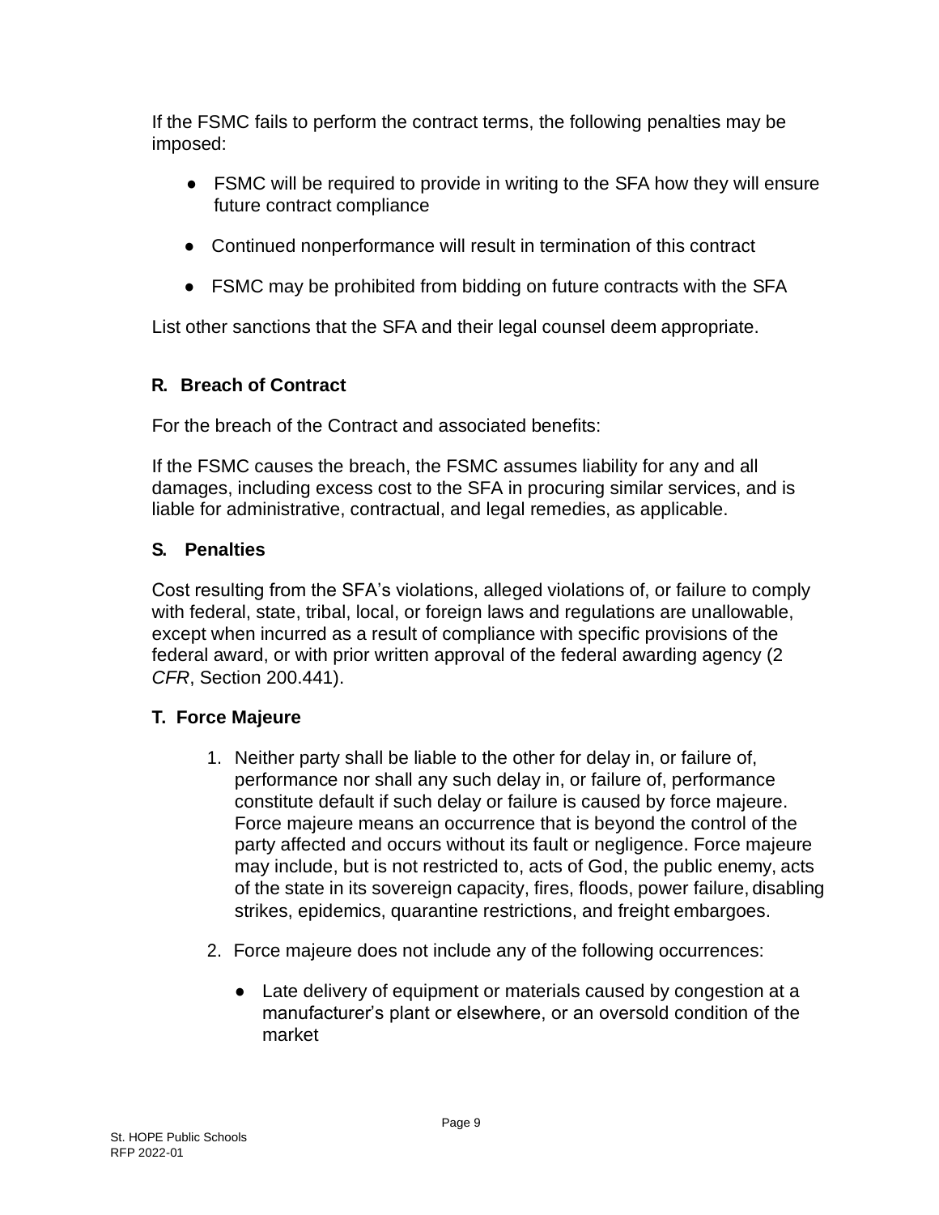If the FSMC fails to perform the contract terms, the following penalties may be imposed:

- FSMC will be required to provide in writing to the SFA how they will ensure future contract compliance
- Continued nonperformance will result in termination of this contract
- FSMC may be prohibited from bidding on future contracts with the SFA

List other sanctions that the SFA and their legal counsel deem appropriate.

### R. Breach of Contract

For the breach of the Contract and associated benefits:

If the FSMC causes the breach, the FSMC assumes liability for any and all damages, including excess cost to the SFA in procuring similar services, and is liable for administrative, contractual, and legal remedies, as applicable.

### S. Penalties

Cost resulting from the SFA's violations, alleged violations of, or failure to comply with federal, state, tribal, local, or foreign laws and regulations are unallowable, except when incurred as a result of compliance with specific provisions of the federal award, or with prior written approval of the federal awarding agency (2 *CFR*, Section 200.441).

### T. Force Majeure

1. Neither party shall be liable to the other for delay in, or failure of, performance nor shall any such delay in, or failure of, performance constitute default if such delay or failure is caused by force majeure. Force majeure means an occurrence that is beyond the control of the party affected and occurs without its fault or negligence. Force majeure may include, but is not restricted to, acts of God, the public enemy, acts of the state in its sovereign capacity, fires, floods, power failure, disabling strikes, epidemics, quarantine restrictions, and freight embargoes.
2. Force majeure does not include any of the following occurrences:
   - Late delivery of equipment or materials caused by congestion at a manufacturer's plant or elsewhere, or an oversold condition of the market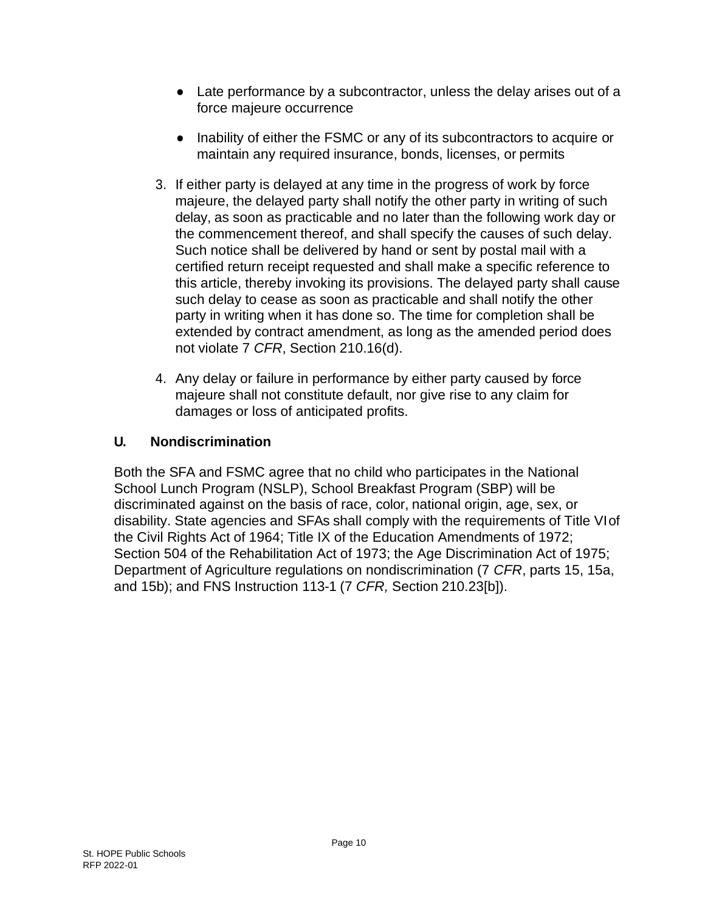- Late performance by a subcontractor, unless the delay arises out of a force majeure occurrence
- Inability of either the FSMC or any of its subcontractors to acquire or maintain any required insurance, bonds, licenses, or permits

3. If either party is delayed at any time in the progress of work by force majeure, the delayed party shall notify the other party in writing of such delay, as soon as practicable and no later than the following work day or the commencement thereof, and shall specify the causes of such delay. Such notice shall be delivered by hand or sent by postal mail with a certified return receipt requested and shall make a specific reference to this article, thereby invoking its provisions. The delayed party shall cause such delay to cease as soon as practicable and shall notify the other party in writing when it has done so. The time for completion shall be extended by contract amendment, as long as the amended period does not violate 7 *CFR*, Section 210.16(d).

4. Any delay or failure in performance by either party caused by force majeure shall not constitute default, nor give rise to any claim for damages or loss of anticipated profits.

### U. Nondiscrimination

Both the SFA and FSMC agree that no child who participates in the National School Lunch Program (NSLP), School Breakfast Program (SBP) will be discriminated against on the basis of race, color, national origin, age, sex, or disability. State agencies and SFAs shall comply with the requirements of Title VI of the Civil Rights Act of 1964; Title IX of the Education Amendments of 1972; Section 504 of the Rehabilitation Act of 1973; the Age Discrimination Act of 1975; Department of Agriculture regulations on nondiscrimination (7 *CFR*, parts 15, 15a, and 15b); and FNS Instruction 113-1 (7 *CFR,* Section 210.23[b]).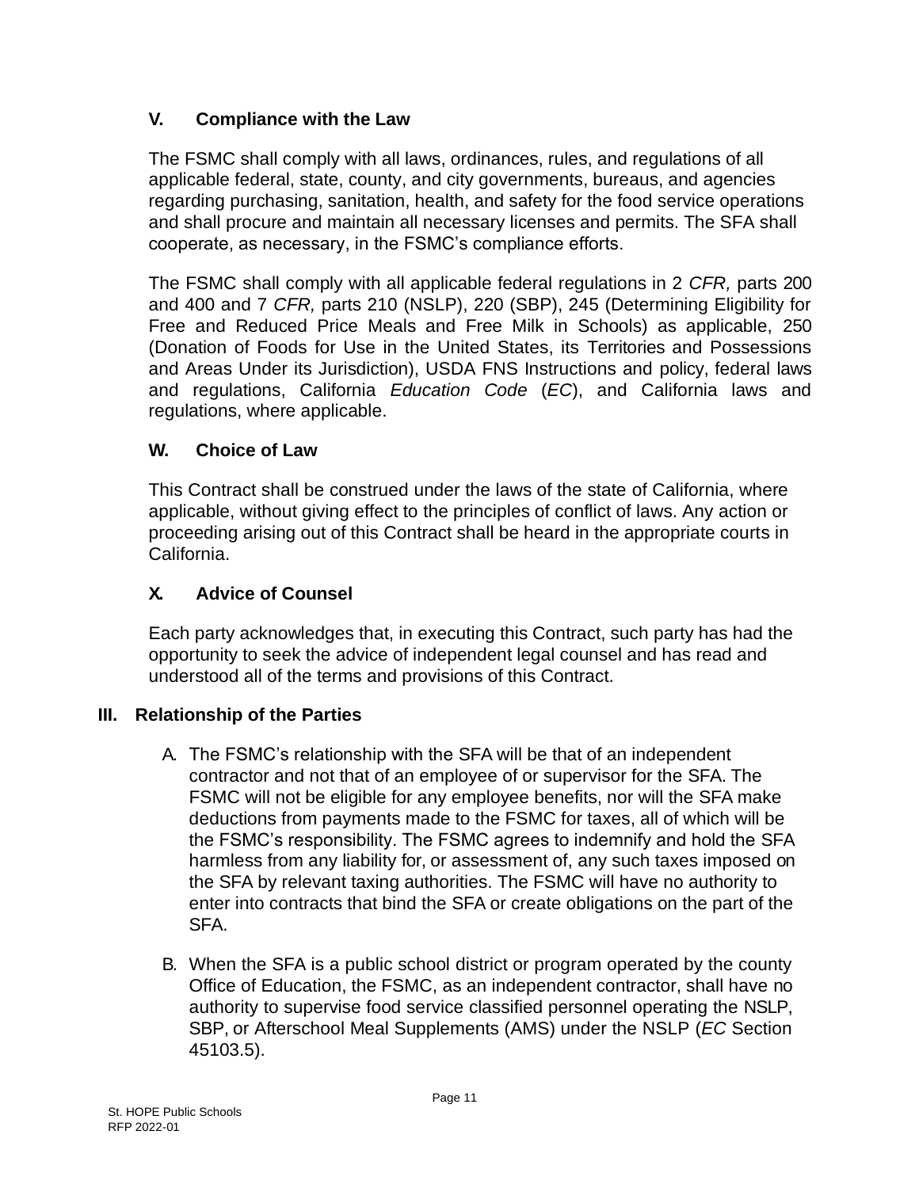### V. Compliance with the Law

The FSMC shall comply with all laws, ordinances, rules, and regulations of all applicable federal, state, county, and city governments, bureaus, and agencies regarding purchasing, sanitation, health, and safety for the food service operations and shall procure and maintain all necessary licenses and permits. The SFA shall cooperate, as necessary, in the FSMC's compliance efforts.

The FSMC shall comply with all applicable federal regulations in 2 *CFR,* parts 200 and 400 and 7 *CFR,* parts 210 (NSLP), 220 (SBP), 245 (Determining Eligibility for Free and Reduced Price Meals and Free Milk in Schools) as applicable, 250 (Donation of Foods for Use in the United States, its Territories and Possessions and Areas Under its Jurisdiction), USDA FNS Instructions and policy, federal laws and regulations, California *Education Code* (*EC*), and California laws and regulations, where applicable.

### W. Choice of Law

This Contract shall be construed under the laws of the state of California, where applicable, without giving effect to the principles of conflict of laws. Any action or proceeding arising out of this Contract shall be heard in the appropriate courts in California.

### X. Advice of Counsel

Each party acknowledges that, in executing this Contract, such party has had the opportunity to seek the advice of independent legal counsel and has read and understood all of the terms and provisions of this Contract.

## III. Relationship of the Parties

A. The FSMC's relationship with the SFA will be that of an independent contractor and not that of an employee of or supervisor for the SFA. The FSMC will not be eligible for any employee benefits, nor will the SFA make deductions from payments made to the FSMC for taxes, all of which will be the FSMC's responsibility. The FSMC agrees to indemnify and hold the SFA harmless from any liability for, or assessment of, any such taxes imposed on the SFA by relevant taxing authorities. The FSMC will have no authority to enter into contracts that bind the SFA or create obligations on the part of the SFA.

B. When the SFA is a public school district or program operated by the county Office of Education, the FSMC, as an independent contractor, shall have no authority to supervise food service classified personnel operating the NSLP, SBP, or Afterschool Meal Supplements (AMS) under the NSLP (*EC* Section 45103.5).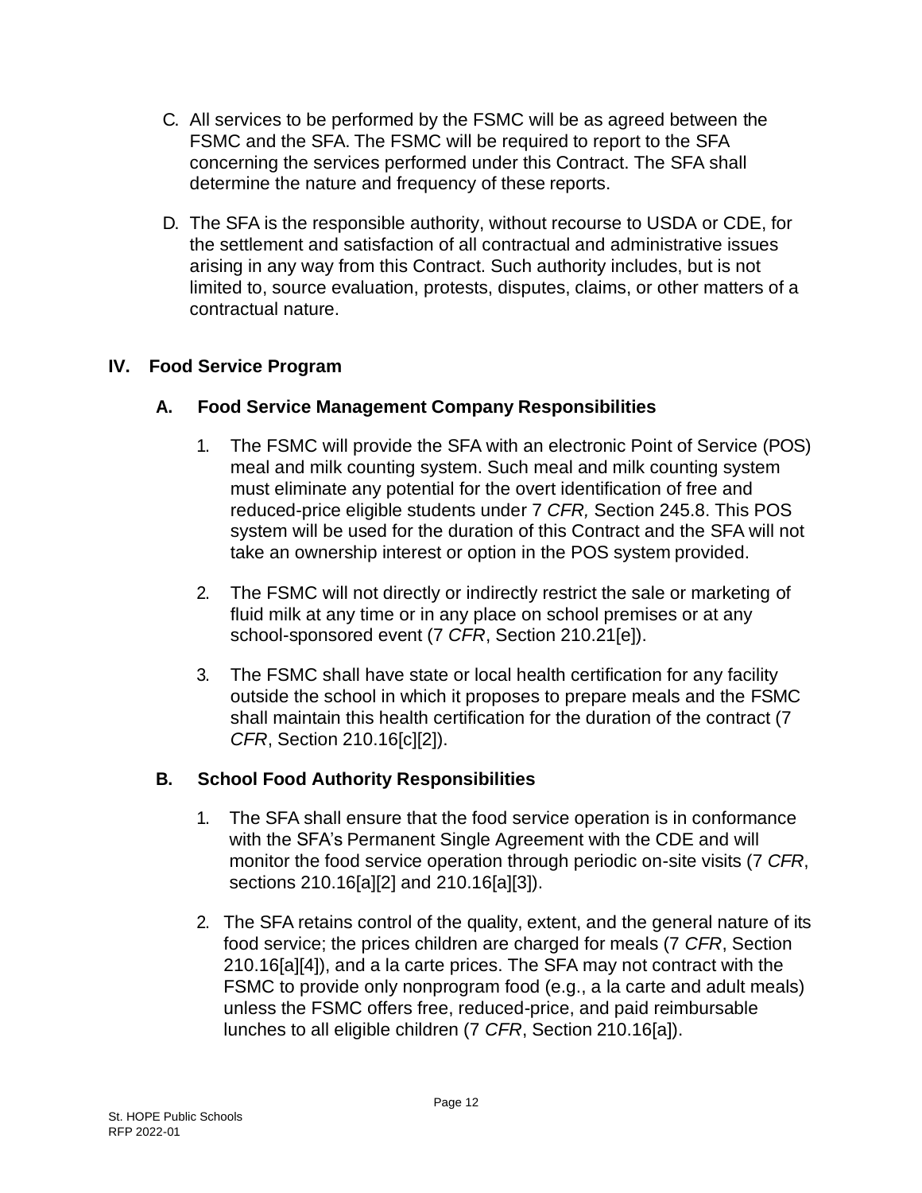C. All services to be performed by the FSMC will be as agreed between the FSMC and the SFA. The FSMC will be required to report to the SFA concerning the services performed under this Contract. The SFA shall determine the nature and frequency of these reports.

D. The SFA is the responsible authority, without recourse to USDA or CDE, for the settlement and satisfaction of all contractual and administrative issues arising in any way from this Contract. Such authority includes, but is not limited to, source evaluation, protests, disputes, claims, or other matters of a contractual nature.

## IV. Food Service Program

### A. Food Service Management Company Responsibilities

1. The FSMC will provide the SFA with an electronic Point of Service (POS) meal and milk counting system. Such meal and milk counting system must eliminate any potential for the overt identification of free and reduced-price eligible students under 7 *CFR,* Section 245.8. This POS system will be used for the duration of this Contract and the SFA will not take an ownership interest or option in the POS system provided.

2. The FSMC will not directly or indirectly restrict the sale or marketing of fluid milk at any time or in any place on school premises or at any school-sponsored event (7 *CFR*, Section 210.21[e]).

3. The FSMC shall have state or local health certification for any facility outside the school in which it proposes to prepare meals and the FSMC shall maintain this health certification for the duration of the contract (7 *CFR*, Section 210.16[c][2]).

### B. School Food Authority Responsibilities

1. The SFA shall ensure that the food service operation is in conformance with the SFA's Permanent Single Agreement with the CDE and will monitor the food service operation through periodic on-site visits (7 *CFR*, sections 210.16[a][2] and 210.16[a][3]).

2. The SFA retains control of the quality, extent, and the general nature of its food service; the prices children are charged for meals (7 *CFR*, Section 210.16[a][4]), and a la carte prices. The SFA may not contract with the FSMC to provide only nonprogram food (e.g., a la carte and adult meals) unless the FSMC offers free, reduced-price, and paid reimbursable lunches to all eligible children (7 *CFR*, Section 210.16[a]).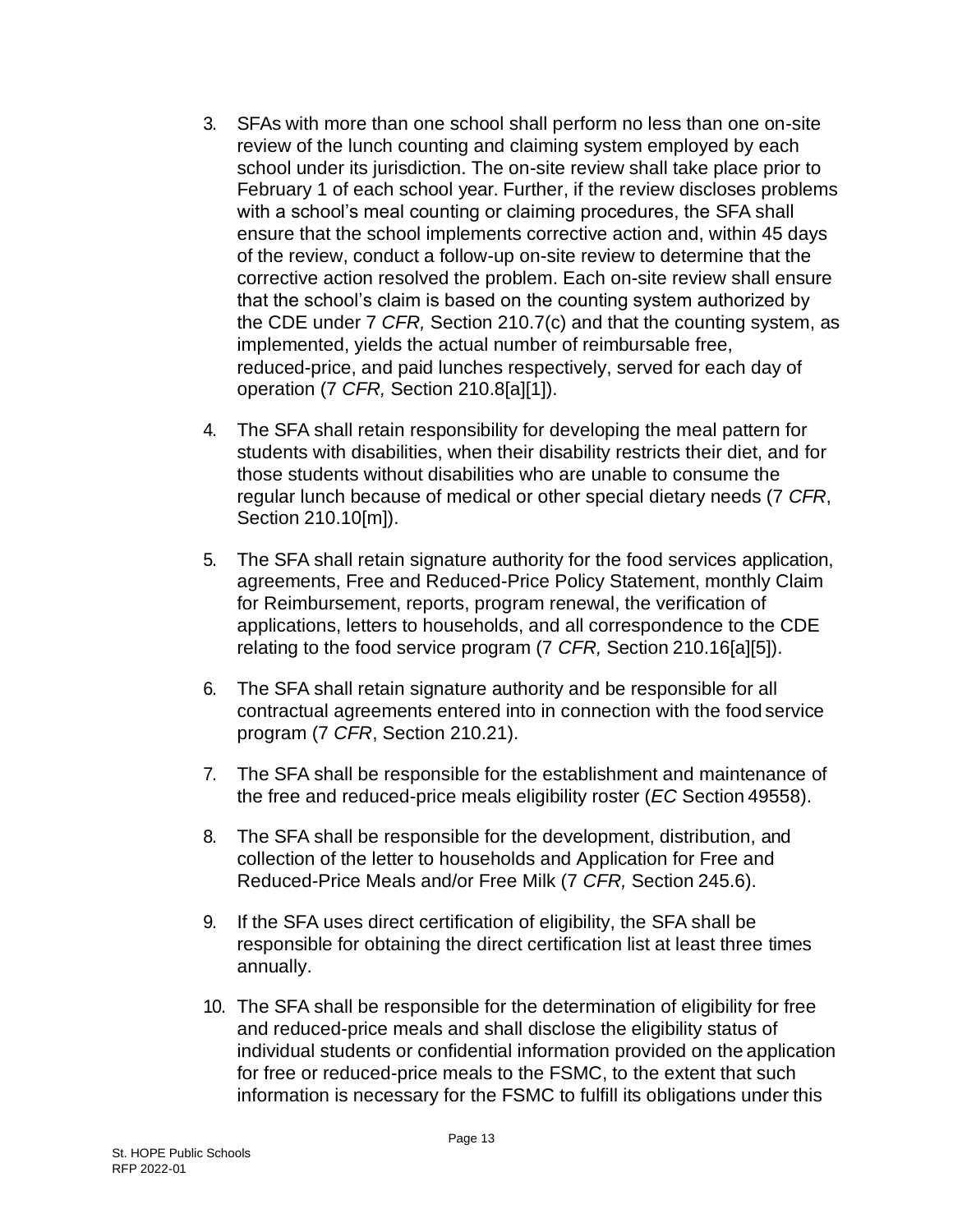3. SFAs with more than one school shall perform no less than one on-site review of the lunch counting and claiming system employed by each school under its jurisdiction. The on-site review shall take place prior to February 1 of each school year. Further, if the review discloses problems with a school's meal counting or claiming procedures, the SFA shall ensure that the school implements corrective action and, within 45 days of the review, conduct a follow-up on-site review to determine that the corrective action resolved the problem. Each on-site review shall ensure that the school's claim is based on the counting system authorized by the CDE under 7 *CFR,* Section 210.7(c) and that the counting system, as implemented, yields the actual number of reimbursable free, reduced-price, and paid lunches respectively, served for each day of operation (7 *CFR,* Section 210.8[a][1]).

4. The SFA shall retain responsibility for developing the meal pattern for students with disabilities, when their disability restricts their diet, and for those students without disabilities who are unable to consume the regular lunch because of medical or other special dietary needs (7 *CFR*, Section 210.10[m]).

5. The SFA shall retain signature authority for the food services application, agreements, Free and Reduced-Price Policy Statement, monthly Claim for Reimbursement, reports, program renewal, the verification of applications, letters to households, and all correspondence to the CDE relating to the food service program (7 *CFR,* Section 210.16[a][5]).

6. The SFA shall retain signature authority and be responsible for all contractual agreements entered into in connection with the food service program (7 *CFR*, Section 210.21).

7. The SFA shall be responsible for the establishment and maintenance of the free and reduced-price meals eligibility roster (*EC* Section 49558).

8. The SFA shall be responsible for the development, distribution, and collection of the letter to households and Application for Free and Reduced-Price Meals and/or Free Milk (7 *CFR,* Section 245.6).

9. If the SFA uses direct certification of eligibility, the SFA shall be responsible for obtaining the direct certification list at least three times annually.

10. The SFA shall be responsible for the determination of eligibility for free and reduced-price meals and shall disclose the eligibility status of individual students or confidential information provided on the application for free or reduced-price meals to the FSMC, to the extent that such information is necessary for the FSMC to fulfill its obligations under this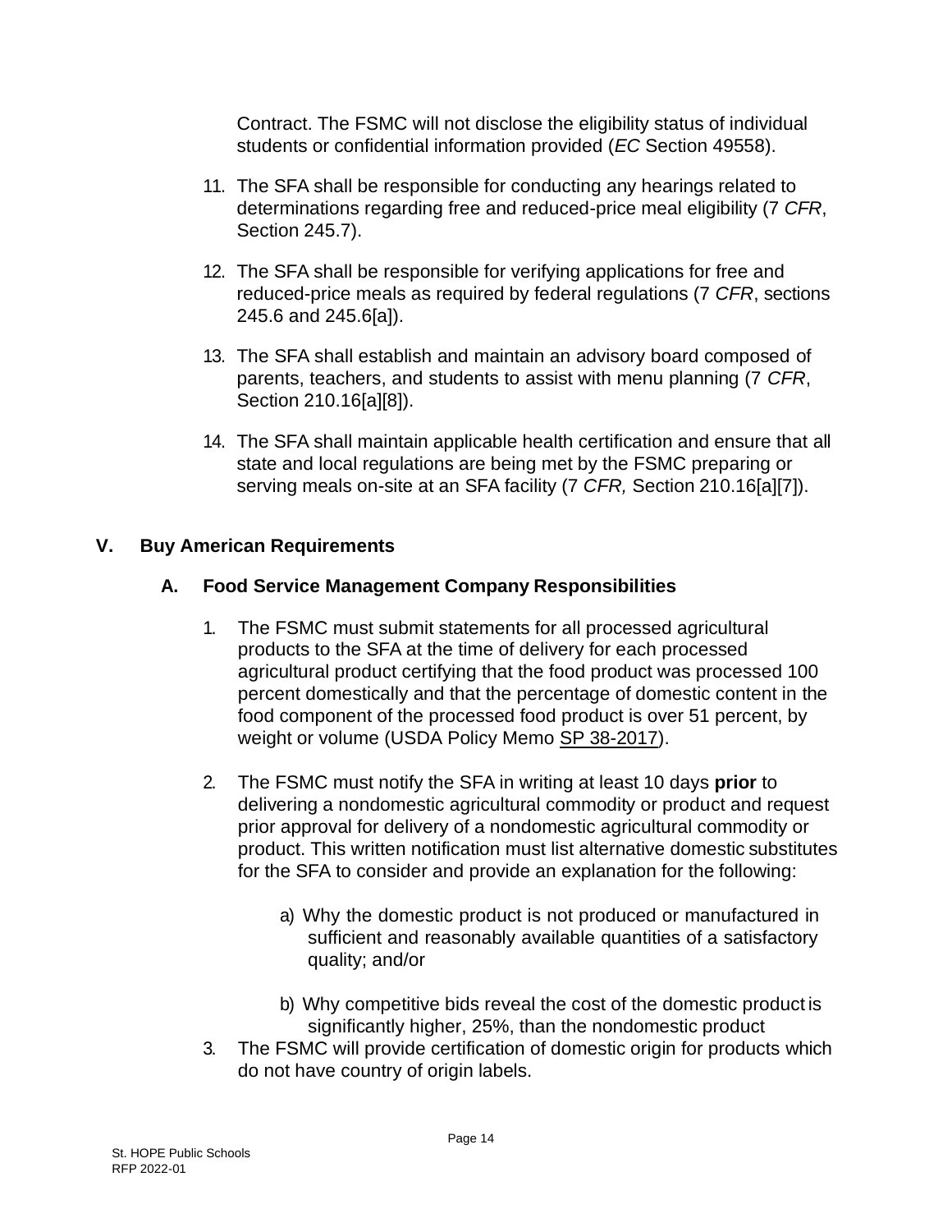Contract. The FSMC will not disclose the eligibility status of individual students or confidential information provided (*EC* Section 49558).

11. The SFA shall be responsible for conducting any hearings related to determinations regarding free and reduced-price meal eligibility (7 *CFR*, Section 245.7).

12. The SFA shall be responsible for verifying applications for free and reduced-price meals as required by federal regulations (7 *CFR*, sections 245.6 and 245.6[a]).

13. The SFA shall establish and maintain an advisory board composed of parents, teachers, and students to assist with menu planning (7 *CFR*, Section 210.16[a][8]).

14. The SFA shall maintain applicable health certification and ensure that all state and local regulations are being met by the FSMC preparing or serving meals on-site at an SFA facility (7 *CFR,* Section 210.16[a][7]).

## V. Buy American Requirements

### A. Food Service Management Company Responsibilities

1. The FSMC must submit statements for all processed agricultural products to the SFA at the time of delivery for each processed agricultural product certifying that the food product was processed 100 percent domestically and that the percentage of domestic content in the food component of the processed food product is over 51 percent, by weight or volume (USDA Policy Memo SP 38-2017).

2. The FSMC must notify the SFA in writing at least 10 days **prior** to delivering a nondomestic agricultural commodity or product and request prior approval for delivery of a nondomestic agricultural commodity or product. This written notification must list alternative domestic substitutes for the SFA to consider and provide an explanation for the following:

   a) Why the domestic product is not produced or manufactured in sufficient and reasonably available quantities of a satisfactory quality; and/or

   b) Why competitive bids reveal the cost of the domestic product is significantly higher, 25%, than the nondomestic product

3. The FSMC will provide certification of domestic origin for products which do not have country of origin labels.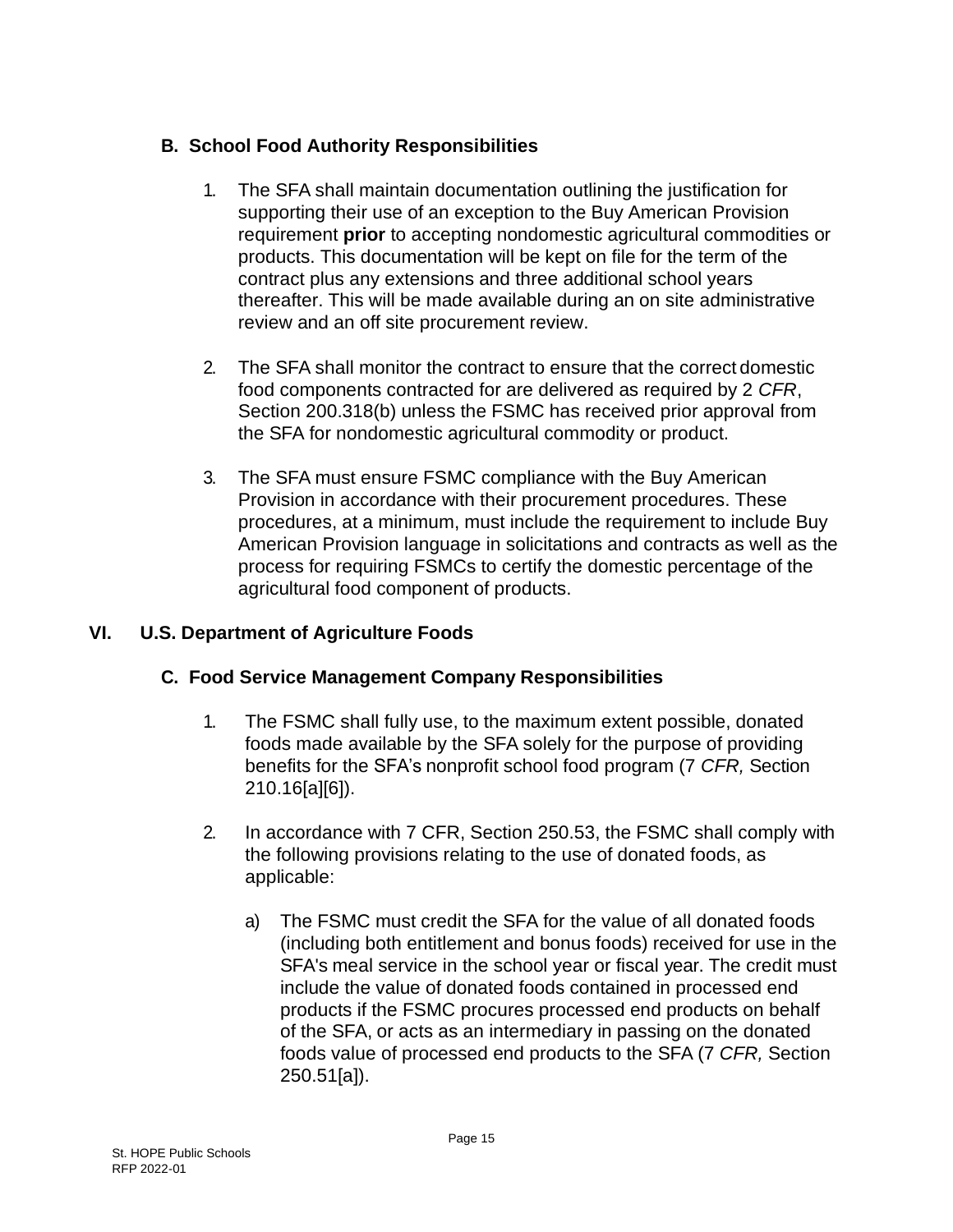### B. School Food Authority Responsibilities

1. The SFA shall maintain documentation outlining the justification for supporting their use of an exception to the Buy American Provision requirement **prior** to accepting nondomestic agricultural commodities or products. This documentation will be kept on file for the term of the contract plus any extensions and three additional school years thereafter. This will be made available during an on site administrative review and an off site procurement review.

2. The SFA shall monitor the contract to ensure that the correct domestic food components contracted for are delivered as required by 2 *CFR*, Section 200.318(b) unless the FSMC has received prior approval from the SFA for nondomestic agricultural commodity or product.

3. The SFA must ensure FSMC compliance with the Buy American Provision in accordance with their procurement procedures. These procedures, at a minimum, must include the requirement to include Buy American Provision language in solicitations and contracts as well as the process for requiring FSMCs to certify the domestic percentage of the agricultural food component of products.

## VI. U.S. Department of Agriculture Foods

### C. Food Service Management Company Responsibilities

1. The FSMC shall fully use, to the maximum extent possible, donated foods made available by the SFA solely for the purpose of providing benefits for the SFA's nonprofit school food program (7 *CFR,* Section 210.16[a][6]).

2. In accordance with 7 CFR, Section 250.53, the FSMC shall comply with the following provisions relating to the use of donated foods, as applicable:

   a) The FSMC must credit the SFA for the value of all donated foods (including both entitlement and bonus foods) received for use in the SFA's meal service in the school year or fiscal year. The credit must include the value of donated foods contained in processed end products if the FSMC procures processed end products on behalf of the SFA, or acts as an intermediary in passing on the donated foods value of processed end products to the SFA (7 *CFR,* Section 250.51[a]).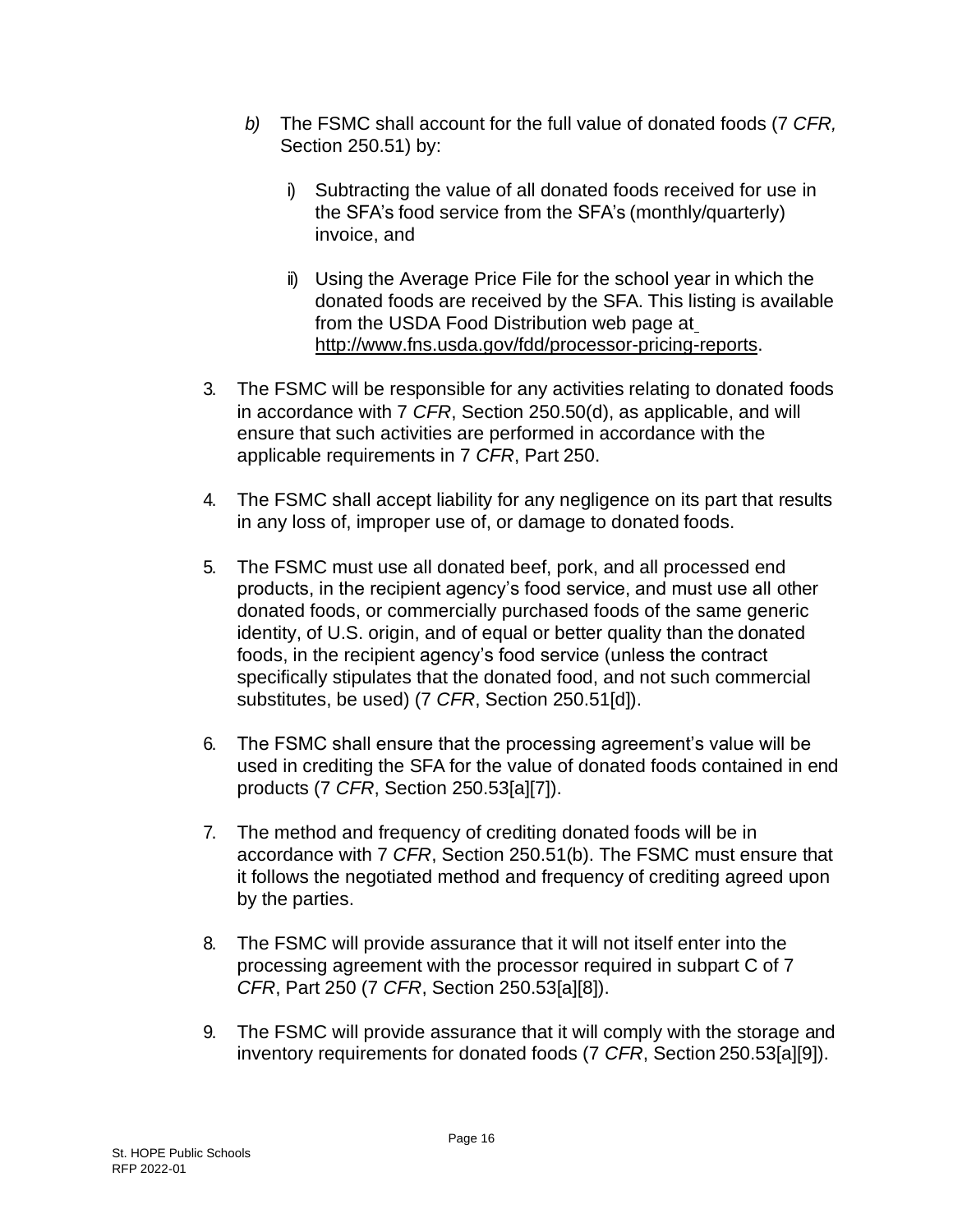b) The FSMC shall account for the full value of donated foods (7 *CFR,* Section 250.51) by:

   i) Subtracting the value of all donated foods received for use in the SFA's food service from the SFA's (monthly/quarterly) invoice, and

   ii) Using the Average Price File for the school year in which the donated foods are received by the SFA. This listing is available from the USDA Food Distribution web page at http://www.fns.usda.gov/fdd/processor-pricing-reports.

3. The FSMC will be responsible for any activities relating to donated foods in accordance with 7 *CFR*, Section 250.50(d), as applicable, and will ensure that such activities are performed in accordance with the applicable requirements in 7 *CFR*, Part 250.

4. The FSMC shall accept liability for any negligence on its part that results in any loss of, improper use of, or damage to donated foods.

5. The FSMC must use all donated beef, pork, and all processed end products, in the recipient agency's food service, and must use all other donated foods, or commercially purchased foods of the same generic identity, of U.S. origin, and of equal or better quality than the donated foods, in the recipient agency's food service (unless the contract specifically stipulates that the donated food, and not such commercial substitutes, be used) (7 *CFR*, Section 250.51[d]).

6. The FSMC shall ensure that the processing agreement's value will be used in crediting the SFA for the value of donated foods contained in end products (7 *CFR*, Section 250.53[a][7]).

7. The method and frequency of crediting donated foods will be in accordance with 7 *CFR*, Section 250.51(b). The FSMC must ensure that it follows the negotiated method and frequency of crediting agreed upon by the parties.

8. The FSMC will provide assurance that it will not itself enter into the processing agreement with the processor required in subpart C of 7 *CFR*, Part 250 (7 *CFR*, Section 250.53[a][8]).

9. The FSMC will provide assurance that it will comply with the storage and inventory requirements for donated foods (7 *CFR*, Section 250.53[a][9]).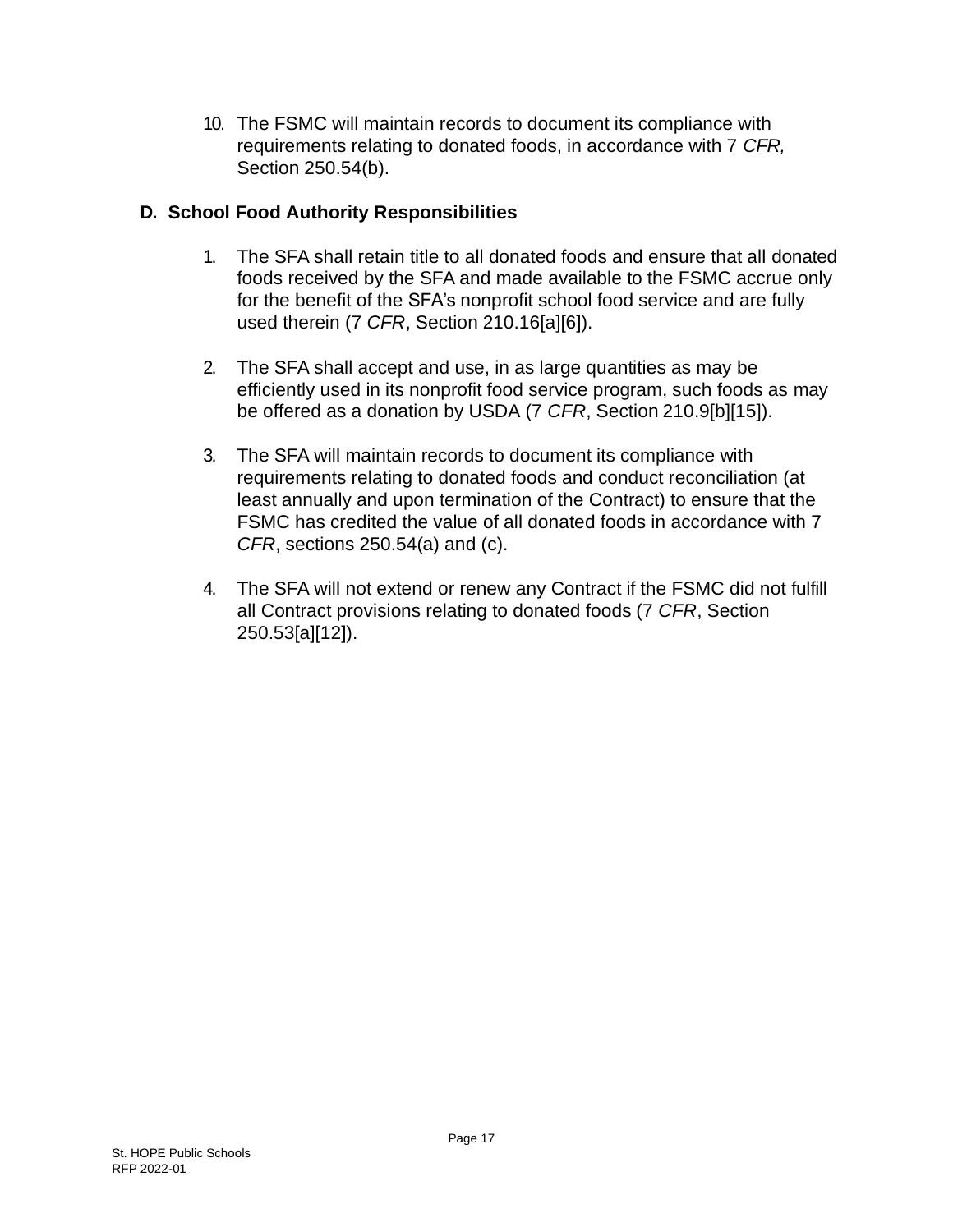10. The FSMC will maintain records to document its compliance with requirements relating to donated foods, in accordance with 7 *CFR,* Section 250.54(b).

## D. School Food Authority Responsibilities

1. The SFA shall retain title to all donated foods and ensure that all donated foods received by the SFA and made available to the FSMC accrue only for the benefit of the SFA's nonprofit school food service and are fully used therein (7 *CFR*, Section 210.16[a][6]).

2. The SFA shall accept and use, in as large quantities as may be efficiently used in its nonprofit food service program, such foods as may be offered as a donation by USDA (7 *CFR*, Section 210.9[b][15]).

3. The SFA will maintain records to document its compliance with requirements relating to donated foods and conduct reconciliation (at least annually and upon termination of the Contract) to ensure that the FSMC has credited the value of all donated foods in accordance with 7 *CFR*, sections 250.54(a) and (c).

4. The SFA will not extend or renew any Contract if the FSMC did not fulfill all Contract provisions relating to donated foods (7 *CFR*, Section 250.53[a][12]).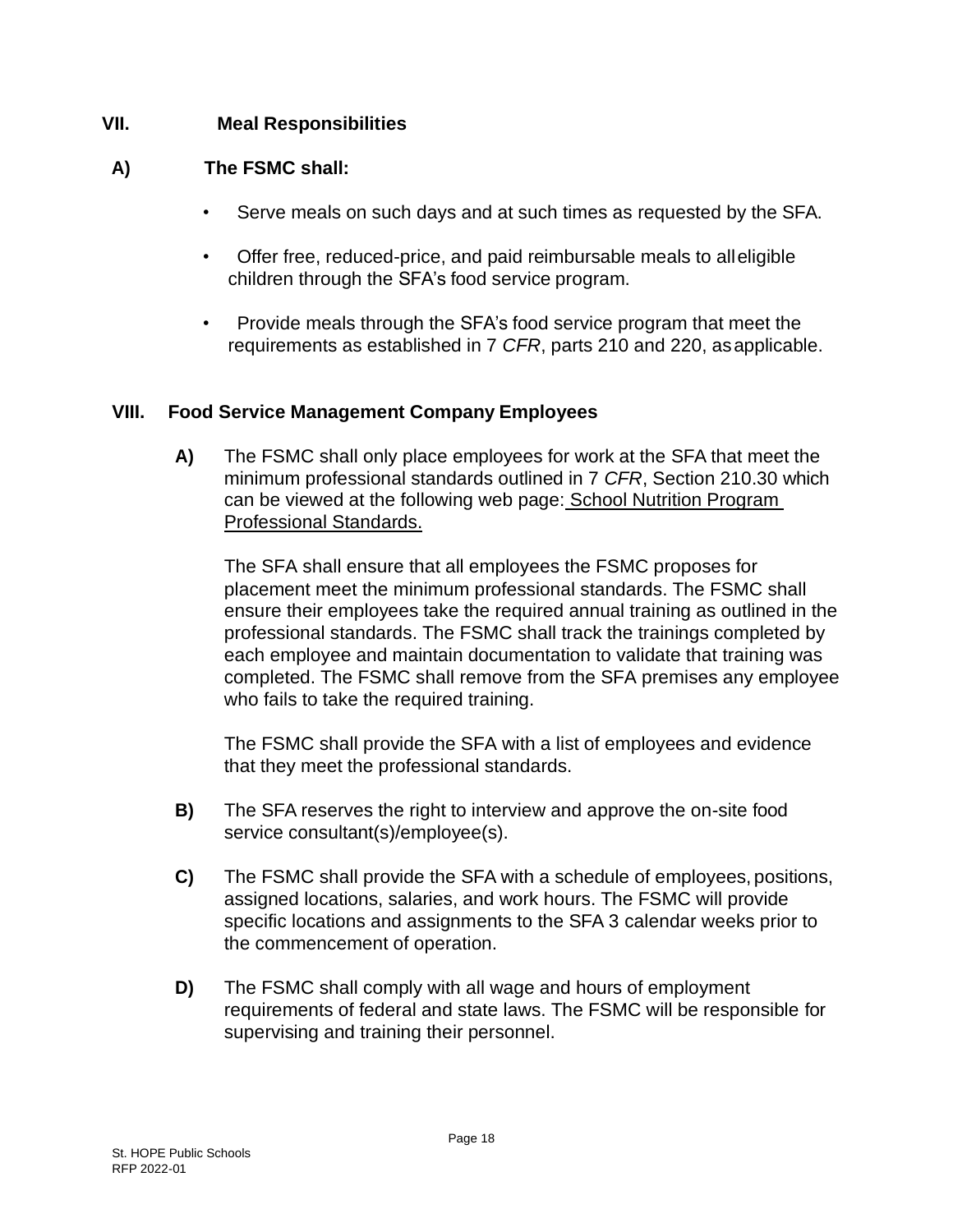## VII. Meal Responsibilities

### A) The FSMC shall:

- Serve meals on such days and at such times as requested by the SFA.
- Offer free, reduced-price, and paid reimbursable meals to all eligible children through the SFA's food service program.
- Provide meals through the SFA's food service program that meet the requirements as established in 7 *CFR*, parts 210 and 220, as applicable.

## VIII. Food Service Management Company Employees

**A)** The FSMC shall only place employees for work at the SFA that meet the minimum professional standards outlined in 7 *CFR*, Section 210.30 which can be viewed at the following web page: School Nutrition Program Professional Standards.

The SFA shall ensure that all employees the FSMC proposes for placement meet the minimum professional standards. The FSMC shall ensure their employees take the required annual training as outlined in the professional standards. The FSMC shall track the trainings completed by each employee and maintain documentation to validate that training was completed. The FSMC shall remove from the SFA premises any employee who fails to take the required training.

The FSMC shall provide the SFA with a list of employees and evidence that they meet the professional standards.

**B)** The SFA reserves the right to interview and approve the on-site food service consultant(s)/employee(s).

**C)** The FSMC shall provide the SFA with a schedule of employees, positions, assigned locations, salaries, and work hours. The FSMC will provide specific locations and assignments to the SFA 3 calendar weeks prior to the commencement of operation.

**D)** The FSMC shall comply with all wage and hours of employment requirements of federal and state laws. The FSMC will be responsible for supervising and training their personnel.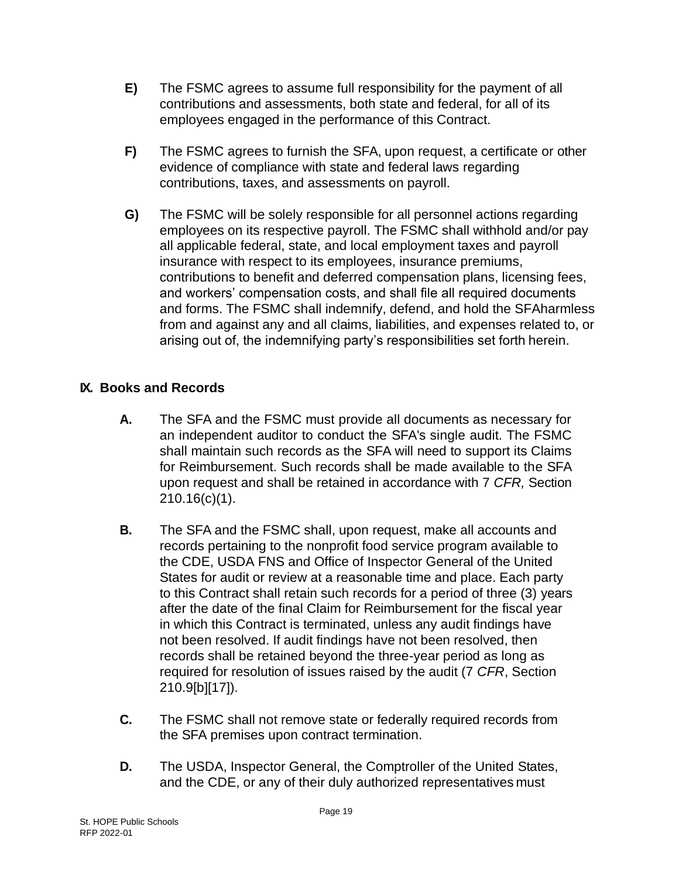**E)** The FSMC agrees to assume full responsibility for the payment of all contributions and assessments, both state and federal, for all of its employees engaged in the performance of this Contract.

**F)** The FSMC agrees to furnish the SFA, upon request, a certificate or other evidence of compliance with state and federal laws regarding contributions, taxes, and assessments on payroll.

**G)** The FSMC will be solely responsible for all personnel actions regarding employees on its respective payroll. The FSMC shall withhold and/or pay all applicable federal, state, and local employment taxes and payroll insurance with respect to its employees, insurance premiums, contributions to benefit and deferred compensation plans, licensing fees, and workers' compensation costs, and shall file all required documents and forms. The FSMC shall indemnify, defend, and hold the SFAharmless from and against any and all claims, liabilities, and expenses related to, or arising out of, the indemnifying party's responsibilities set forth herein.

## IX. Books and Records

**A.** The SFA and the FSMC must provide all documents as necessary for an independent auditor to conduct the SFA's single audit. The FSMC shall maintain such records as the SFA will need to support its Claims for Reimbursement. Such records shall be made available to the SFA upon request and shall be retained in accordance with 7 *CFR,* Section 210.16(c)(1).

**B.** The SFA and the FSMC shall, upon request, make all accounts and records pertaining to the nonprofit food service program available to the CDE, USDA FNS and Office of Inspector General of the United States for audit or review at a reasonable time and place. Each party to this Contract shall retain such records for a period of three (3) years after the date of the final Claim for Reimbursement for the fiscal year in which this Contract is terminated, unless any audit findings have not been resolved. If audit findings have not been resolved, then records shall be retained beyond the three-year period as long as required for resolution of issues raised by the audit (7 *CFR*, Section 210.9[b][17]).

**C.** The FSMC shall not remove state or federally required records from the SFA premises upon contract termination.

**D.** The USDA, Inspector General, the Comptroller of the United States, and the CDE, or any of their duly authorized representatives must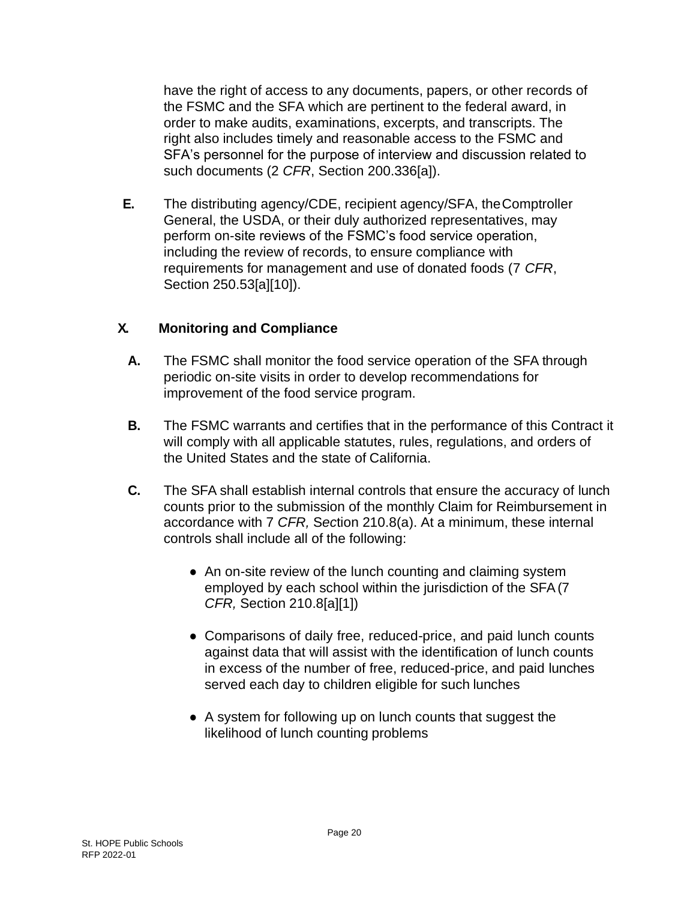have the right of access to any documents, papers, or other records of the FSMC and the SFA which are pertinent to the federal award, in order to make audits, examinations, excerpts, and transcripts. The right also includes timely and reasonable access to the FSMC and SFA's personnel for the purpose of interview and discussion related to such documents (2 *CFR*, Section 200.336[a]).

**E.** The distributing agency/CDE, recipient agency/SFA, the Comptroller General, the USDA, or their duly authorized representatives, may perform on-site reviews of the FSMC's food service operation, including the review of records, to ensure compliance with requirements for management and use of donated foods (7 *CFR*, Section 250.53[a][10]).

## X. Monitoring and Compliance

**A.** The FSMC shall monitor the food service operation of the SFA through periodic on-site visits in order to develop recommendations for improvement of the food service program.

**B.** The FSMC warrants and certifies that in the performance of this Contract it will comply with all applicable statutes, rules, regulations, and orders of the United States and the state of California.

**C.** The SFA shall establish internal controls that ensure the accuracy of lunch counts prior to the submission of the monthly Claim for Reimbursement in accordance with 7 *CFR, Sec*tion 210.8(a). At a minimum, these internal controls shall include all of the following:

- An on-site review of the lunch counting and claiming system employed by each school within the jurisdiction of the SFA (7 *CFR,* Section 210.8[a][1])
- Comparisons of daily free, reduced-price, and paid lunch counts against data that will assist with the identification of lunch counts in excess of the number of free, reduced-price, and paid lunches served each day to children eligible for such lunches
- A system for following up on lunch counts that suggest the likelihood of lunch counting problems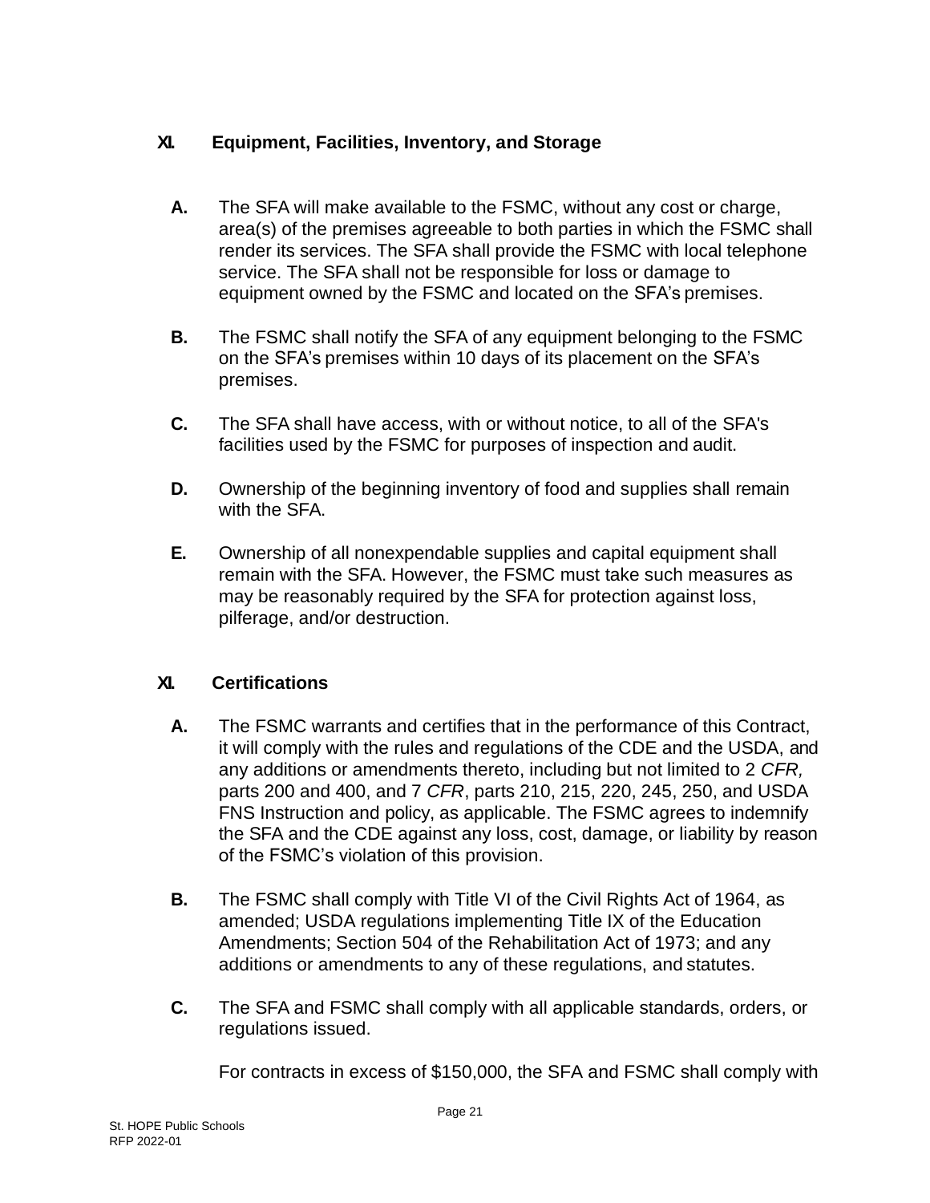## XI. Equipment, Facilities, Inventory, and Storage

**A.** The SFA will make available to the FSMC, without any cost or charge, area(s) of the premises agreeable to both parties in which the FSMC shall render its services. The SFA shall provide the FSMC with local telephone service. The SFA shall not be responsible for loss or damage to equipment owned by the FSMC and located on the SFA's premises.

**B.** The FSMC shall notify the SFA of any equipment belonging to the FSMC on the SFA's premises within 10 days of its placement on the SFA's premises.

**C.** The SFA shall have access, with or without notice, to all of the SFA's facilities used by the FSMC for purposes of inspection and audit.

**D.** Ownership of the beginning inventory of food and supplies shall remain with the SFA.

**E.** Ownership of all nonexpendable supplies and capital equipment shall remain with the SFA. However, the FSMC must take such measures as may be reasonably required by the SFA for protection against loss, pilferage, and/or destruction.

## XI. Certifications

**A.** The FSMC warrants and certifies that in the performance of this Contract, it will comply with the rules and regulations of the CDE and the USDA, and any additions or amendments thereto, including but not limited to 2 *CFR,* parts 200 and 400, and 7 *CFR*, parts 210, 215, 220, 245, 250, and USDA FNS Instruction and policy, as applicable. The FSMC agrees to indemnify the SFA and the CDE against any loss, cost, damage, or liability by reason of the FSMC's violation of this provision.

**B.** The FSMC shall comply with Title VI of the Civil Rights Act of 1964, as amended; USDA regulations implementing Title IX of the Education Amendments; Section 504 of the Rehabilitation Act of 1973; and any additions or amendments to any of these regulations, and statutes.

**C.** The SFA and FSMC shall comply with all applicable standards, orders, or regulations issued.

For contracts in excess of $150,000, the SFA and FSMC shall comply with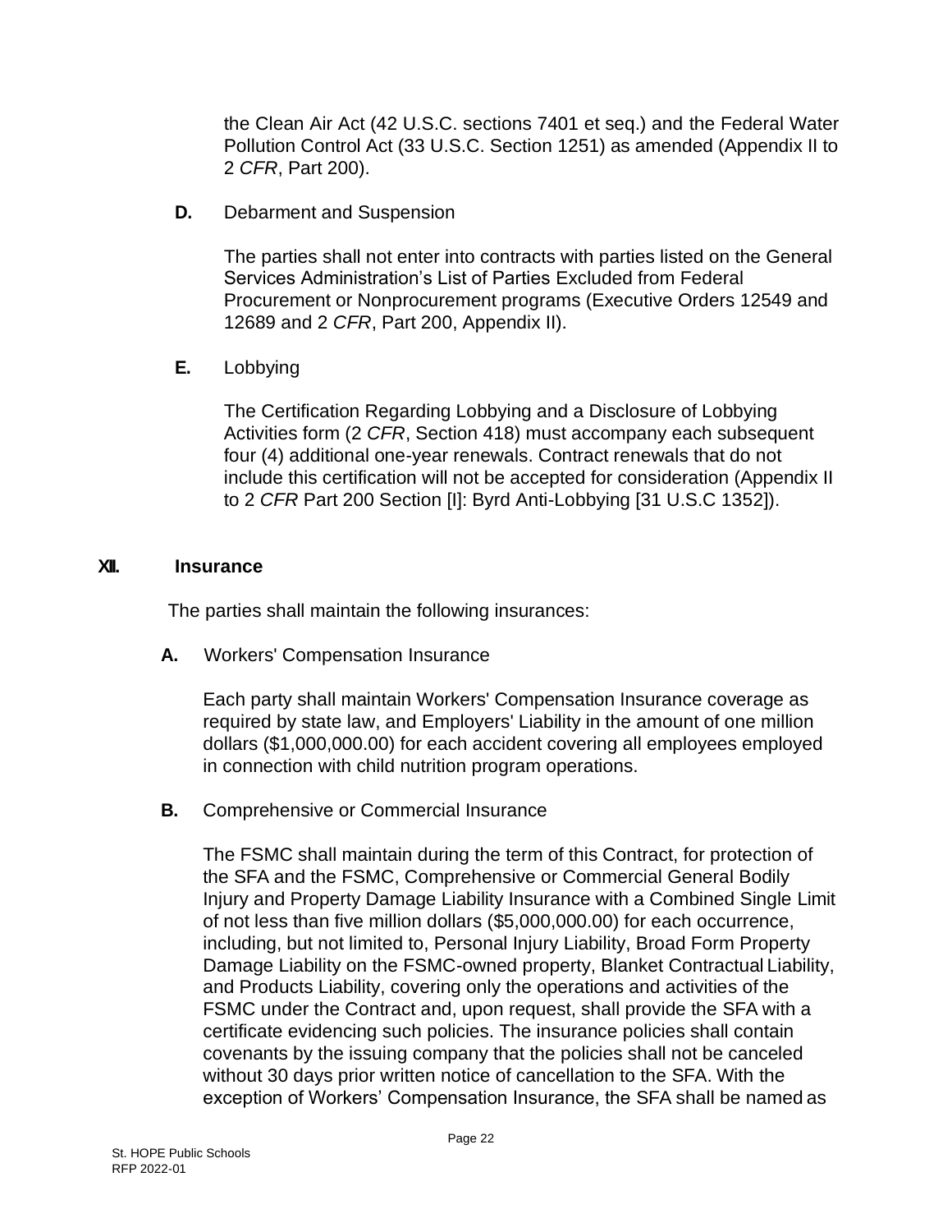the Clean Air Act (42 U.S.C. sections 7401 et seq.) and the Federal Water Pollution Control Act (33 U.S.C. Section 1251) as amended (Appendix II to 2 *CFR*, Part 200).

**D.** Debarment and Suspension

The parties shall not enter into contracts with parties listed on the General Services Administration's List of Parties Excluded from Federal Procurement or Nonprocurement programs (Executive Orders 12549 and 12689 and 2 *CFR*, Part 200, Appendix II).

**E.** Lobbying

The Certification Regarding Lobbying and a Disclosure of Lobbying Activities form (2 *CFR*, Section 418) must accompany each subsequent four (4) additional one-year renewals. Contract renewals that do not include this certification will not be accepted for consideration (Appendix II to 2 *CFR* Part 200 Section [I]: Byrd Anti-Lobbying [31 U.S.C 1352]).

## XII. Insurance

The parties shall maintain the following insurances:

**A.** Workers' Compensation Insurance

Each party shall maintain Workers' Compensation Insurance coverage as required by state law, and Employers' Liability in the amount of one million dollars ($1,000,000.00) for each accident covering all employees employed in connection with child nutrition program operations.

**B.** Comprehensive or Commercial Insurance

The FSMC shall maintain during the term of this Contract, for protection of the SFA and the FSMC, Comprehensive or Commercial General Bodily Injury and Property Damage Liability Insurance with a Combined Single Limit of not less than five million dollars ($5,000,000.00) for each occurrence, including, but not limited to, Personal Injury Liability, Broad Form Property Damage Liability on the FSMC-owned property, Blanket Contractual Liability, and Products Liability, covering only the operations and activities of the FSMC under the Contract and, upon request, shall provide the SFA with a certificate evidencing such policies. The insurance policies shall contain covenants by the issuing company that the policies shall not be canceled without 30 days prior written notice of cancellation to the SFA. With the exception of Workers' Compensation Insurance, the SFA shall be named as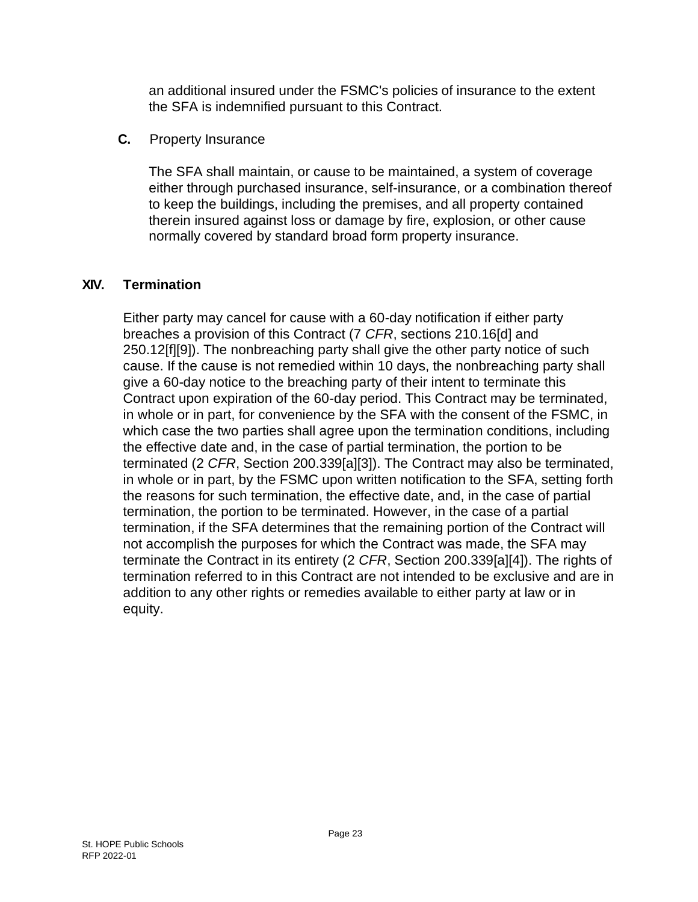an additional insured under the FSMC's policies of insurance to the extent the SFA is indemnified pursuant to this Contract.

**C.** Property Insurance

The SFA shall maintain, or cause to be maintained, a system of coverage either through purchased insurance, self-insurance, or a combination thereof to keep the buildings, including the premises, and all property contained therein insured against loss or damage by fire, explosion, or other cause normally covered by standard broad form property insurance.

## XIV. Termination

Either party may cancel for cause with a 60-day notification if either party breaches a provision of this Contract (7 *CFR*, sections 210.16[d] and 250.12[f][9]). The nonbreaching party shall give the other party notice of such cause. If the cause is not remedied within 10 days, the nonbreaching party shall give a 60-day notice to the breaching party of their intent to terminate this Contract upon expiration of the 60-day period. This Contract may be terminated, in whole or in part, for convenience by the SFA with the consent of the FSMC, in which case the two parties shall agree upon the termination conditions, including the effective date and, in the case of partial termination, the portion to be terminated (2 *CFR*, Section 200.339[a][3]). The Contract may also be terminated, in whole or in part, by the FSMC upon written notification to the SFA, setting forth the reasons for such termination, the effective date, and, in the case of partial termination, the portion to be terminated. However, in the case of a partial termination, if the SFA determines that the remaining portion of the Contract will not accomplish the purposes for which the Contract was made, the SFA may terminate the Contract in its entirety (2 *CFR*, Section 200.339[a][4]). The rights of termination referred to in this Contract are not intended to be exclusive and are in addition to any other rights or remedies available to either party at law or in equity.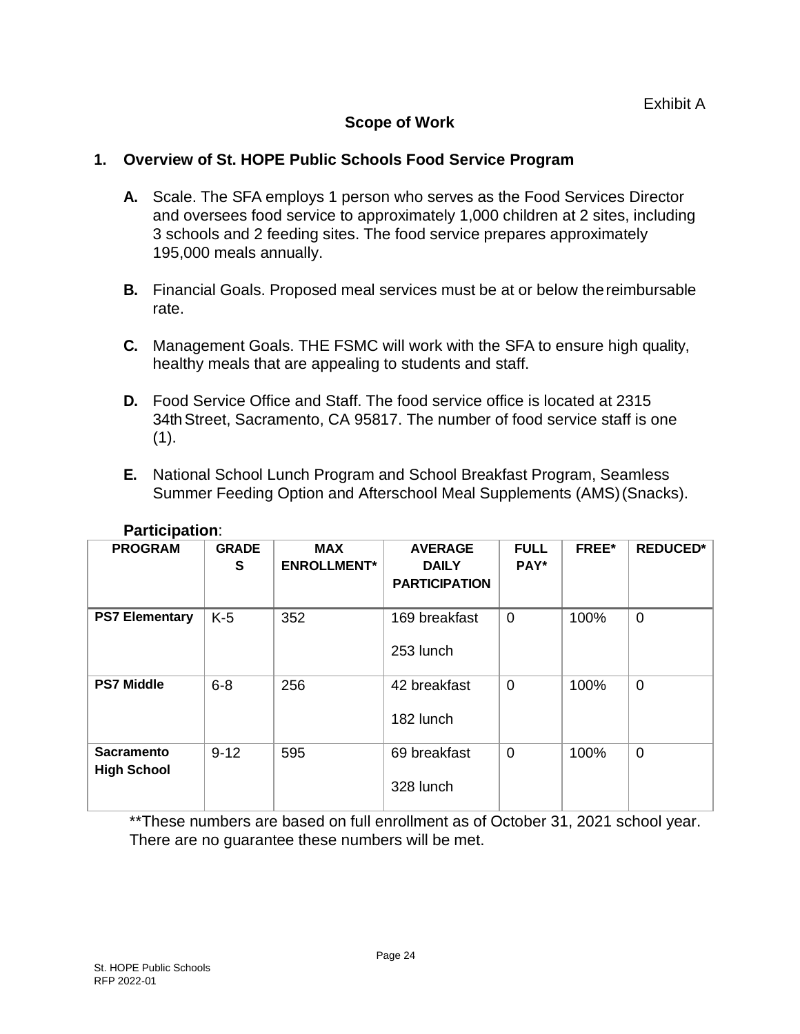Exhibit A

## Scope of Work

### 1. Overview of St. HOPE Public Schools Food Service Program

**A.** Scale. The SFA employs 1 person who serves as the Food Services Director and oversees food service to approximately 1,000 children at 2 sites, including 3 schools and 2 feeding sites. The food service prepares approximately 195,000 meals annually.

**B.** Financial Goals. Proposed meal services must be at or below the reimbursable rate.

**C.** Management Goals. THE FSMC will work with the SFA to ensure high quality, healthy meals that are appealing to students and staff.

**D.** Food Service Office and Staff. The food service office is located at 2315 34th Street, Sacramento, CA 95817. The number of food service staff is one (1).

**E.** National School Lunch Program and School Breakfast Program, Seamless Summer Feeding Option and Afterschool Meal Supplements (AMS) (Snacks).

**Participation**:

| PROGRAM | GRADES | MAX ENROLLMENT* | AVERAGE DAILY PARTICIPATION | FULL PAY* | FREE* | REDUCED* |
|---|---|---|---|---|---|---|
| **PS7 Elementary** | K-5 | 352 | 169 breakfast<br>253 lunch | 0 | 100% | 0 |
| **PS7 Middle** | 6-8 | 256 | 42 breakfast<br>182 lunch | 0 | 100% | 0 |
| **Sacramento High School** | 9-12 | 595 | 69 breakfast<br>328 lunch | 0 | 100% | 0 |

**These numbers are based on full enrollment as of October 31, 2021 school year. There are no guarantee these numbers will be met.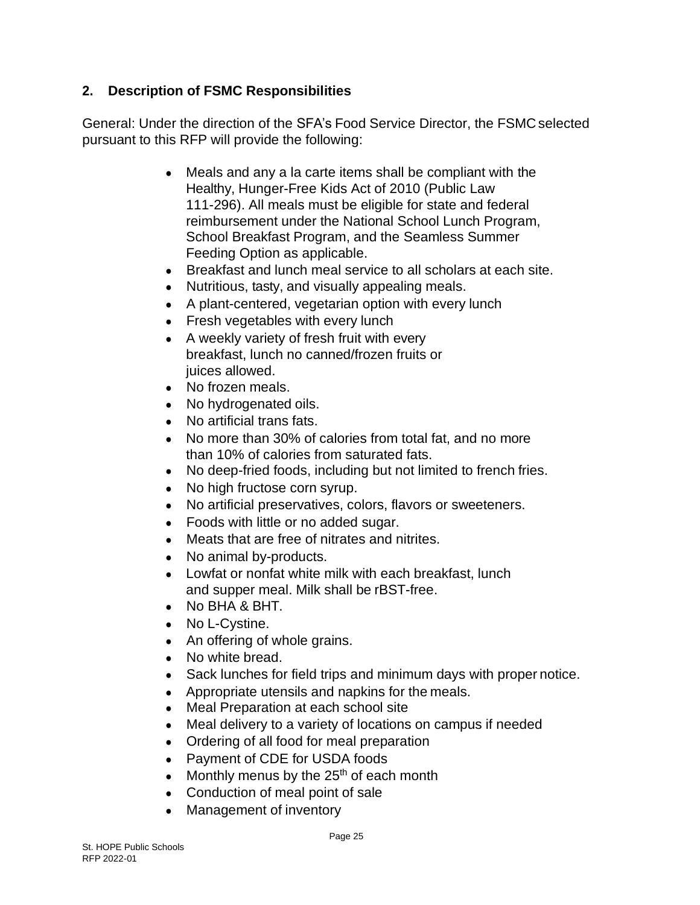## 2. Description of FSMC Responsibilities

General: Under the direction of the SFA's Food Service Director, the FSMC selected pursuant to this RFP will provide the following:

- Meals and any a la carte items shall be compliant with the Healthy, Hunger-Free Kids Act of 2010 (Public Law 111-296). All meals must be eligible for state and federal reimbursement under the National School Lunch Program, School Breakfast Program, and the Seamless Summer Feeding Option as applicable.
- Breakfast and lunch meal service to all scholars at each site.
- Nutritious, tasty, and visually appealing meals.
- A plant-centered, vegetarian option with every lunch
- Fresh vegetables with every lunch
- A weekly variety of fresh fruit with every breakfast, lunch no canned/frozen fruits or juices allowed.
- No frozen meals.
- No hydrogenated oils.
- No artificial trans fats.
- No more than 30% of calories from total fat, and no more than 10% of calories from saturated fats.
- No deep-fried foods, including but not limited to french fries.
- No high fructose corn syrup.
- No artificial preservatives, colors, flavors or sweeteners.
- Foods with little or no added sugar.
- Meats that are free of nitrates and nitrites.
- No animal by-products.
- Lowfat or nonfat white milk with each breakfast, lunch and supper meal. Milk shall be rBST-free.
- No BHA & BHT.
- No L-Cystine.
- An offering of whole grains.
- No white bread.
- Sack lunches for field trips and minimum days with proper notice.
- Appropriate utensils and napkins for the meals.
- Meal Preparation at each school site
- Meal delivery to a variety of locations on campus if needed
- Ordering of all food for meal preparation
- Payment of CDE for USDA foods
- Monthly menus by the 25th of each month
- Conduction of meal point of sale
- Management of inventory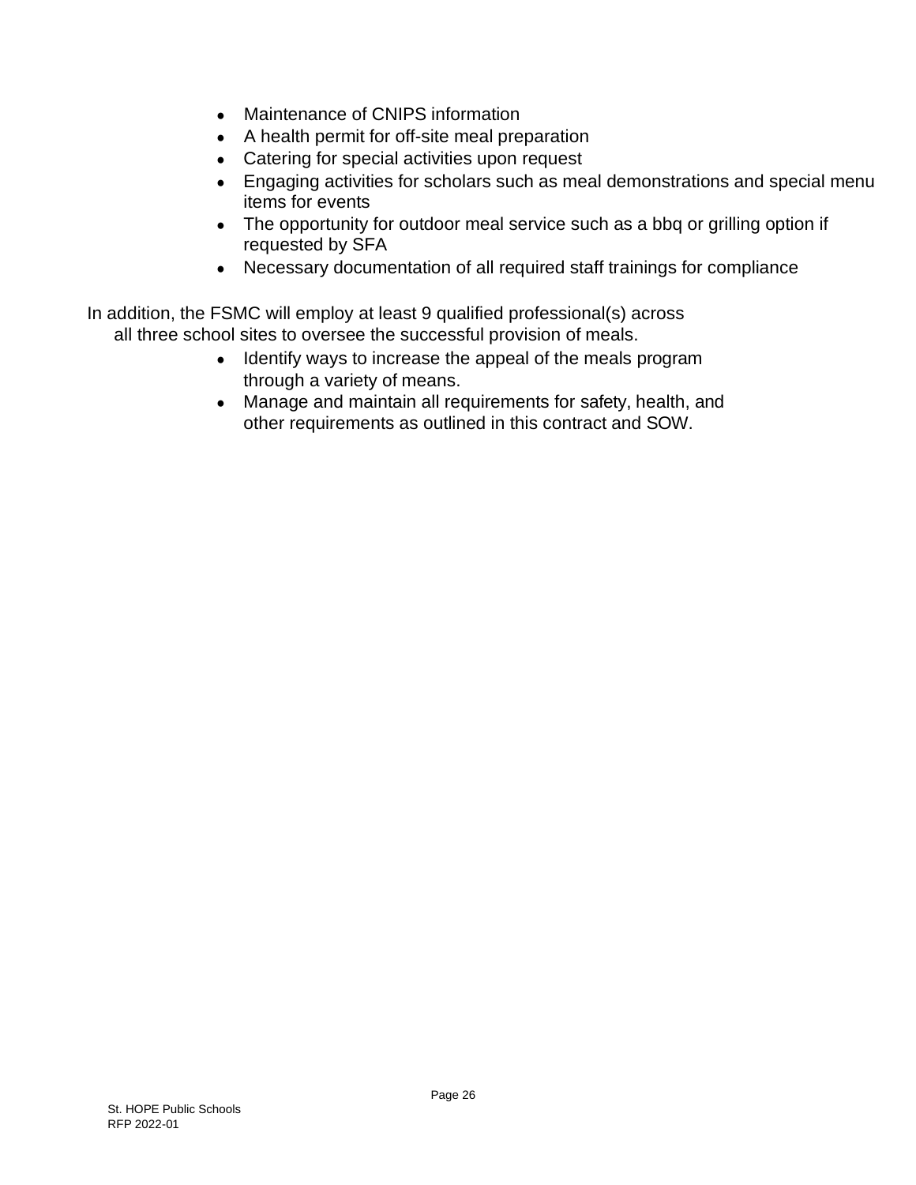- Maintenance of CNIPS information
- A health permit for off-site meal preparation
- Catering for special activities upon request
- Engaging activities for scholars such as meal demonstrations and special menu items for events
- The opportunity for outdoor meal service such as a bbq or grilling option if requested by SFA
- Necessary documentation of all required staff trainings for compliance

In addition, the FSMC will employ at least 9 qualified professional(s) across all three school sites to oversee the successful provision of meals.

- Identify ways to increase the appeal of the meals program through a variety of means.
- Manage and maintain all requirements for safety, health, and other requirements as outlined in this contract and SOW.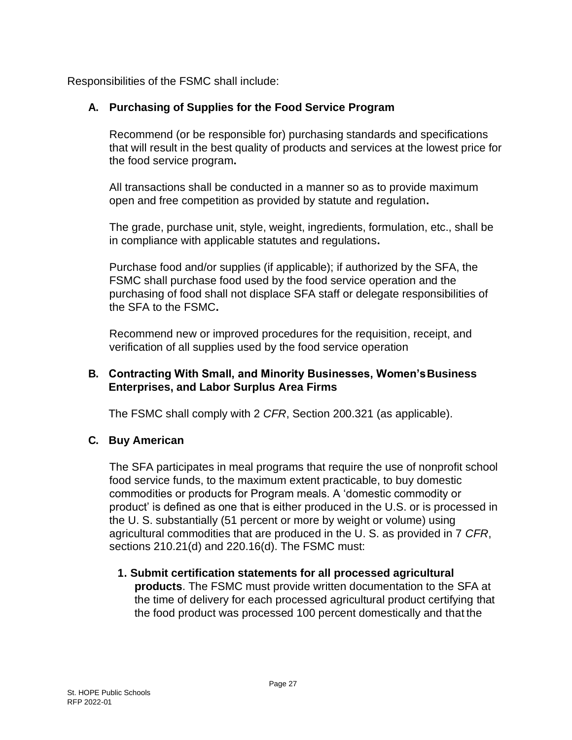Responsibilities of the FSMC shall include:

**A. Purchasing of Supplies for the Food Service Program**

Recommend (or be responsible for) purchasing standards and specifications that will result in the best quality of products and services at the lowest price for the food service program**.**

All transactions shall be conducted in a manner so as to provide maximum open and free competition as provided by statute and regulation**.**

The grade, purchase unit, style, weight, ingredients, formulation, etc., shall be in compliance with applicable statutes and regulations**.**

Purchase food and/or supplies (if applicable); if authorized by the SFA, the FSMC shall purchase food used by the food service operation and the purchasing of food shall not displace SFA staff or delegate responsibilities of the SFA to the FSMC**.**

Recommend new or improved procedures for the requisition, receipt, and verification of all supplies used by the food service operation

**B. Contracting With Small, and Minority Businesses, Women's Business Enterprises, and Labor Surplus Area Firms**

The FSMC shall comply with 2 *CFR*, Section 200.321 (as applicable).

**C. Buy American**

The SFA participates in meal programs that require the use of nonprofit school food service funds, to the maximum extent practicable, to buy domestic commodities or products for Program meals. A 'domestic commodity or product' is defined as one that is either produced in the U.S. or is processed in the U. S. substantially (51 percent or more by weight or volume) using agricultural commodities that are produced in the U. S. as provided in 7 *CFR*, sections 210.21(d) and 220.16(d). The FSMC must:

1. **Submit certification statements for all processed agricultural products**. The FSMC must provide written documentation to the SFA at the time of delivery for each processed agricultural product certifying that the food product was processed 100 percent domestically and that the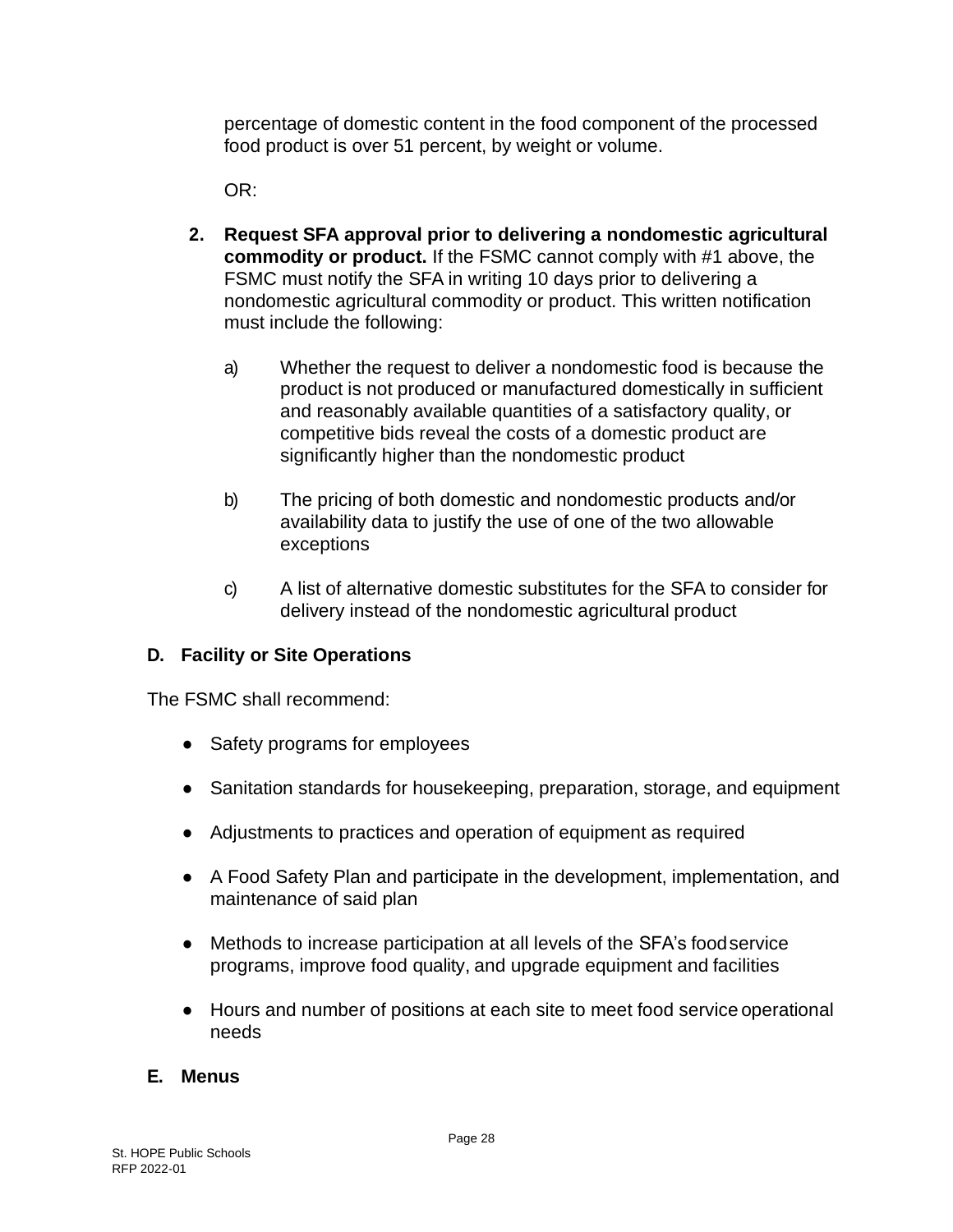percentage of domestic content in the food component of the processed food product is over 51 percent, by weight or volume.

OR:

2. **Request SFA approval prior to delivering a nondomestic agricultural commodity or product.** If the FSMC cannot comply with #1 above, the FSMC must notify the SFA in writing 10 days prior to delivering a nondomestic agricultural commodity or product. This written notification must include the following:

   a) Whether the request to deliver a nondomestic food is because the product is not produced or manufactured domestically in sufficient and reasonably available quantities of a satisfactory quality, or competitive bids reveal the costs of a domestic product are significantly higher than the nondomestic product

   b) The pricing of both domestic and nondomestic products and/or availability data to justify the use of one of the two allowable exceptions

   c) A list of alternative domestic substitutes for the SFA to consider for delivery instead of the nondomestic agricultural product

### D. Facility or Site Operations

The FSMC shall recommend:

- Safety programs for employees
- Sanitation standards for housekeeping, preparation, storage, and equipment
- Adjustments to practices and operation of equipment as required
- A Food Safety Plan and participate in the development, implementation, and maintenance of said plan
- Methods to increase participation at all levels of the SFA's foodservice programs, improve food quality, and upgrade equipment and facilities
- Hours and number of positions at each site to meet food service operational needs

### E. Menus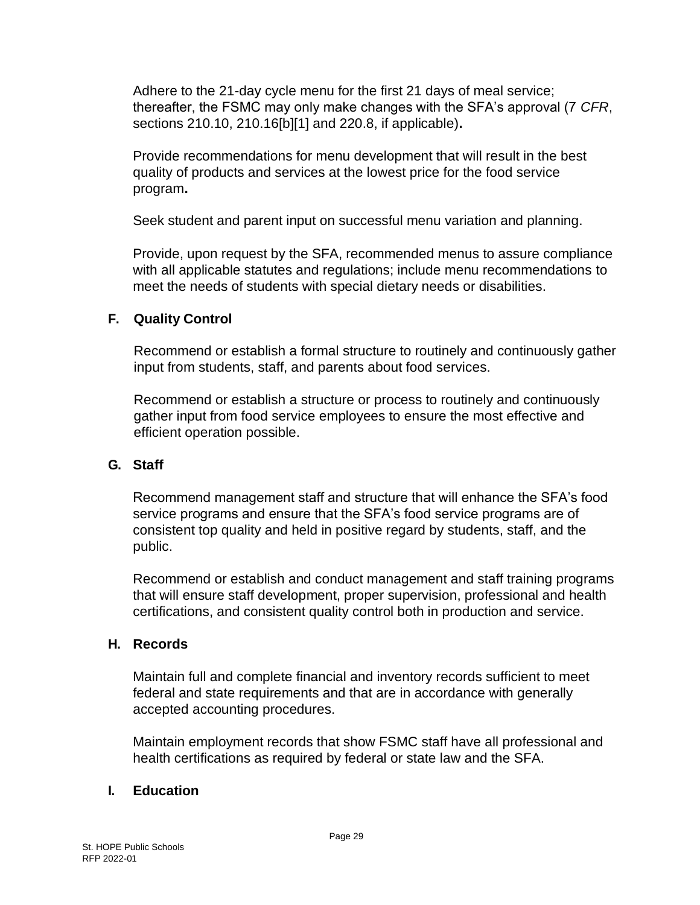Adhere to the 21-day cycle menu for the first 21 days of meal service; thereafter, the FSMC may only make changes with the SFA's approval (7 *CFR*, sections 210.10, 210.16[b][1] and 220.8, if applicable)**.**

Provide recommendations for menu development that will result in the best quality of products and services at the lowest price for the food service program**.**

Seek student and parent input on successful menu variation and planning.

Provide, upon request by the SFA, recommended menus to assure compliance with all applicable statutes and regulations; include menu recommendations to meet the needs of students with special dietary needs or disabilities.

### F. Quality Control

Recommend or establish a formal structure to routinely and continuously gather input from students, staff, and parents about food services.

Recommend or establish a structure or process to routinely and continuously gather input from food service employees to ensure the most effective and efficient operation possible.

### G. Staff

Recommend management staff and structure that will enhance the SFA's food service programs and ensure that the SFA's food service programs are of consistent top quality and held in positive regard by students, staff, and the public.

Recommend or establish and conduct management and staff training programs that will ensure staff development, proper supervision, professional and health certifications, and consistent quality control both in production and service.

### H. Records

Maintain full and complete financial and inventory records sufficient to meet federal and state requirements and that are in accordance with generally accepted accounting procedures.

Maintain employment records that show FSMC staff have all professional and health certifications as required by federal or state law and the SFA.

### I. Education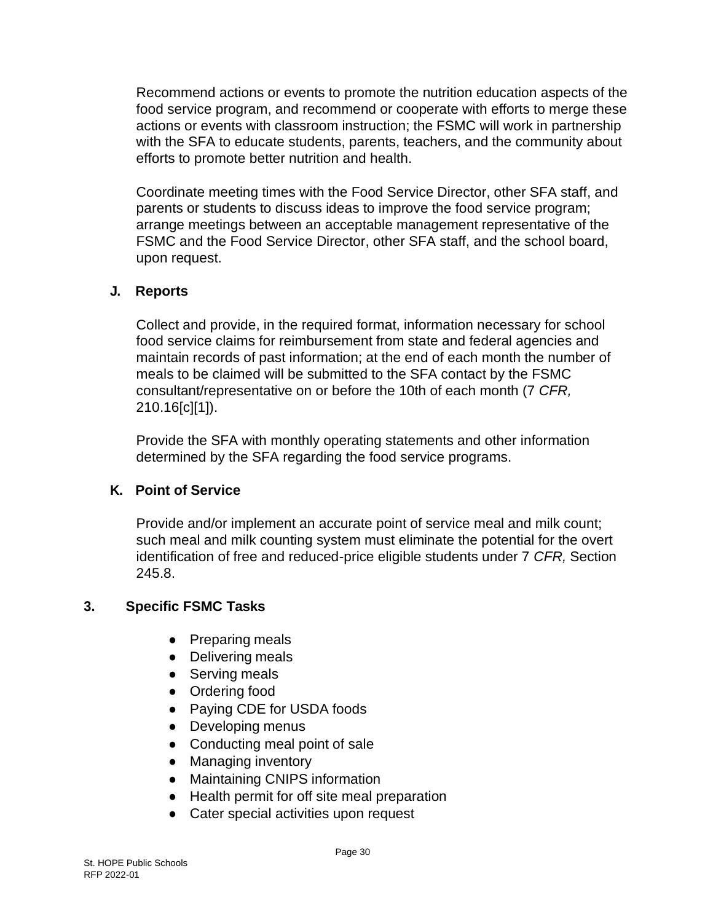Recommend actions or events to promote the nutrition education aspects of the food service program, and recommend or cooperate with efforts to merge these actions or events with classroom instruction; the FSMC will work in partnership with the SFA to educate students, parents, teachers, and the community about efforts to promote better nutrition and health.

Coordinate meeting times with the Food Service Director, other SFA staff, and parents or students to discuss ideas to improve the food service program; arrange meetings between an acceptable management representative of the FSMC and the Food Service Director, other SFA staff, and the school board, upon request.

### J. Reports

Collect and provide, in the required format, information necessary for school food service claims for reimbursement from state and federal agencies and maintain records of past information; at the end of each month the number of meals to be claimed will be submitted to the SFA contact by the FSMC consultant/representative on or before the 10th of each month (7 *CFR,* 210.16[c][1]).

Provide the SFA with monthly operating statements and other information determined by the SFA regarding the food service programs.

### K. Point of Service

Provide and/or implement an accurate point of service meal and milk count; such meal and milk counting system must eliminate the potential for the overt identification of free and reduced-price eligible students under 7 *CFR,* Section 245.8.

## 3. Specific FSMC Tasks

- Preparing meals
- Delivering meals
- Serving meals
- Ordering food
- Paying CDE for USDA foods
- Developing menus
- Conducting meal point of sale
- Managing inventory
- Maintaining CNIPS information
- Health permit for off site meal preparation
- Cater special activities upon request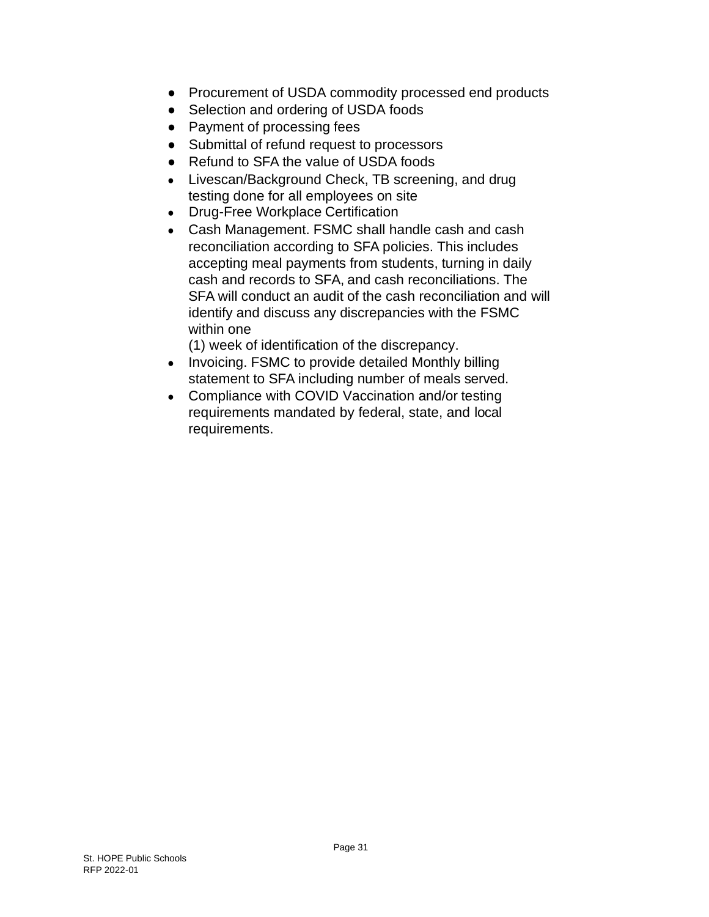- Procurement of USDA commodity processed end products
- Selection and ordering of USDA foods
- Payment of processing fees
- Submittal of refund request to processors
- Refund to SFA the value of USDA foods
- Livescan/Background Check, TB screening, and drug testing done for all employees on site
- Drug-Free Workplace Certification
- Cash Management. FSMC shall handle cash and cash reconciliation according to SFA policies. This includes accepting meal payments from students, turning in daily cash and records to SFA, and cash reconciliations. The SFA will conduct an audit of the cash reconciliation and will identify and discuss any discrepancies with the FSMC within one (1) week of identification of the discrepancy.
- Invoicing. FSMC to provide detailed Monthly billing statement to SFA including number of meals served.
- Compliance with COVID Vaccination and/or testing requirements mandated by federal, state, and local requirements.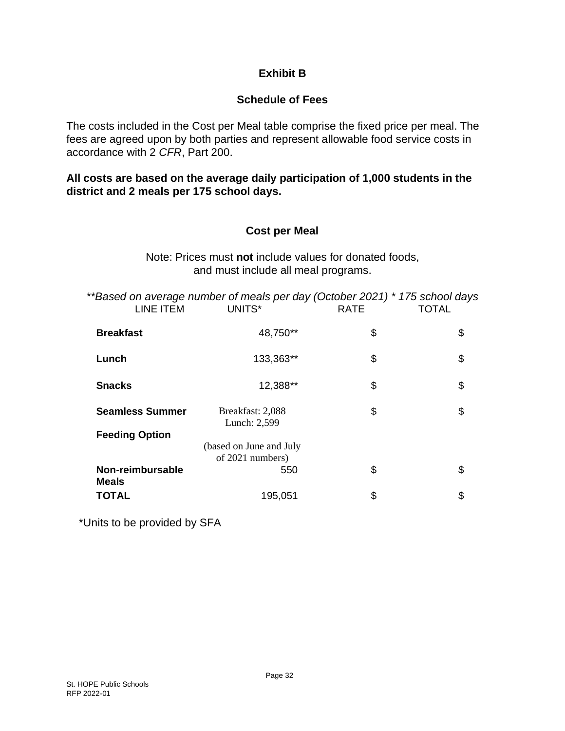## Exhibit B

## Schedule of Fees

The costs included in the Cost per Meal table comprise the fixed price per meal. The fees are agreed upon by both parties and represent allowable food service costs in accordance with 2 *CFR*, Part 200.

**All costs are based on the average daily participation of 1,000 students in the district and 2 meals per 175 school days.**

### Cost per Meal

Note: Prices must **not** include values for donated foods, and must include all meal programs.

*\*\*Based on average number of meals per day (October 2021) \* 175 school days*

| LINE ITEM | UNITS* | RATE | TOTAL |
|---|---|---|---|
| **Breakfast** | 48,750** | $ | $ |
| **Lunch** | 133,363** | $ | $ |
| **Snacks** | 12,388** | $ | $ |
| **Seamless Summer Feeding Option** | Breakfast: 2,088<br>Lunch: 2,599<br>(based on June and July of 2021 numbers) | $ | $ |
| **Non-reimbursable Meals** | 550 | $ | $ |
| **TOTAL** | 195,051 | $ | $ |

*Units to be provided by SFA

St. HOPE Public Schools
RFP 2022-01